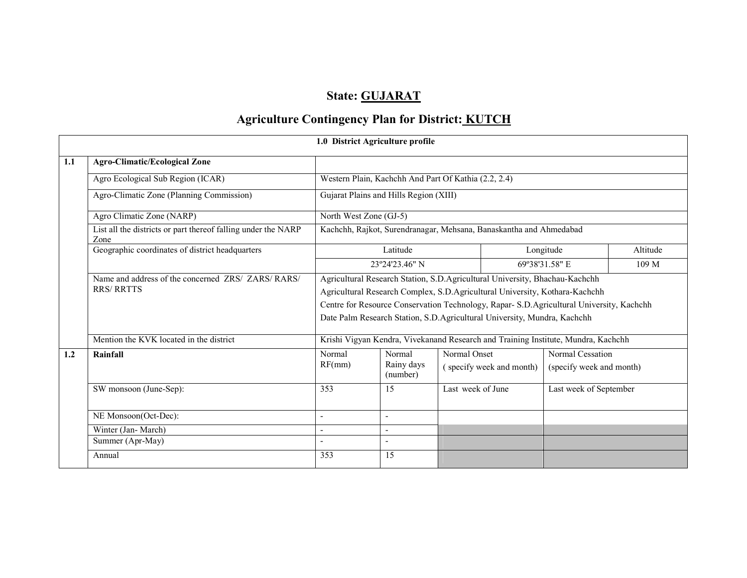# State: GUJARAT

## Agriculture Contingency Plan for District: KUTCH

| 1.0 District Agriculture profile | | | | | | |
|---|---|---|---|---|---|---|
| **1.1** | **Agro-Climatic/Ecological Zone** | | | | | |
| | Agro Ecological Sub Region (ICAR) | Western Plain, Kachchh And Part Of Kathia (2.2, 2.4) | | | | |
| | Agro-Climatic Zone (Planning Commission) | Gujarat Plains and Hills Region (XIII) | | | | |
| | Agro Climatic Zone (NARP) | North West Zone (GJ-5) | | | | |
| | List all the districts or part thereof falling under the NARP Zone | Kachchh, Rajkot, Surendranagar, Mehsana, Banaskantha and Ahmedabad | | | | |
| | Geographic coordinates of district headquarters | Latitude | | Longitude | | Altitude |
| | | 23º24'23.46" N | | 69º38'31.58" E | | 109 M |
| | Name and address of the concerned ZRS/ ZARS/ RARS/ RRS/ RRTTS | Agricultural Research Station, S.D.Agricultural University, Bhachau-Kachchh<br>Agricultural Research Complex, S.D.Agricultural University, Kothara-Kachchh<br>Centre for Resource Conservation Technology, Rapar- S.D.Agricultural University, Kachchh<br>Date Palm Research Station, S.D.Agricultural University, Mundra, Kachchh | | | | |
| | Mention the KVK located in the district | Krishi Vigyan Kendra, Vivekanand Research and Training Institute, Mundra, Kachchh | | | | |
| **1.2** | **Rainfall** | Normal RF(mm) | Normal Rainy days (number) | Normal Onset ( specify week and month) | Normal Cessation (specify week and month) | |
| | SW monsoon (June-Sep): | 353 | 15 | Last week of June | Last week of September | |
| | NE Monsoon(Oct-Dec): | - | - | | | |
| | Winter (Jan- March) | - | - | | | |
| | Summer (Apr-May) | - | - | | | |
| | Annual | 353 | 15 | | | |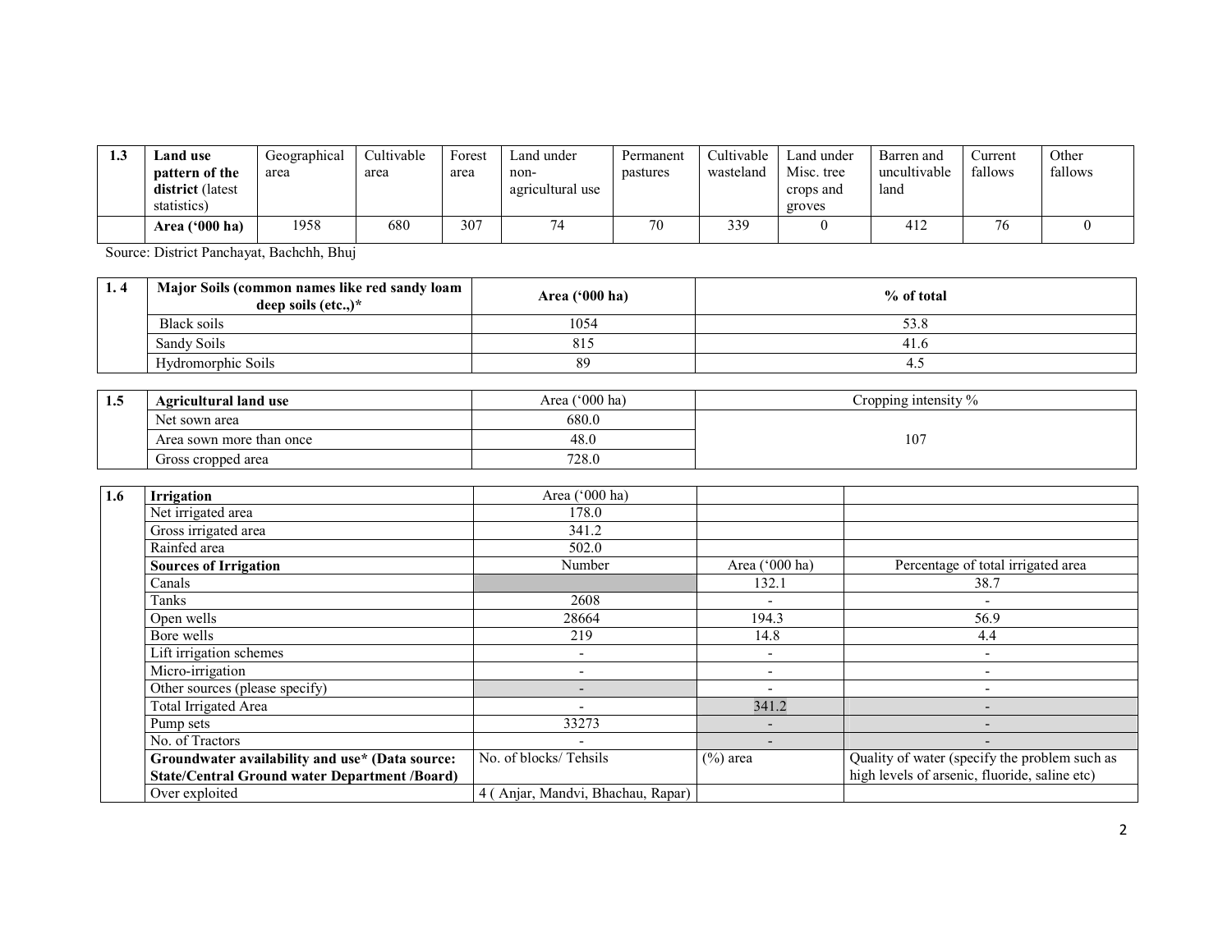| 1.3 | **Land use pattern of the district** (latest statistics) | Geographical area | Cultivable area | Forest area | Land under non-agricultural use | Permanent pastures | Cultivable wasteland | Land under Misc. tree crops and groves | Barren and uncultivable land | Current fallows | Other fallows |
|---|---|---|---|---|---|---|---|---|---|---|---|
| | **Area ('000 ha)** | 1958 | 680 | 307 | 74 | 70 | 339 | 0 | 412 | 76 | 0 |

Source: District Panchayat, Bachchh, Bhuj

| 1. 4 | **Major Soils (common names like red sandy loam deep soils (etc.,)*** | **Area ('000 ha)** | **% of total** |
|---|---|---|---|
| | Black soils | 1054 | 53.8 |
| | Sandy Soils | 815 | 41.6 |
| | Hydromorphic Soils | 89 | 4.5 |

| 1.5 | **Agricultural land use** | Area ('000 ha) | Cropping intensity % |
|---|---|---|---|
| | Net sown area | 680.0 | 107 |
| | Area sown more than once | 48.0 | |
| | Gross cropped area | 728.0 | |

| 1.6 | **Irrigation** | Area ('000 ha) | | |
|---|---|---|---|---|
| | Net irrigated area | 178.0 | | |
| | Gross irrigated area | 341.2 | | |
| | Rainfed area | 502.0 | | |
| | **Sources of Irrigation** | Number | Area ('000 ha) | Percentage of total irrigated area |
| | Canals | | 132.1 | 38.7 |
| | Tanks | 2608 | - | - |
| | Open wells | 28664 | 194.3 | 56.9 |
| | Bore wells | 219 | 14.8 | 4.4 |
| | Lift irrigation schemes | - | - | - |
| | Micro-irrigation | - | - | - |
| | Other sources (please specify) | - | - | - |
| | Total Irrigated Area | - | 341.2 | - |
| | Pump sets | 33273 | - | - |
| | No. of Tractors | - | - | - |
| | **Groundwater availability and use* (Data source: State/Central Ground water Department /Board)** | No. of blocks/ Tehsils | (%) area | Quality of water (specify the problem such as high levels of arsenic, fluoride, saline etc) |
| | Over exploited | 4 ( Anjar, Mandvi, Bhachau, Rapar) | | |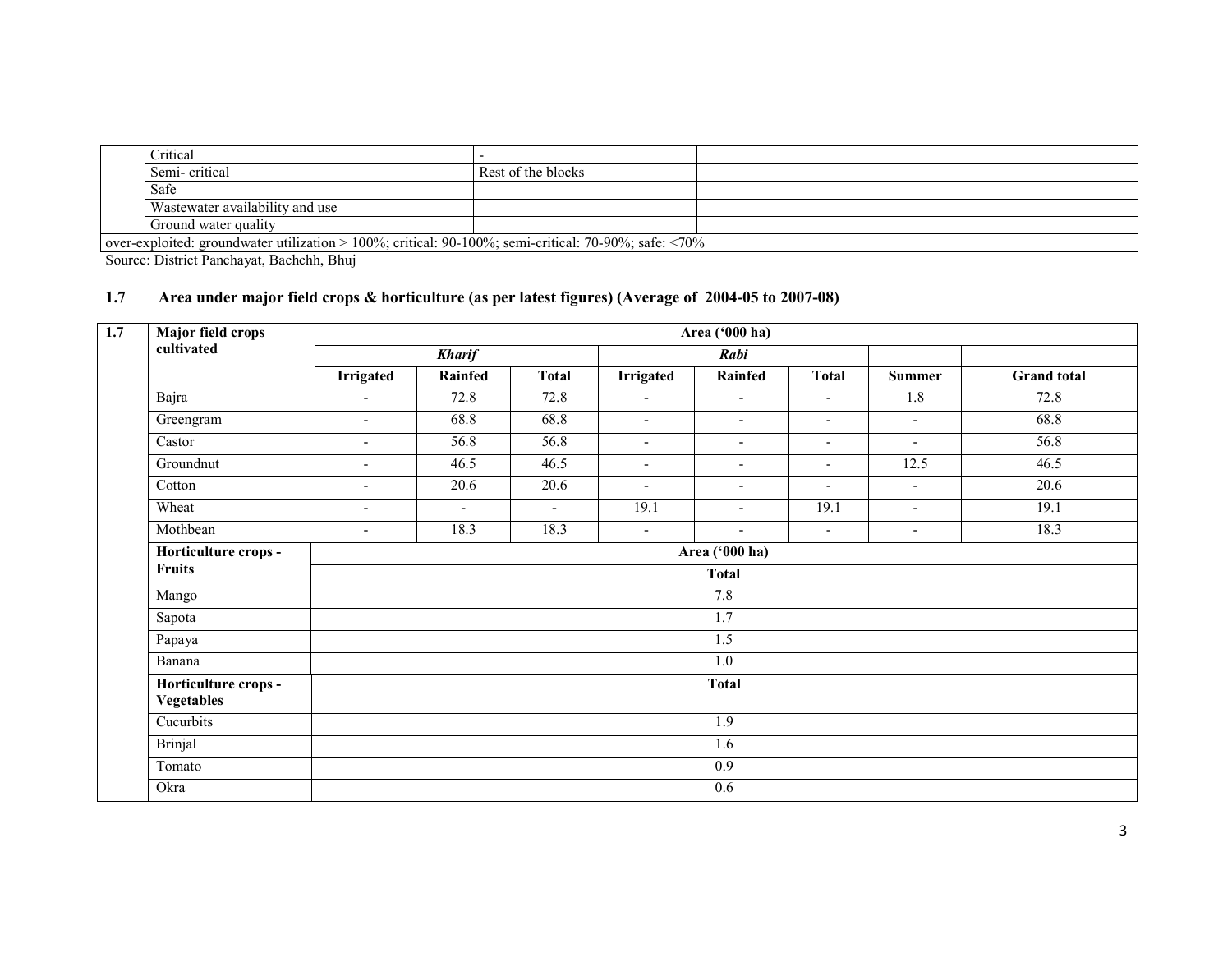| | | | | |
|---|---|---|---|---|
| | Critical | - | | |
| | Semi- critical | Rest of the blocks | | |
| | Safe | | | |
| | Wastewater availability and use | | | |
| | Ground water quality | | | |
| over-exploited: groundwater utilization > 100%; critical: 90-100%; semi-critical: 70-90%; safe: <70% | | | | |

Source: District Panchayat, Bachchh, Bhuj

## 1.7 Area under major field crops & horticulture (as per latest figures) (Average of 2004-05 to 2007-08)

| 1.7 | Major field crops cultivated | Area ('000 ha) | | | | | | | |
|---|---|---|---|---|---|---|---|---|---|
| | | *Kharif* | | | *Rabi* | | | | |
| | | **Irrigated** | **Rainfed** | **Total** | **Irrigated** | **Rainfed** | **Total** | **Summer** | **Grand total** |
| | Bajra | - | 72.8 | 72.8 | - | - | - | 1.8 | 72.8 |
| | Greengram | - | 68.8 | 68.8 | - | - | - | - | 68.8 |
| | Castor | - | 56.8 | 56.8 | - | - | - | - | 56.8 |
| | Groundnut | - | 46.5 | 46.5 | - | - | - | 12.5 | 46.5 |
| | Cotton | - | 20.6 | 20.6 | - | - | - | - | 20.6 |
| | Wheat | - | - | - | 19.1 | - | 19.1 | - | 19.1 |
| | Mothbean | - | 18.3 | 18.3 | - | - | - | - | 18.3 |
| | **Horticulture crops - Fruits** | Area ('000 ha) | | | | | | | |
| | | **Total** | | | | | | | |
| | Mango | 7.8 | | | | | | | |
| | Sapota | 1.7 | | | | | | | |
| | Papaya | 1.5 | | | | | | | |
| | Banana | 1.0 | | | | | | | |
| | **Horticulture crops - Vegetables** | **Total** | | | | | | | |
| | Cucurbits | 1.9 | | | | | | | |
| | Brinjal | 1.6 | | | | | | | |
| | Tomato | 0.9 | | | | | | | |
| | Okra | 0.6 | | | | | | | |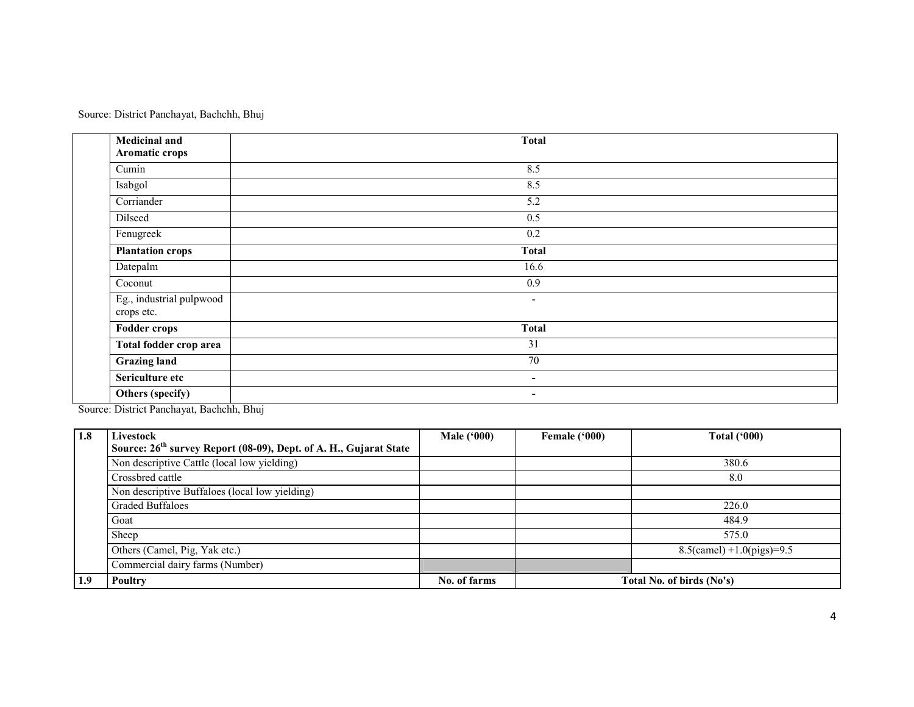Source: District Panchayat, Bachchh, Bhuj

| | **Medicinal and Aromatic crops** | **Total** |
|---|---|---|
| | Cumin | 8.5 |
| | Isabgol | 8.5 |
| | Corriander | 5.2 |
| | Dilseed | 0.5 |
| | Fenugreek | 0.2 |
| | **Plantation crops** | **Total** |
| | Datepalm | 16.6 |
| | Coconut | 0.9 |
| | Eg., industrial pulpwood crops etc. | - |
| | **Fodder crops** | **Total** |
| | **Total fodder crop area** | 31 |
| | **Grazing land** | 70 |
| | **Sericulture etc** | **-** |
| | **Others (specify)** | **-** |

Source: District Panchayat, Bachchh, Bhuj

| **1.8** | **Livestock** **Source: 26th survey Report (08-09), Dept. of A. H., Gujarat State** | **Male ('000)** | **Female ('000)** | **Total ('000)** |
|---|---|---|---|---|
| | Non descriptive Cattle (local low yielding) | | | 380.6 |
| | Crossbred cattle | | | 8.0 |
| | Non descriptive Buffaloes (local low yielding) | | | |
| | Graded Buffaloes | | | 226.0 |
| | Goat | | | 484.9 |
| | Sheep | | | 575.0 |
| | Others (Camel, Pig, Yak etc.) | | | 8.5(camel) +1.0(pigs)=9.5 |
| | Commercial dairy farms (Number) | | | |
| **1.9** | **Poultry** | **No. of farms** | **Total No. of birds (No's)** | |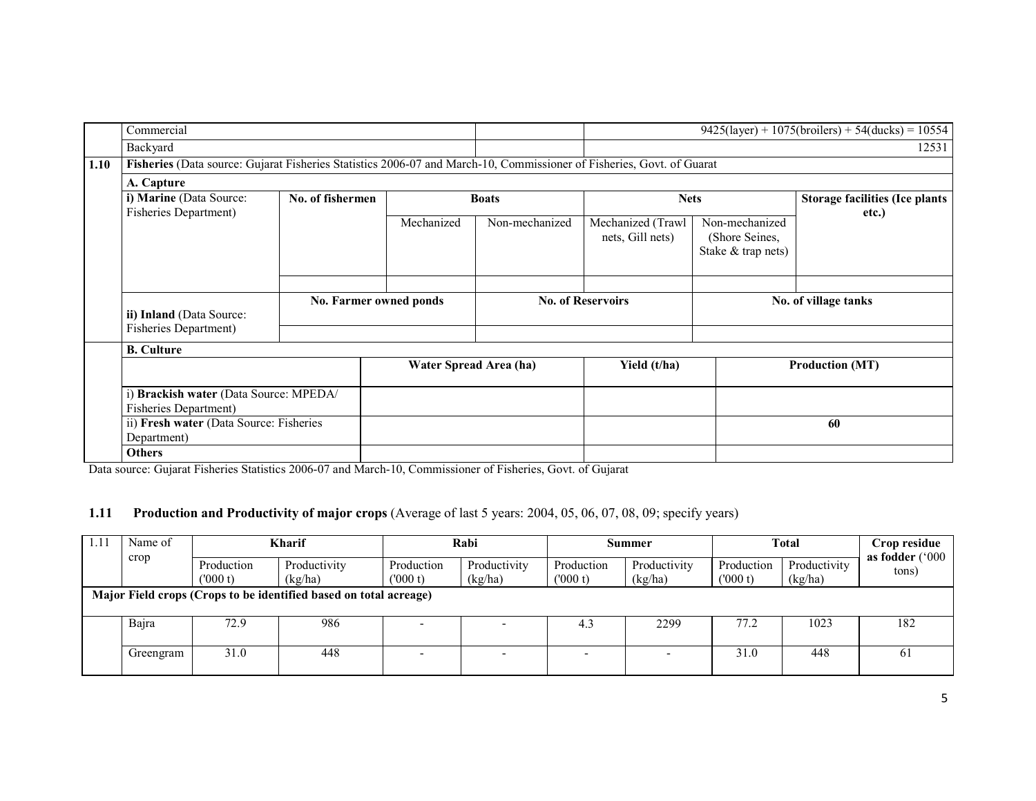| | | | | |
|---|---|---|---|---|
| | Commercial | | | 9425(layer) + 1075(broilers) + 54(ducks) = 10554 |
| | Backyard | | | 12531 |

| 1.10 | **Fisheries** (Data source: Gujarat Fisheries Statistics 2006-07 and March-10, Commissioner of Fisheries, Govt. of Guarat | | | | | | |
|---|---|---|---|---|---|---|---|
| | **A. Capture** | | | | | | |
| | **i) Marine** (Data Source: Fisheries Department) | **No. of fishermen** | **Boats** | | **Nets** | | **Storage facilities (Ice plants etc.)** |
| | | | Mechanized | Non-mechanized | Mechanized (Trawl nets, Gill nets) | Non-mechanized (Shore Seines, Stake & trap nets) | |
| | | | | | | | |
| | **ii) Inland** (Data Source: Fisheries Department) | **No. Farmer owned ponds** | | **No. of Reservoirs** | | **No. of village tanks** | |
| | | | | | | | |
| | **B. Culture** | | | | | | |
| | | **Water Spread Area (ha)** | | **Yield (t/ha)** | | **Production (MT)** | |
| | i) **Brackish water** (Data Source: MPEDA/ Fisheries Department) | | | | | | |
| | ii) **Fresh water** (Data Source: Fisheries Department) | | | | | **60** | |
| | **Others** | | | | | | |

Data source: Gujarat Fisheries Statistics 2006-07 and March-10, Commissioner of Fisheries, Govt. of Gujarat

## 1.11 Production and Productivity of major crops (Average of last 5 years: 2004, 05, 06, 07, 08, 09; specify years)

| 1.11 | Name of crop | Kharif | | Rabi | | Summer | | Total | | Crop residue as fodder ('000 tons) |
|---|---|---|---|---|---|---|---|---|---|---|
| | | Production ('000 t) | Productivity (kg/ha) | Production ('000 t) | Productivity (kg/ha) | Production ('000 t) | Productivity (kg/ha) | Production ('000 t) | Productivity (kg/ha) | |
| **Major Field crops (Crops to be identified based on total acreage)** | | | | | | | | | | |
| | Bajra | 72.9 | 986 | - | - | 4.3 | 2299 | 77.2 | 1023 | 182 |
| | Greengram | 31.0 | 448 | - | - | - | - | 31.0 | 448 | 61 |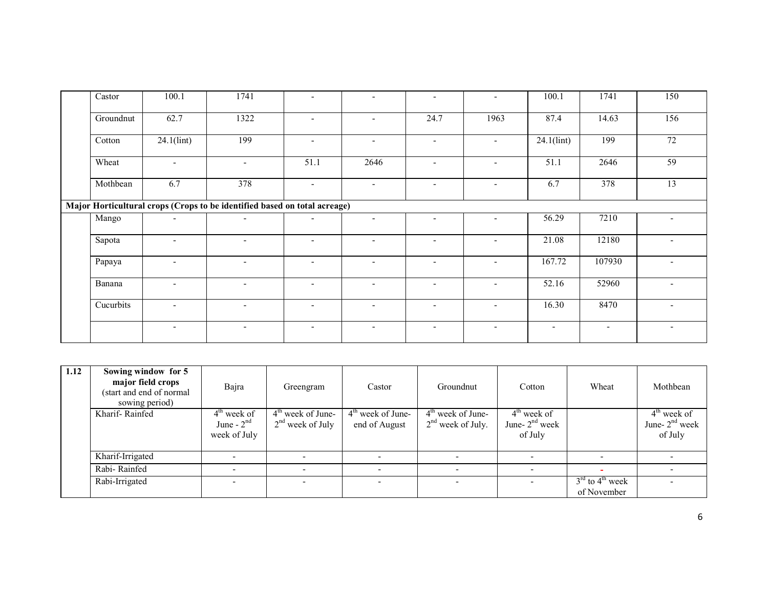|  | Castor | 100.1 | 1741 | - | - | - | - | 100.1 | 1741 | 150 |
|---|---|---|---|---|---|---|---|---|---|---|
|  | Groundnut | 62.7 | 1322 | - | - | 24.7 | 1963 | 87.4 | 14.63 | 156 |
|  | Cotton | 24.1(lint) | 199 | - | - | - | - | 24.1(lint) | 199 | 72 |
|  | Wheat | - | - | 51.1 | 2646 | - | - | 51.1 | 2646 | 59 |
|  | Mothbean | 6.7 | 378 | - | - | - | - | 6.7 | 378 | 13 |
| **Major Horticultural crops (Crops to be identified based on total acreage)** | | | | | | | | | | |
|  | Mango | - | - | - | - | - | - | 56.29 | 7210 | - |
|  | Sapota | - | - | - | - | - | - | 21.08 | 12180 | - |
|  | Papaya | - | - | - | - | - | - | 167.72 | 107930 | - |
|  | Banana | - | - | - | - | - | - | 52.16 | 52960 | - |
|  | Cucurbits | - | - | - | - | - | - | 16.30 | 8470 | - |
|  |  | - | - | - | - | - | - | - | - | - |

| 1.12 | **Sowing window for 5 major field crops** (start and end of normal sowing period) | Bajra | Greengram | Castor | Groundnut | Cotton | Wheat | Mothbean |
|---|---|---|---|---|---|---|---|---|
|  | Kharif- Rainfed | 4th week of June - 2nd week of July | 4th week of June-2nd week of July | 4th week of June-end of August | 4th week of June-2nd week of July. | 4th week of June- 2nd week of July |  | 4th week of June- 2nd week of July |
|  | Kharif-Irrigated | - | - | - | - | - | - | - |
|  | Rabi- Rainfed | - | - | - | - | - | - | - |
|  | Rabi-Irrigated | - | - | - | - | - | 3rd to 4th week of November | - |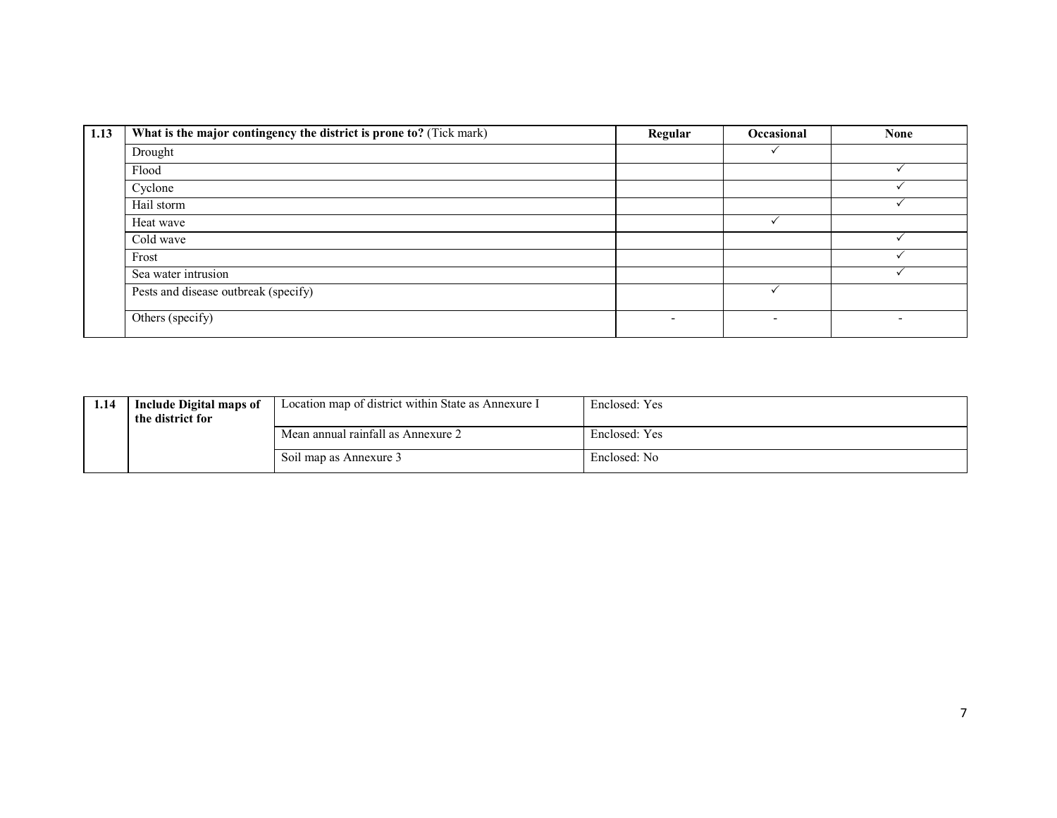| 1.13 | **What is the major contingency the district is prone to?** (Tick mark) | **Regular** | **Occasional** | **None** |
|---|---|---|---|---|
| | Drought | | ✓ | |
| | Flood | | | ✓ |
| | Cyclone | | | ✓ |
| | Hail storm | | | ✓ |
| | Heat wave | | ✓ | |
| | Cold wave | | | ✓ |
| | Frost | | | ✓ |
| | Sea water intrusion | | | ✓ |
| | Pests and disease outbreak (specify) | | ✓ | |
| | Others (specify) | - | - | - |

| 1.14 | **Include Digital maps of the district for** | Location map of district within State as Annexure I | Enclosed: Yes |
|---|---|---|---|
| | | Mean annual rainfall as Annexure 2 | Enclosed: Yes |
| | | Soil map as Annexure 3 | Enclosed: No |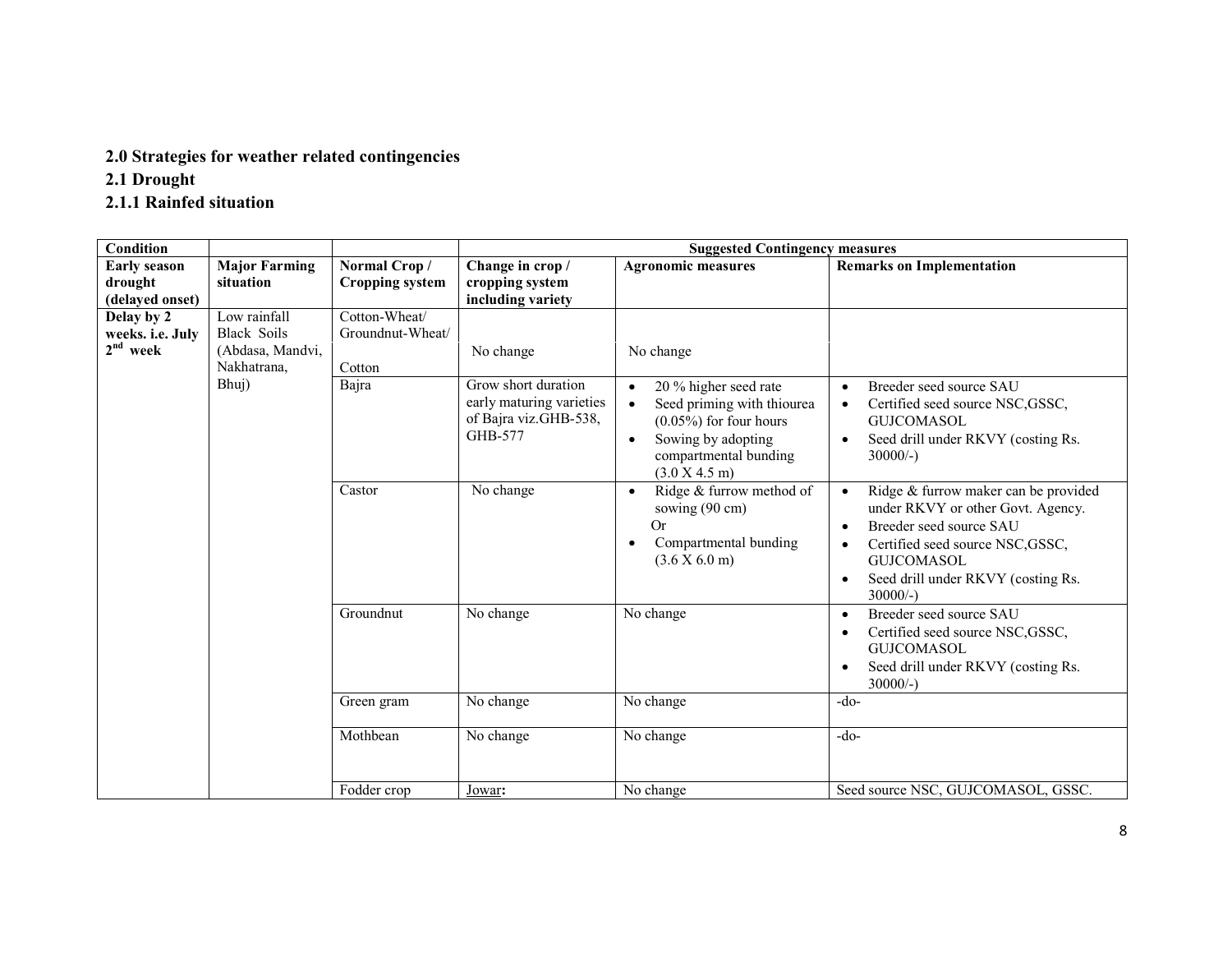## 2.0 Strategies for weather related contingencies

### 2.1 Drought

#### 2.1.1 Rainfed situation

| Condition | | | Suggested Contingency measures | | |
|---|---|---|---|---|---|
| **Early season drought (delayed onset)** | **Major Farming situation** | **Normal Crop / Cropping system** | **Change in crop / cropping system including variety** | **Agronomic measures** | **Remarks on Implementation** |
| **Delay by 2 weeks. i.e. July 2nd week** | Low rainfall Black Soils (Abdasa, Mandvi, Nakhatrana, Bhuj) | Cotton-Wheat/ Groundnut-Wheat/ Cotton | No change | No change | |
| | | Bajra | Grow short duration early maturing varieties of Bajra viz.GHB-538, GHB-577 | • 20 % higher seed rate<br>• Seed priming with thiourea (0.05%) for four hours<br>• Sowing by adopting compartmental bunding (3.0 X 4.5 m) | • Breeder seed source SAU<br>• Certified seed source NSC,GSSC, GUJCOMASOL<br>• Seed drill under RKVY (costing Rs. 30000/-) |
| | | Castor | No change | • Ridge & furrow method of sowing (90 cm)<br>Or<br>• Compartmental bunding (3.6 X 6.0 m) | • Ridge & furrow maker can be provided under RKVY or other Govt. Agency.<br>• Breeder seed source SAU<br>• Certified seed source NSC,GSSC, GUJCOMASOL<br>• Seed drill under RKVY (costing Rs. 30000/-) |
| | | Groundnut | No change | No change | • Breeder seed source SAU<br>• Certified seed source NSC,GSSC, GUJCOMASOL<br>• Seed drill under RKVY (costing Rs. 30000/-) |
| | | Green gram | No change | No change | -do- |
| | | Mothbean | No change | No change | -do- |
| | | Fodder crop | Jowar**:** | No change | Seed source NSC, GUJCOMASOL, GSSC. |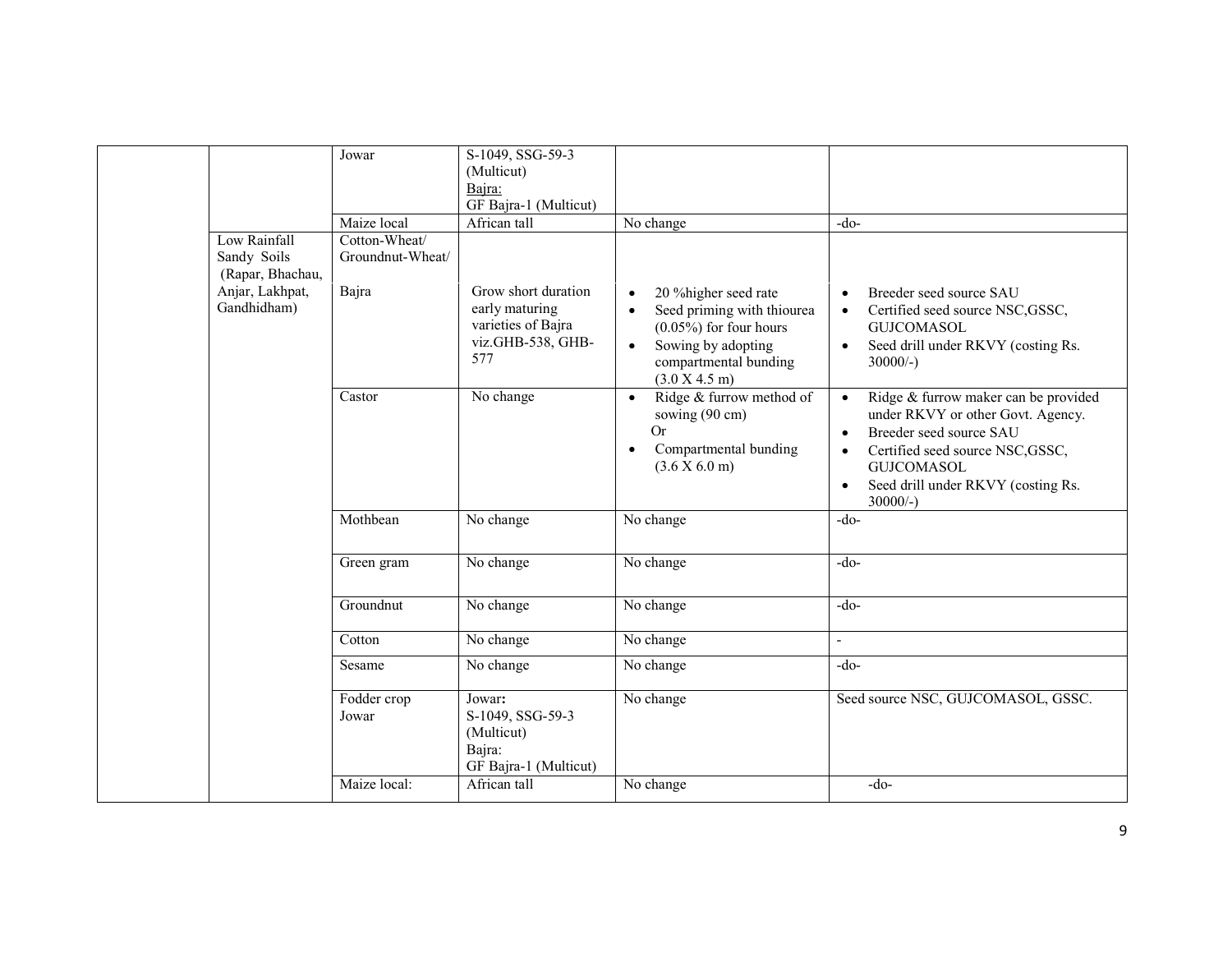| | | | | | |
|---|---|---|---|---|---|
| | | Jowar | S-1049, SSG-59-3 (Multicut) <br> Bajra: <br> GF Bajra-1 (Multicut) | | |
| | | Maize local | African tall | No change | -do- |
| | Low Rainfall Sandy Soils (Rapar, Bhachau, Anjar, Lakhpat, Gandhidham) | Cotton-Wheat/ Groundnut-Wheat/ <br><br> Bajra | Grow short duration early maturing varieties of Bajra viz.GHB-538, GHB-577 | • 20 %higher seed rate <br> • Seed priming with thiourea (0.05%) for four hours <br> • Sowing by adopting compartmental bunding (3.0 X 4.5 m) | • Breeder seed source SAU <br> • Certified seed source NSC,GSSC, GUJCOMASOL <br> • Seed drill under RKVY (costing Rs. 30000/-) |
| | | Castor | No change | • Ridge & furrow method of sowing (90 cm) <br> Or <br> • Compartmental bunding (3.6 X 6.0 m) | • Ridge & furrow maker can be provided under RKVY or other Govt. Agency. <br> • Breeder seed source SAU <br> • Certified seed source NSC,GSSC, GUJCOMASOL <br> • Seed drill under RKVY (costing Rs. 30000/-) |
| | | Mothbean | No change | No change | -do- |
| | | Green gram | No change | No change | -do- |
| | | Groundnut | No change | No change | -do- |
| | | Cotton | No change | No change | - |
| | | Sesame | No change | No change | -do- |
| | | Fodder crop Jowar | **Jowar:** <br> S-1049, SSG-59-3 (Multicut) <br> Bajra: <br> GF Bajra-1 (Multicut) | No change | Seed source NSC, GUJCOMASOL, GSSC. |
| | | Maize local: | African tall | No change | -do- |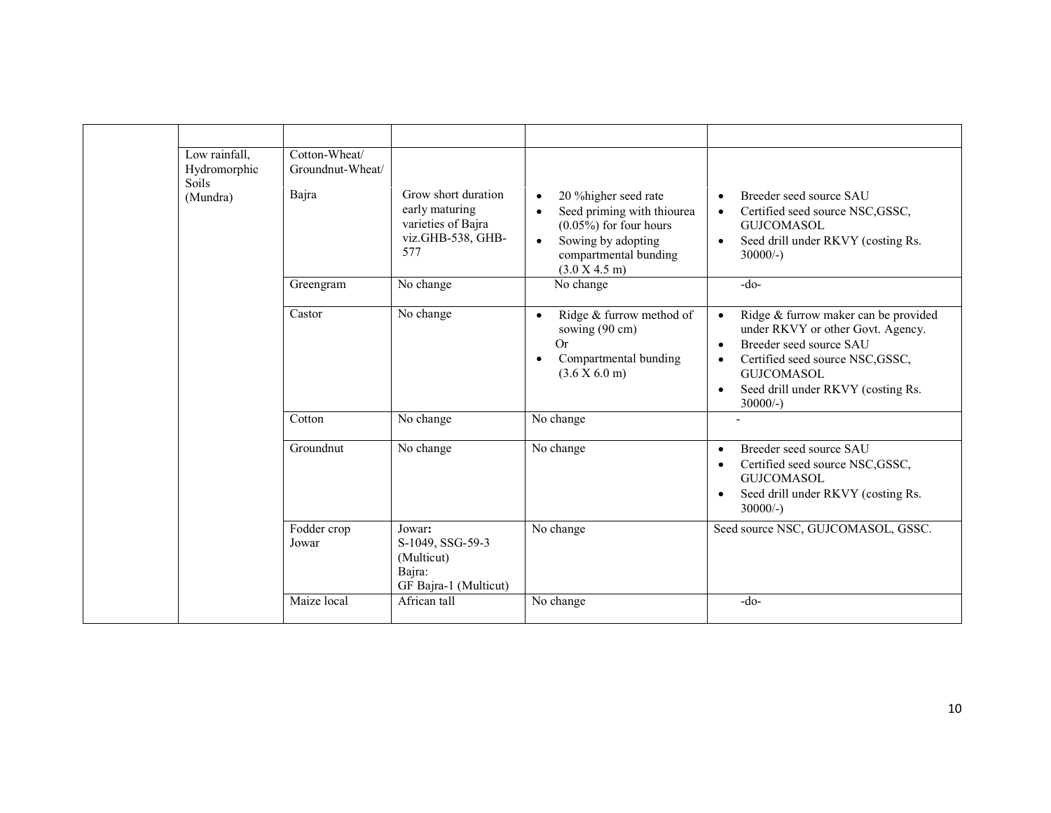| | | | | | |
|---|---|---|---|---|---|
| | | | | | |
| | Low rainfall, Hydromorphic Soils (Mundra) | Cotton-Wheat/ Groundnut-Wheat/ | | | |
| | | Bajra | Grow short duration early maturing varieties of Bajra viz.GHB-538, GHB-577 | • 20 %higher seed rate<br>• Seed priming with thiourea (0.05%) for four hours<br>• Sowing by adopting compartmental bunding (3.0 X 4.5 m) | • Breeder seed source SAU<br>• Certified seed source NSC,GSSC, GUJCOMASOL<br>• Seed drill under RKVY (costing Rs. 30000/-) |
| | | Greengram | No change | No change | -do- |
| | | Castor | No change | • Ridge & furrow method of sowing (90 cm)<br>Or<br>• Compartmental bunding (3.6 X 6.0 m) | • Ridge & furrow maker can be provided under RKVY or other Govt. Agency.<br>• Breeder seed source SAU<br>• Certified seed source NSC,GSSC, GUJCOMASOL<br>• Seed drill under RKVY (costing Rs. 30000/-) |
| | | Cotton | No change | No change | - |
| | | Groundnut | No change | No change | • Breeder seed source SAU<br>• Certified seed source NSC,GSSC, GUJCOMASOL<br>• Seed drill under RKVY (costing Rs. 30000/-) |
| | | Fodder crop Jowar | Jowar**:**<br>S-1049, SSG-59-3 (Multicut)<br>Bajra:<br>GF Bajra-1 (Multicut) | No change | Seed source NSC, GUJCOMASOL, GSSC. |
| | | Maize local | African tall | No change | -do- |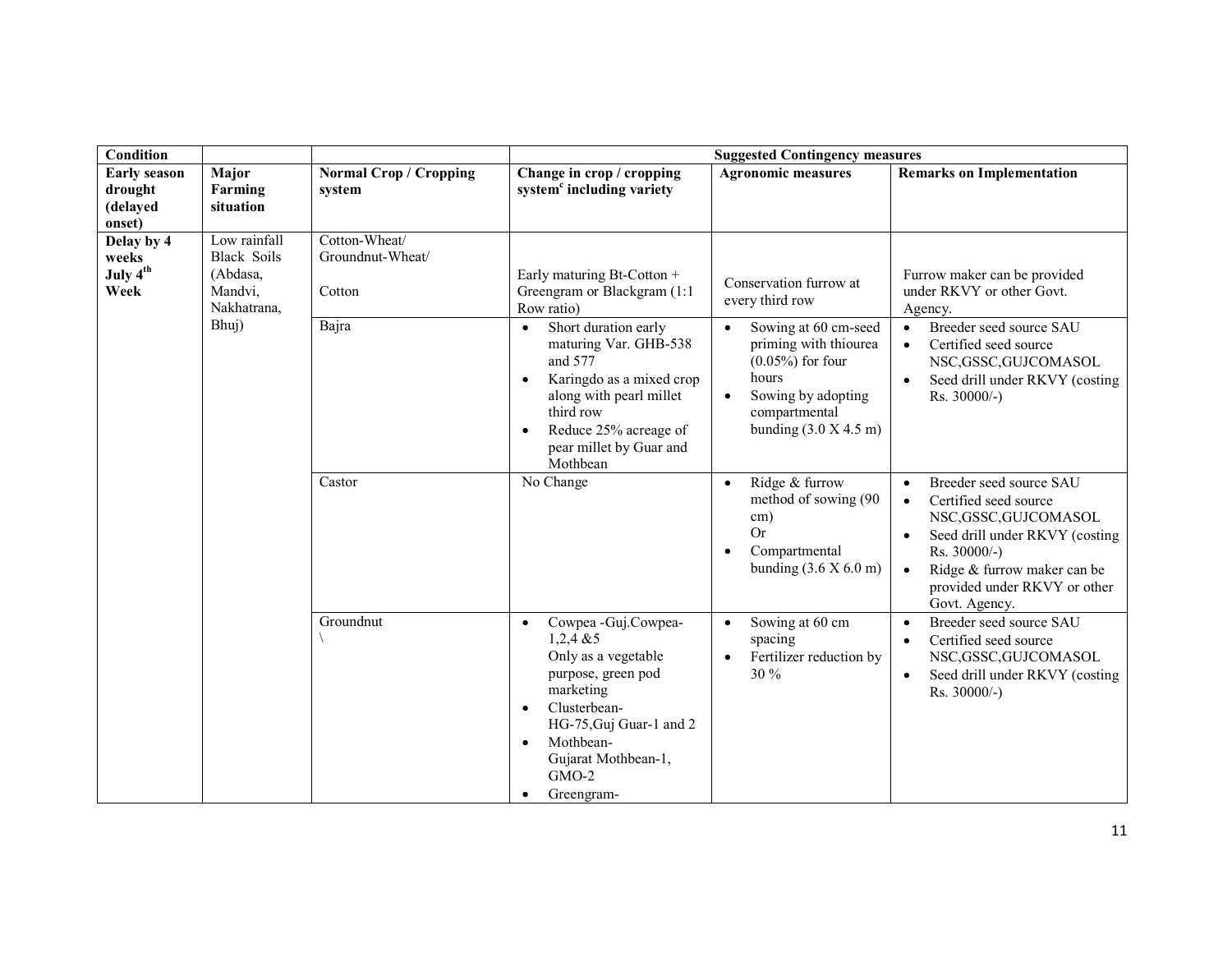| Condition | | | Suggested Contingency measures | | |
|---|---|---|---|---|---|
| Early season drought (delayed onset) | Major Farming situation | Normal Crop / Cropping system | Change in crop / cropping system[c] including variety | Agronomic measures | Remarks on Implementation |
| Delay by 4 weeks July 4[th] Week | Low rainfall Black Soils (Abdasa, Mandvi, Nakhatrana, Bhuj) | Cotton-Wheat/ Groundnut-Wheat/ Cotton | Early maturing Bt-Cotton + Greengram or Blackgram (1:1 Row ratio) | Conservation furrow at every third row | Furrow maker can be provided under RKVY or other Govt. Agency. |
| | | Bajra | • Short duration early maturing Var. GHB-538 and 577<br>• Karingdo as a mixed crop along with pearl millet third row<br>• Reduce 25% acreage of pear millet by Guar and Mothbean | • Sowing at 60 cm-seed priming with thiourea (0.05%) for four hours<br>• Sowing by adopting compartmental bunding (3.0 X 4.5 m) | • Breeder seed source SAU<br>• Certified seed source NSC,GSSC,GUJCOMASOL<br>• Seed drill under RKVY (costing Rs. 30000/-) |
| | | Castor | No Change | • Ridge & furrow method of sowing (90 cm)<br>Or<br>• Compartmental bunding (3.6 X 6.0 m) | • Breeder seed source SAU<br>• Certified seed source NSC,GSSC,GUJCOMASOL<br>• Seed drill under RKVY (costing Rs. 30000/-)<br>• Ridge & furrow maker can be provided under RKVY or other Govt. Agency. |
| | | Groundnut<br>\ | • Cowpea -Guj.Cowpea-1,2,4 &5<br>Only as a vegetable purpose, green pod marketing<br>• Clusterbean-<br>HG-75,Guj Guar-1 and 2<br>• Mothbean-<br>Gujarat Mothbean-1, GMO-2<br>• Greengram- | • Sowing at 60 cm spacing<br>• Fertilizer reduction by 30 % | • Breeder seed source SAU<br>• Certified seed source NSC,GSSC,GUJCOMASOL<br>• Seed drill under RKVY (costing Rs. 30000/-) |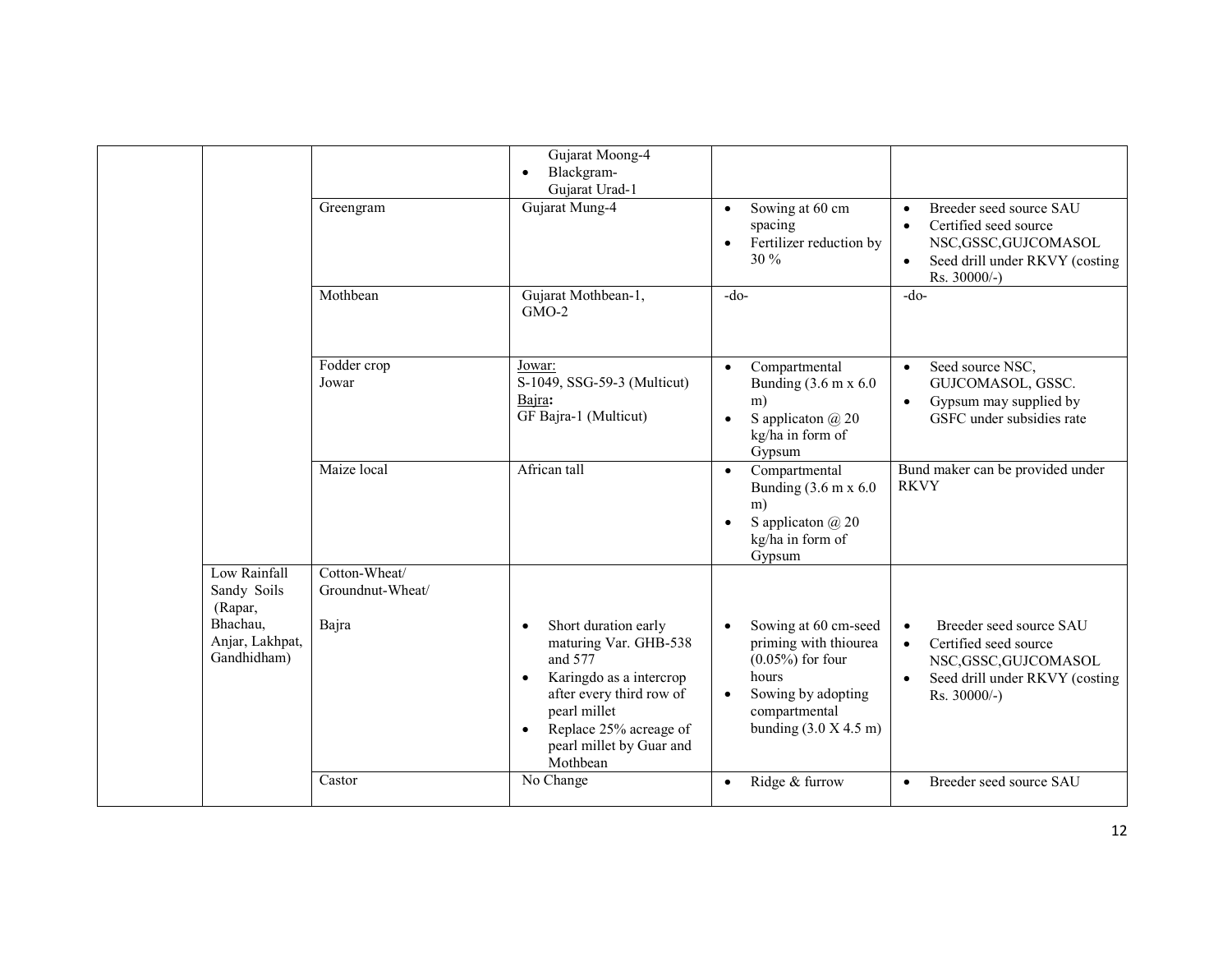| | | | | | |
|---|---|---|---|---|---|
| | | | Gujarat Moong-4<br>• Blackgram- Gujarat Urad-1 | | |
| | | Greengram | Gujarat Mung-4 | • Sowing at 60 cm spacing<br>• Fertilizer reduction by 30 % | • Breeder seed source SAU<br>• Certified seed source NSC,GSSC,GUJCOMASOL<br>• Seed drill under RKVY (costing Rs. 30000/-) |
| | | Mothbean | Gujarat Mothbean-1, GMO-2 | -do- | -do- |
| | | Fodder crop Jowar | Jowar:<br>S-1049, SSG-59-3 (Multicut)<br>Bajra:<br>GF Bajra-1 (Multicut) | • Compartmental Bunding (3.6 m x 6.0 m)<br>• S applicaton @ 20 kg/ha in form of Gypsum | • Seed source NSC, GUJCOMASOL, GSSC.<br>• Gypsum may supplied by GSFC under subsidies rate |
| | | Maize local | African tall | • Compartmental Bunding (3.6 m x 6.0 m)<br>• S applicaton @ 20 kg/ha in form of Gypsum | Bund maker can be provided under RKVY |
| | Low Rainfall Sandy Soils (Rapar, Bhachau, Anjar, Lakhpat, Gandhidham) | Cotton-Wheat/ Groundnut-Wheat/<br><br>Bajra | • Short duration early maturing Var. GHB-538 and 577<br>• Karingdo as a intercrop after every third row of pearl millet<br>• Replace 25% acreage of pearl millet by Guar and Mothbean | • Sowing at 60 cm-seed priming with thiourea (0.05%) for four hours<br>• Sowing by adopting compartmental bunding (3.0 X 4.5 m) | • Breeder seed source SAU<br>• Certified seed source NSC,GSSC,GUJCOMASOL<br>• Seed drill under RKVY (costing Rs. 30000/-) |
| | | Castor | No Change | • Ridge & furrow | • Breeder seed source SAU |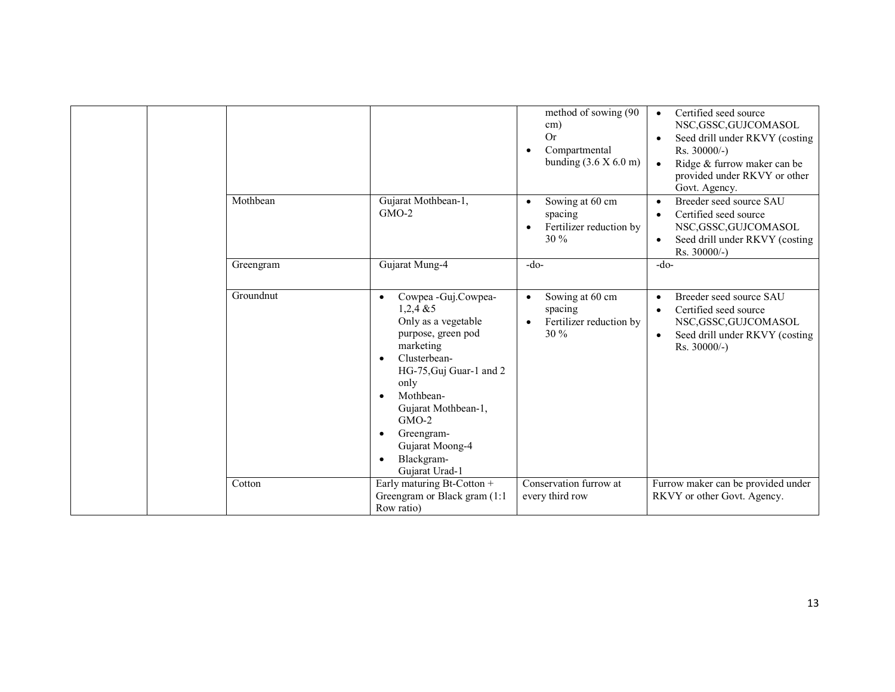| | | | | | |
|---|---|---|---|---|---|
| | | | | • method of sowing (90 cm)<br>Or<br>• Compartmental bunding (3.6 X 6.0 m) | • Certified seed source NSC,GSSC,GUJCOMASOL<br>• Seed drill under RKVY (costing Rs. 30000/-)<br>• Ridge & furrow maker can be provided under RKVY or other Govt. Agency. |
| | | Mothbean | Gujarat Mothbean-1, GMO-2 | • Sowing at 60 cm spacing<br>• Fertilizer reduction by 30 % | • Breeder seed source SAU<br>• Certified seed source NSC,GSSC,GUJCOMASOL<br>• Seed drill under RKVY (costing Rs. 30000/-) |
| | | Greengram | Gujarat Mung-4 | -do- | -do- |
| | | Groundnut | • Cowpea -Guj.Cowpea-1,2,4 &5<br>Only as a vegetable purpose, green pod marketing<br>• Clusterbean-<br>HG-75,Guj Guar-1 and 2 only<br>• Mothbean-<br>Gujarat Mothbean-1, GMO-2<br>• Greengram-<br>Gujarat Moong-4<br>• Blackgram-<br>Gujarat Urad-1 | • Sowing at 60 cm spacing<br>• Fertilizer reduction by 30 % | • Breeder seed source SAU<br>• Certified seed source NSC,GSSC,GUJCOMASOL<br>• Seed drill under RKVY (costing Rs. 30000/-) |
| | | Cotton | Early maturing Bt-Cotton + Greengram or Black gram (1:1 Row ratio) | Conservation furrow at every third row | Furrow maker can be provided under RKVY or other Govt. Agency. |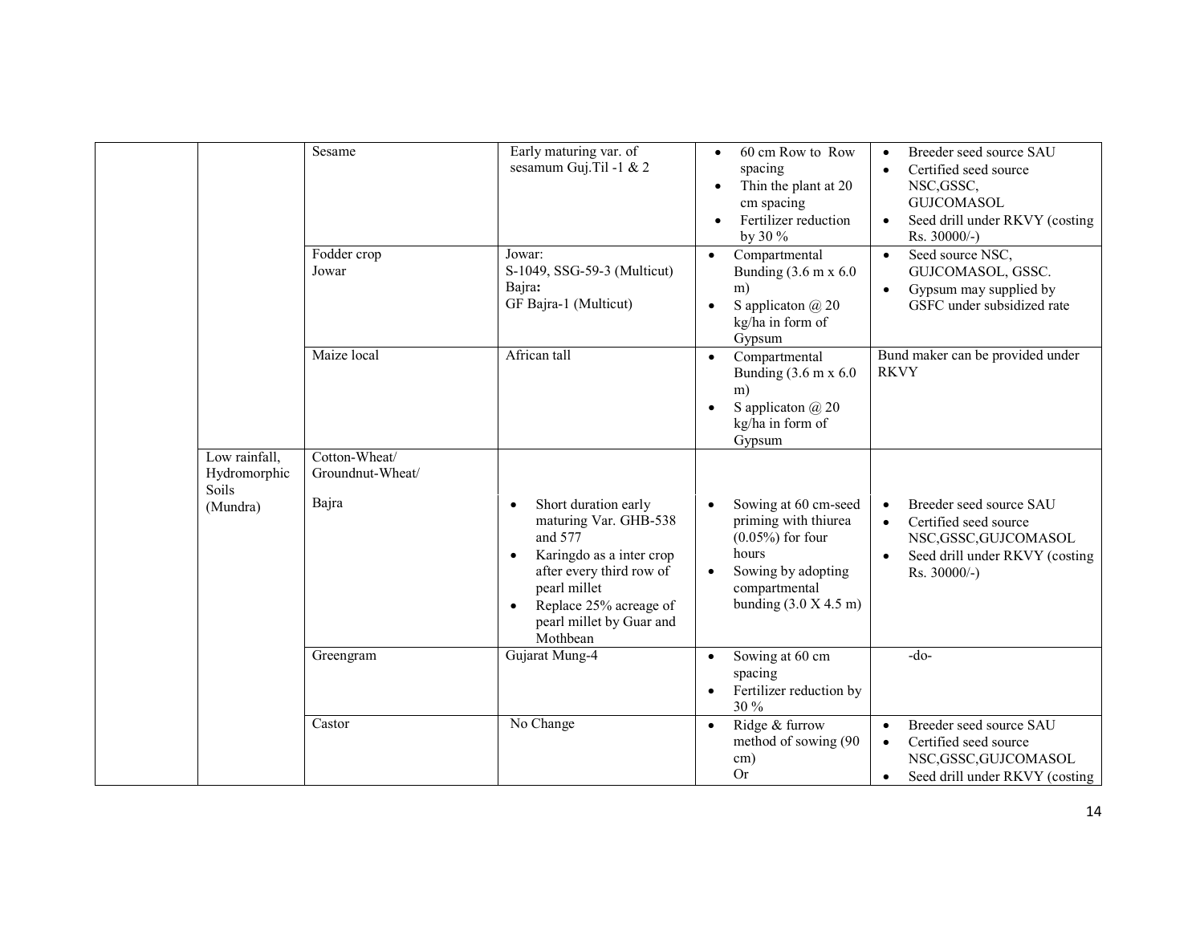| | | | | | |
|---|---|---|---|---|---|
| | | Sesame | Early maturing var. of sesamum Guj.Til -1 & 2 | • 60 cm Row to Row spacing<br>• Thin the plant at 20 cm spacing<br>• Fertilizer reduction by 30 % | • Breeder seed source SAU<br>• Certified seed source NSC,GSSC, GUJCOMASOL<br>• Seed drill under RKVY (costing Rs. 30000/-) |
| | | Fodder crop<br>Jowar | Jowar:<br>S-1049, SSG-59-3 (Multicut)<br>Bajra:<br>GF Bajra-1 (Multicut) | • Compartmental Bunding (3.6 m x 6.0 m)<br>• S applicaton @ 20 kg/ha in form of Gypsum | • Seed source NSC, GUJCOMASOL, GSSC.<br>• Gypsum may supplied by GSFC under subsidized rate |
| | | Maize local | African tall | • Compartmental Bunding (3.6 m x 6.0 m)<br>• S applicaton @ 20 kg/ha in form of Gypsum | Bund maker can be provided under RKVY |
| | Low rainfall, Hydromorphic Soils (Mundra) | Cotton-Wheat/<br>Groundnut-Wheat/ | | | |
| | | Bajra | • Short duration early maturing Var. GHB-538 and 577<br>• Karingdo as a inter crop after every third row of pearl millet<br>• Replace 25% acreage of pearl millet by Guar and Mothbean | • Sowing at 60 cm-seed priming with thiurea (0.05%) for four hours<br>• Sowing by adopting compartmental bunding (3.0 X 4.5 m) | • Breeder seed source SAU<br>• Certified seed source NSC,GSSC,GUJCOMASOL<br>• Seed drill under RKVY (costing Rs. 30000/-) |
| | | Greengram | Gujarat Mung-4 | • Sowing at 60 cm spacing<br>• Fertilizer reduction by 30 % | -do- |
| | | Castor | No Change | • Ridge & furrow method of sowing (90 cm)<br>Or | • Breeder seed source SAU<br>• Certified seed source NSC,GSSC,GUJCOMASOL<br>• Seed drill under RKVY (costing |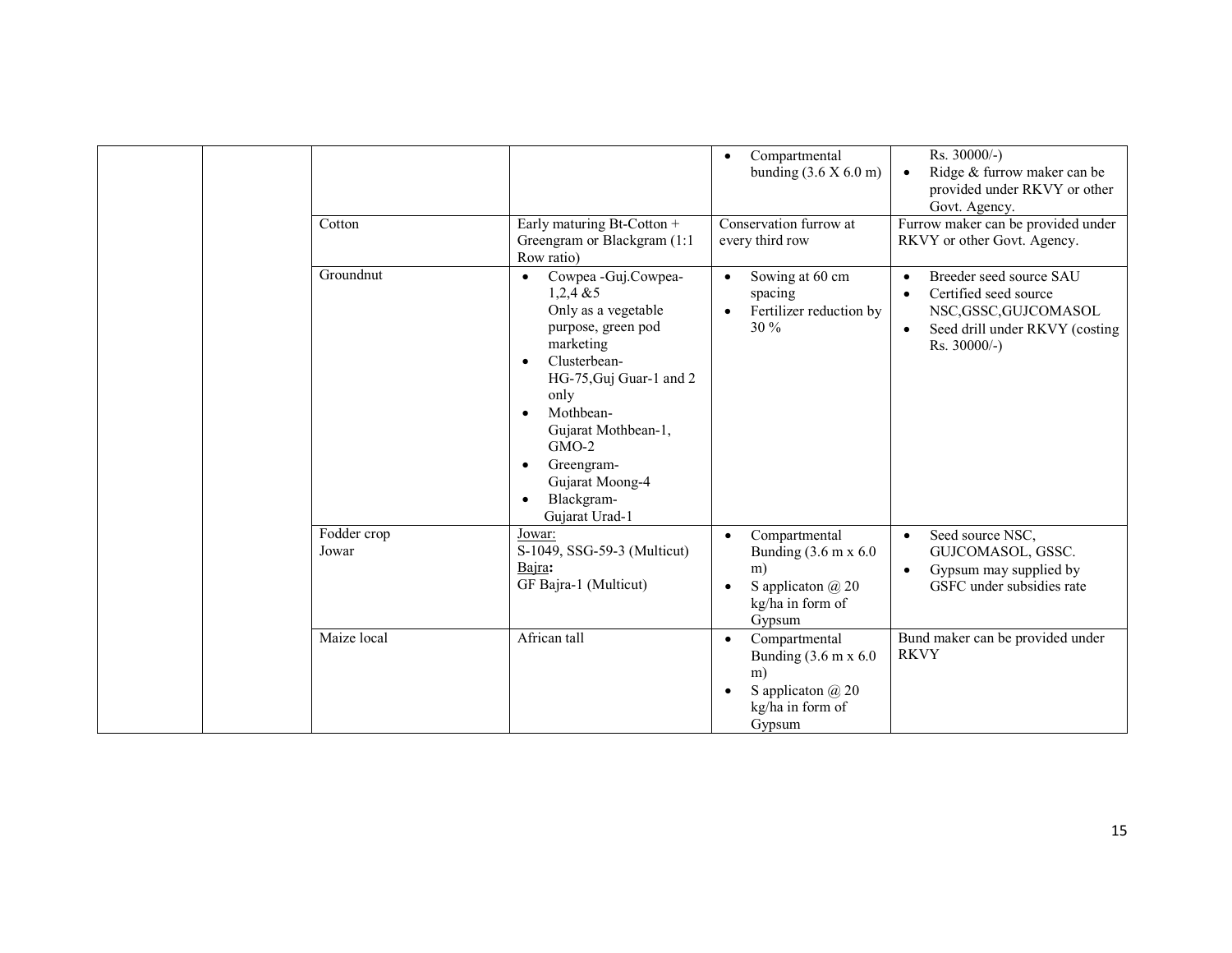| | | | | | |
|---|---|---|---|---|---|
| | | | | • Compartmental bunding (3.6 X 6.0 m) | Rs. 30000/-)<br>• Ridge & furrow maker can be provided under RKVY or other Govt. Agency. |
| | | Cotton | Early maturing Bt-Cotton + Greengram or Blackgram (1:1 Row ratio) | Conservation furrow at every third row | Furrow maker can be provided under RKVY or other Govt. Agency. |
| | | Groundnut | • Cowpea -Guj.Cowpea-1,2,4 &5 Only as a vegetable purpose, green pod marketing<br>• Clusterbean- HG-75,Guj Guar-1 and 2 only<br>• Mothbean- Gujarat Mothbean-1, GMO-2<br>• Greengram- Gujarat Moong-4<br>• Blackgram- Gujarat Urad-1 | • Sowing at 60 cm spacing<br>• Fertilizer reduction by 30 % | • Breeder seed source SAU<br>• Certified seed source NSC,GSSC,GUJCOMASOL<br>• Seed drill under RKVY (costing Rs. 30000/-) |
| | | Fodder crop Jowar | Jowar:<br>S-1049, SSG-59-3 (Multicut)<br>Bajra:<br>GF Bajra-1 (Multicut) | • Compartmental Bunding (3.6 m x 6.0 m)<br>• S applicaton @ 20 kg/ha in form of Gypsum | • Seed source NSC, GUJCOMASOL, GSSC.<br>• Gypsum may supplied by GSFC under subsidies rate |
| | | Maize local | African tall | • Compartmental Bunding (3.6 m x 6.0 m)<br>• S applicaton @ 20 kg/ha in form of Gypsum | Bund maker can be provided under RKVY |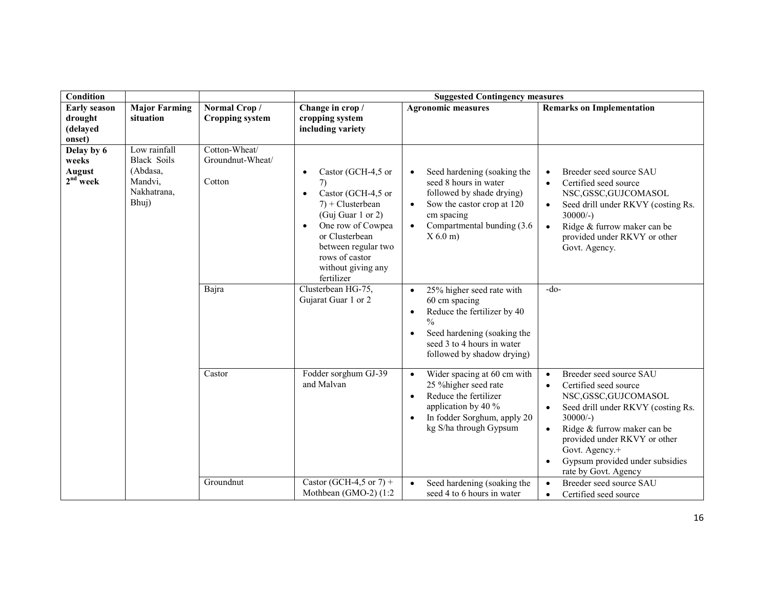| Condition | | | Suggested Contingency measures | | |
|---|---|---|---|---|---|
| **Early season drought (delayed onset)** | **Major Farming situation** | **Normal Crop / Cropping system** | **Change in crop / cropping system including variety** | **Agronomic measures** | **Remarks on Implementation** |
| **Delay by 6 weeks August 2nd week** | Low rainfall Black Soils (Abdasa, Mandvi, Nakhatrana, Bhuj) | Cotton-Wheat/ Groundnut-Wheat/ Cotton | • Castor (GCH-4,5 or 7) • Castor (GCH-4,5 or 7) + Clusterbean (Guj Guar 1 or 2) • One row of Cowpea or Clusterbean between regular two rows of castor without giving any fertilizer | • Seed hardening (soaking the seed 8 hours in water followed by shade drying) • Sow the castor crop at 120 cm spacing • Compartmental bunding (3.6 X 6.0 m) | • Breeder seed source SAU • Certified seed source NSC,GSSC,GUJCOMASOL • Seed drill under RKVY (costing Rs. 30000/-) • Ridge & furrow maker can be provided under RKVY or other Govt. Agency. |
| | | Bajra | Clusterbean HG-75, Gujarat Guar 1 or 2 | • 25% higher seed rate with 60 cm spacing • Reduce the fertilizer by 40 % • Seed hardening (soaking the seed 3 to 4 hours in water followed by shadow drying) | -do- |
| | | Castor | Fodder sorghum GJ-39 and Malvan | • Wider spacing at 60 cm with 25 %higher seed rate • Reduce the fertilizer application by 40 % • In fodder Sorghum, apply 20 kg S/ha through Gypsum | • Breeder seed source SAU • Certified seed source NSC,GSSC,GUJCOMASOL • Seed drill under RKVY (costing Rs. 30000/-) • Ridge & furrow maker can be provided under RKVY or other Govt. Agency.+ • Gypsum provided under subsidies rate by Govt. Agency |
| | | Groundnut | Castor (GCH-4,5 or 7) + Mothbean (GMO-2) (1:2 | • Seed hardening (soaking the seed 4 to 6 hours in water | • Breeder seed source SAU • Certified seed source |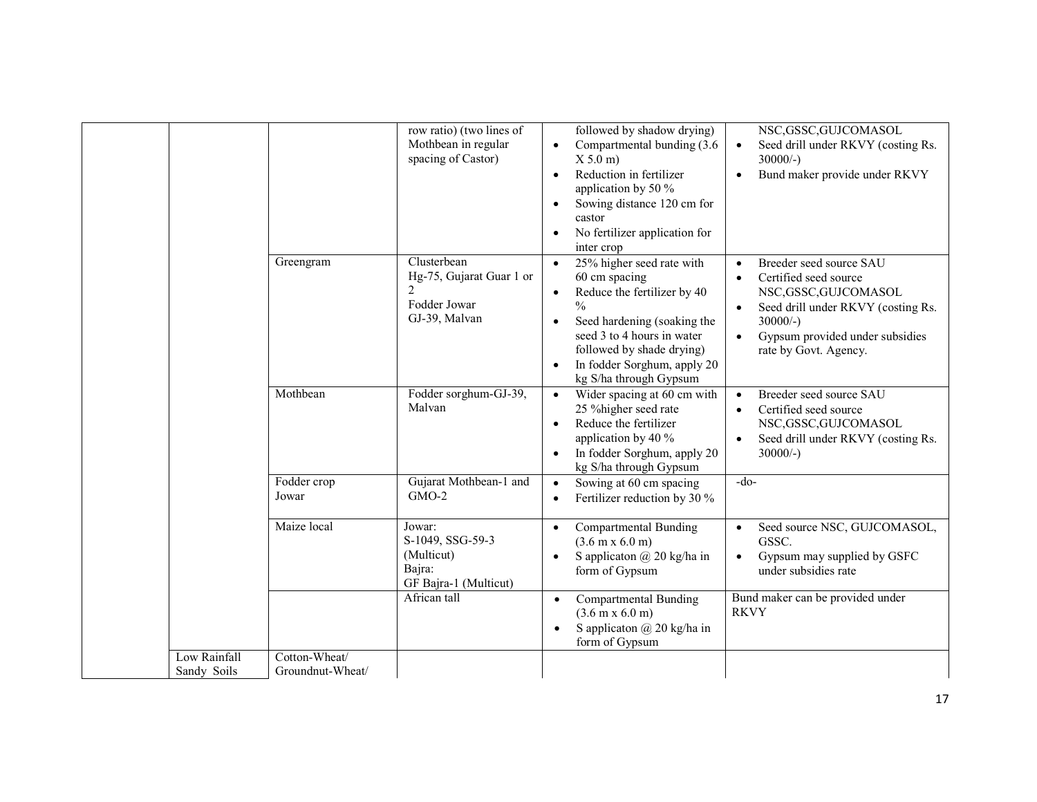| | | | | | |
|---|---|---|---|---|---|
| | | | row ratio) (two lines of Mothbean in regular spacing of Castor) | followed by shadow drying)<br>• Compartmental bunding (3.6 X 5.0 m)<br>• Reduction in fertilizer application by 50 %<br>• Sowing distance 120 cm for castor<br>• No fertilizer application for inter crop | NSC,GSSC,GUJCOMASOL<br>• Seed drill under RKVY (costing Rs. 30000/-)<br>• Bund maker provide under RKVY |
| | | Greengram | Clusterbean<br>Hg-75, Gujarat Guar 1 or 2<br>Fodder Jowar<br>GJ-39, Malvan | • 25% higher seed rate with 60 cm spacing<br>• Reduce the fertilizer by 40 %<br>• Seed hardening (soaking the seed 3 to 4 hours in water followed by shade drying)<br>• In fodder Sorghum, apply 20 kg S/ha through Gypsum | • Breeder seed source SAU<br>• Certified seed source NSC,GSSC,GUJCOMASOL<br>• Seed drill under RKVY (costing Rs. 30000/-)<br>• Gypsum provided under subsidies rate by Govt. Agency. |
| | | Mothbean | Fodder sorghum-GJ-39, Malvan | • Wider spacing at 60 cm with 25 %higher seed rate<br>• Reduce the fertilizer application by 40 %<br>• In fodder Sorghum, apply 20 kg S/ha through Gypsum | • Breeder seed source SAU<br>• Certified seed source NSC,GSSC,GUJCOMASOL<br>• Seed drill under RKVY (costing Rs. 30000/-) |
| | | Fodder crop Jowar | Gujarat Mothbean-1 and GMO-2 | • Sowing at 60 cm spacing<br>• Fertilizer reduction by 30 % | -do- |
| | | Maize local | Jowar:<br>S-1049, SSG-59-3 (Multicut)<br>Bajra:<br>GF Bajra-1 (Multicut) | • Compartmental Bunding (3.6 m x 6.0 m)<br>• S applicaton @ 20 kg/ha in form of Gypsum | • Seed source NSC, GUJCOMASOL, GSSC.<br>• Gypsum may supplied by GSFC under subsidies rate |
| | | | African tall | • Compartmental Bunding (3.6 m x 6.0 m)<br>• S applicaton @ 20 kg/ha in form of Gypsum | Bund maker can be provided under RKVY |
| | Low Rainfall Sandy Soils | Cotton-Wheat/ Groundnut-Wheat/ | | | |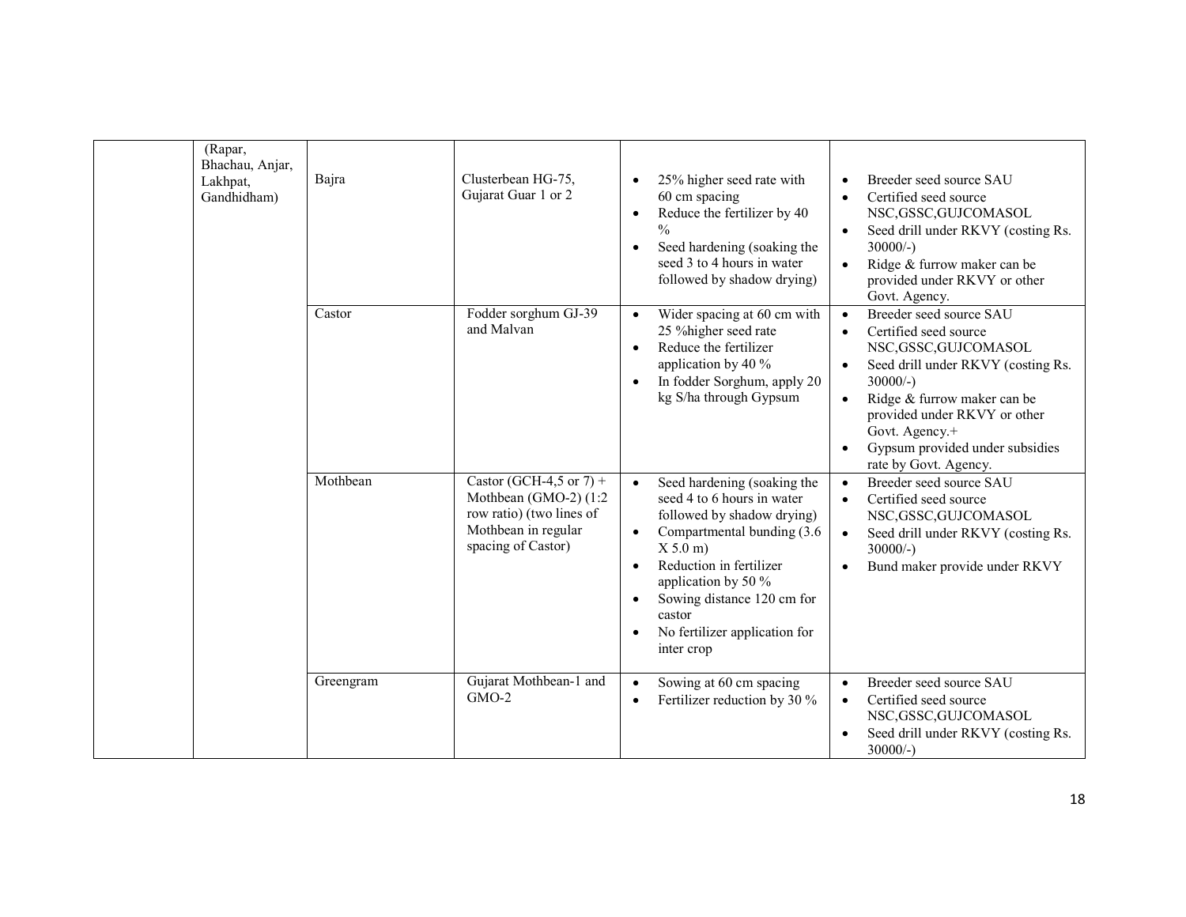|  | (Rapar, Bhachau, Anjar, Lakhpat, Gandhidham) | Bajra | Clusterbean HG-75, Gujarat Guar 1 or 2 | • 25% higher seed rate with 60 cm spacing<br>• Reduce the fertilizer by 40 %<br>• Seed hardening (soaking the seed 3 to 4 hours in water followed by shadow drying) | • Breeder seed source SAU<br>• Certified seed source NSC,GSSC,GUJCOMASOL<br>• Seed drill under RKVY (costing Rs. 30000/-)<br>• Ridge & furrow maker can be provided under RKVY or other Govt. Agency. |
|---|---|---|---|---|---|
|  |  | Castor | Fodder sorghum GJ-39 and Malvan | • Wider spacing at 60 cm with 25 %higher seed rate<br>• Reduce the fertilizer application by 40 %<br>• In fodder Sorghum, apply 20 kg S/ha through Gypsum | • Breeder seed source SAU<br>• Certified seed source NSC,GSSC,GUJCOMASOL<br>• Seed drill under RKVY (costing Rs. 30000/-)<br>• Ridge & furrow maker can be provided under RKVY or other Govt. Agency.+<br>• Gypsum provided under subsidies rate by Govt. Agency. |
|  |  | Mothbean | Castor (GCH-4,5 or 7) + Mothbean (GMO-2) (1:2 row ratio) (two lines of Mothbean in regular spacing of Castor) | • Seed hardening (soaking the seed 4 to 6 hours in water followed by shadow drying)<br>• Compartmental bunding (3.6 X 5.0 m)<br>• Reduction in fertilizer application by 50 %<br>• Sowing distance 120 cm for castor<br>• No fertilizer application for inter crop | • Breeder seed source SAU<br>• Certified seed source NSC,GSSC,GUJCOMASOL<br>• Seed drill under RKVY (costing Rs. 30000/-)<br>• Bund maker provide under RKVY |
|  |  | Greengram | Gujarat Mothbean-1 and GMO-2 | • Sowing at 60 cm spacing<br>• Fertilizer reduction by 30 % | • Breeder seed source SAU<br>• Certified seed source NSC,GSSC,GUJCOMASOL<br>• Seed drill under RKVY (costing Rs. 30000/-) |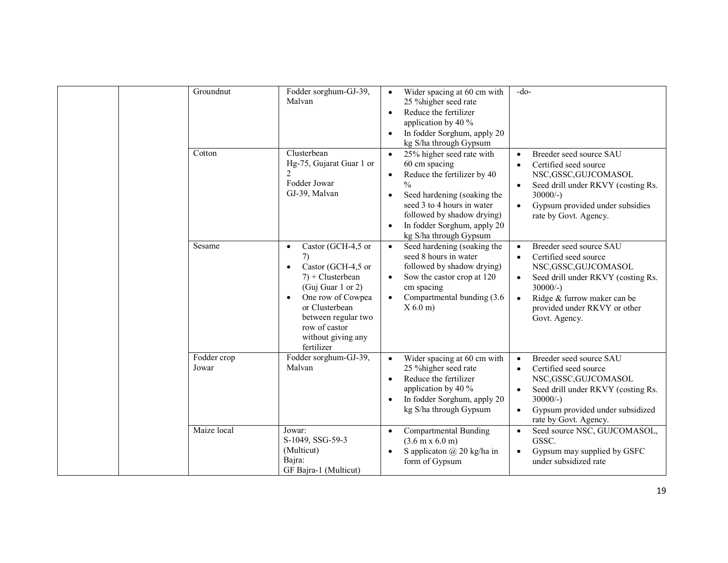|  |  | Groundnut | Fodder sorghum-GJ-39, Malvan | • Wider spacing at 60 cm with 25 %higher seed rate<br>• Reduce the fertilizer application by 40 %<br>• In fodder Sorghum, apply 20 kg S/ha through Gypsum | -do- |
|---|---|---|---|---|---|
|  |  | Cotton | Clusterbean Hg-75, Gujarat Guar 1 or 2<br>Fodder Jowar GJ-39, Malvan | • 25% higher seed rate with 60 cm spacing<br>• Reduce the fertilizer by 40 %<br>• Seed hardening (soaking the seed 3 to 4 hours in water followed by shadow drying)<br>• In fodder Sorghum, apply 20 kg S/ha through Gypsum | • Breeder seed source SAU<br>• Certified seed source NSC,GSSC,GUJCOMASOL<br>• Seed drill under RKVY (costing Rs. 30000/-)<br>• Gypsum provided under subsidies rate by Govt. Agency. |
|  |  | Sesame | • Castor (GCH-4,5 or 7)<br>• Castor (GCH-4,5 or 7) + Clusterbean (Guj Guar 1 or 2)<br>• One row of Cowpea or Clusterbean between regular two row of castor without giving any fertilizer | • Seed hardening (soaking the seed 8 hours in water followed by shadow drying)<br>• Sow the castor crop at 120 cm spacing<br>• Compartmental bunding (3.6 X 6.0 m) | • Breeder seed source SAU<br>• Certified seed source NSC,GSSC,GUJCOMASOL<br>• Seed drill under RKVY (costing Rs. 30000/-)<br>• Ridge & furrow maker can be provided under RKVY or other Govt. Agency. |
|  |  | Fodder crop Jowar | Fodder sorghum-GJ-39, Malvan | • Wider spacing at 60 cm with 25 %higher seed rate<br>• Reduce the fertilizer application by 40 %<br>• In fodder Sorghum, apply 20 kg S/ha through Gypsum | • Breeder seed source SAU<br>• Certified seed source NSC,GSSC,GUJCOMASOL<br>• Seed drill under RKVY (costing Rs. 30000/-)<br>• Gypsum provided under subsidized rate by Govt. Agency. |
|  |  | Maize local | Jowar:<br>S-1049, SSG-59-3 (Multicut)<br>Bajra:<br>GF Bajra-1 (Multicut) | • Compartmental Bunding (3.6 m x 6.0 m)<br>• S applicaton @ 20 kg/ha in form of Gypsum | • Seed source NSC, GUJCOMASOL, GSSC.<br>• Gypsum may supplied by GSFC under subsidized rate |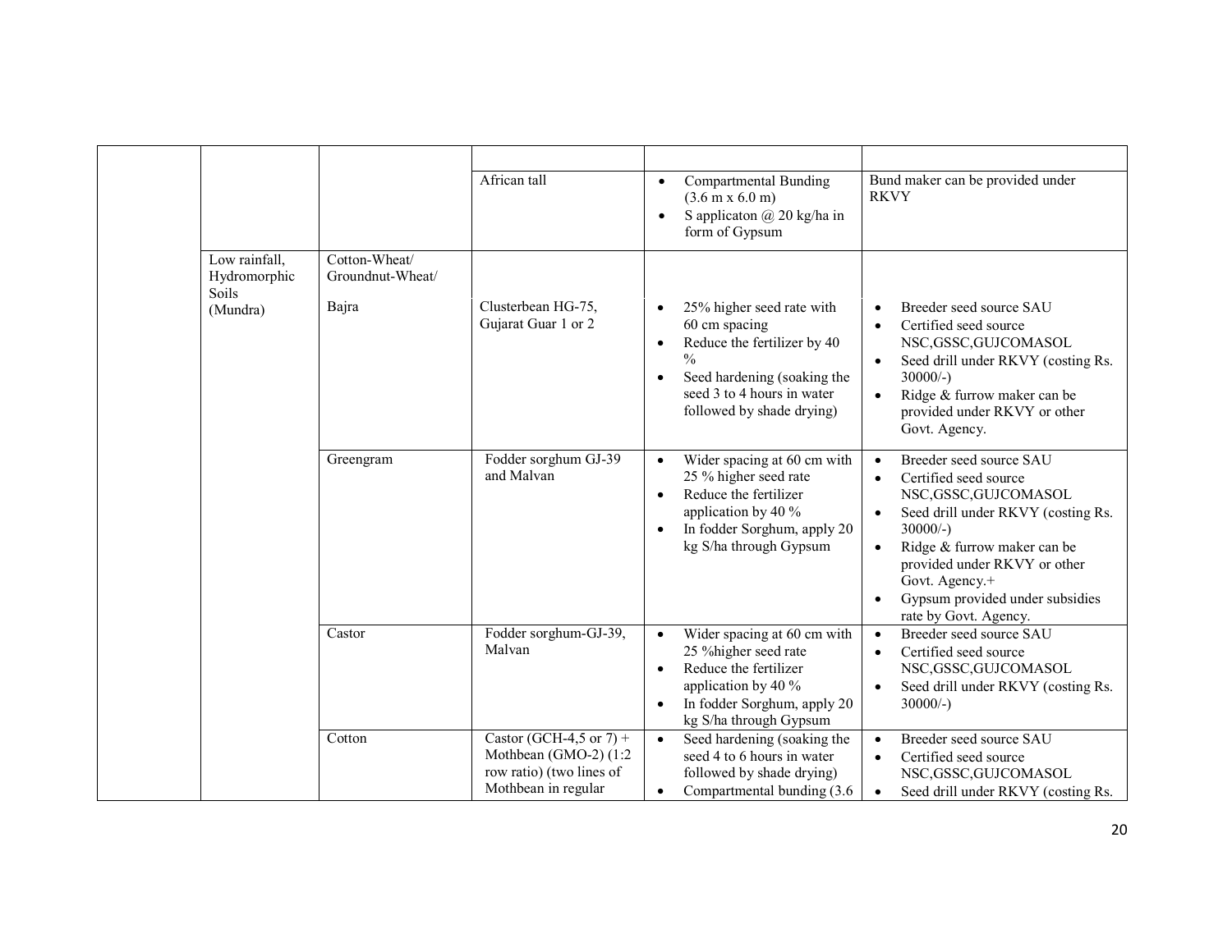| | | | | | |
|---|---|---|---|---|---|
| | | | | | |
| | | | African tall | • Compartmental Bunding (3.6 m x 6.0 m)<br>• S applicaton @ 20 kg/ha in form of Gypsum | Bund maker can be provided under RKVY |
| | Low rainfall, Hydromorphic Soils (Mundra) | Cotton-Wheat/ Groundnut-Wheat/ | | | |
| | | Bajra | Clusterbean HG-75, Gujarat Guar 1 or 2 | • 25% higher seed rate with 60 cm spacing<br>• Reduce the fertilizer by 40 %<br>• Seed hardening (soaking the seed 3 to 4 hours in water followed by shade drying) | • Breeder seed source SAU<br>• Certified seed source NSC,GSSC,GUJCOMASOL<br>• Seed drill under RKVY (costing Rs. 30000/-)<br>• Ridge & furrow maker can be provided under RKVY or other Govt. Agency. |
| | | Greengram | Fodder sorghum GJ-39 and Malvan | • Wider spacing at 60 cm with 25 % higher seed rate<br>• Reduce the fertilizer application by 40 %<br>• In fodder Sorghum, apply 20 kg S/ha through Gypsum | • Breeder seed source SAU<br>• Certified seed source NSC,GSSC,GUJCOMASOL<br>• Seed drill under RKVY (costing Rs. 30000/-)<br>• Ridge & furrow maker can be provided under RKVY or other Govt. Agency.+<br>• Gypsum provided under subsidies rate by Govt. Agency. |
| | | Castor | Fodder sorghum-GJ-39, Malvan | • Wider spacing at 60 cm with 25 %higher seed rate<br>• Reduce the fertilizer application by 40 %<br>• In fodder Sorghum, apply 20 kg S/ha through Gypsum | • Breeder seed source SAU<br>• Certified seed source NSC,GSSC,GUJCOMASOL<br>• Seed drill under RKVY (costing Rs. 30000/-) |
| | | Cotton | Castor (GCH-4,5 or 7) + Mothbean (GMO-2) (1:2 row ratio) (two lines of Mothbean in regular | • Seed hardening (soaking the seed 4 to 6 hours in water followed by shade drying)<br>• Compartmental bunding (3.6 | • Breeder seed source SAU<br>• Certified seed source NSC,GSSC,GUJCOMASOL<br>• Seed drill under RKVY (costing Rs. |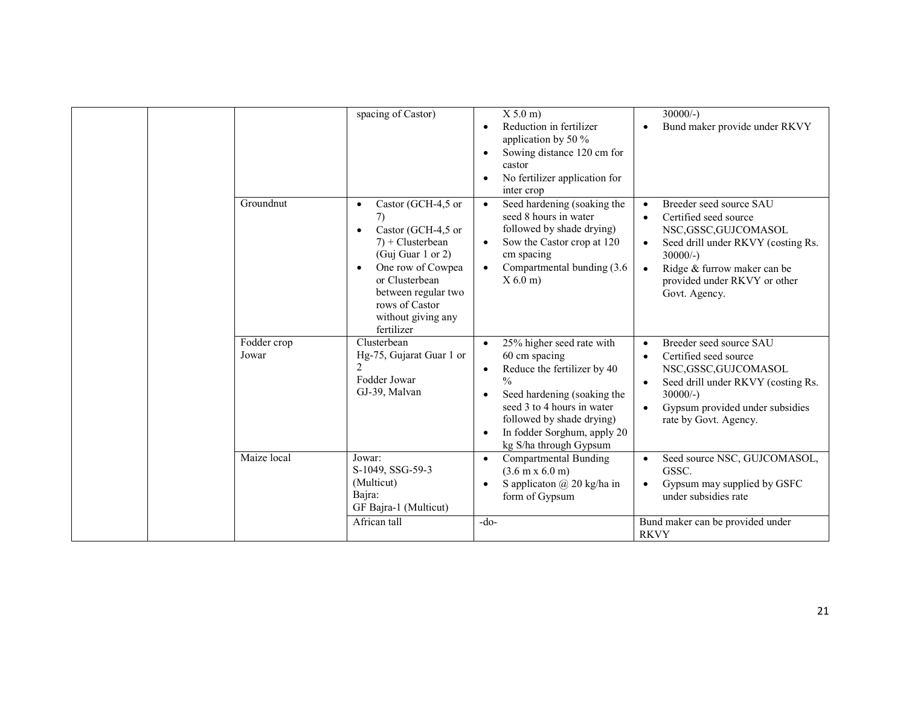| | | | | | |
|---|---|---|---|---|---|
| | | | spacing of Castor) | X 5.0 m)<br>• Reduction in fertilizer application by 50 %<br>• Sowing distance 120 cm for castor<br>• No fertilizer application for inter crop | 30000/-)<br>• Bund maker provide under RKVY |
| | | Groundnut | • Castor (GCH-4,5 or 7)<br>• Castor (GCH-4,5 or 7) + Clusterbean (Guj Guar 1 or 2)<br>• One row of Cowpea or Clusterbean between regular two rows of Castor without giving any fertilizer | • Seed hardening (soaking the seed 8 hours in water followed by shade drying)<br>• Sow the Castor crop at 120 cm spacing<br>• Compartmental bunding (3.6 X 6.0 m) | • Breeder seed source SAU<br>• Certified seed source NSC,GSSC,GUJCOMASOL<br>• Seed drill under RKVY (costing Rs. 30000/-)<br>• Ridge & furrow maker can be provided under RKVY or other Govt. Agency. |
| | | Fodder crop Jowar | Clusterbean Hg-75, Gujarat Guar 1 or 2<br>Fodder Jowar GJ-39, Malvan | • 25% higher seed rate with 60 cm spacing<br>• Reduce the fertilizer by 40 %<br>• Seed hardening (soaking the seed 3 to 4 hours in water followed by shade drying)<br>• In fodder Sorghum, apply 20 kg S/ha through Gypsum | • Breeder seed source SAU<br>• Certified seed source NSC,GSSC,GUJCOMASOL<br>• Seed drill under RKVY (costing Rs. 30000/-)<br>• Gypsum provided under subsidies rate by Govt. Agency. |
| | | Maize local | Jowar:<br>S-1049, SSG-59-3 (Multicut)<br>Bajra:<br>GF Bajra-1 (Multicut) | • Compartmental Bunding (3.6 m x 6.0 m)<br>• S applicaton @ 20 kg/ha in form of Gypsum | • Seed source NSC, GUJCOMASOL, GSSC.<br>• Gypsum may supplied by GSFC under subsidies rate |
| | | | African tall | -do- | Bund maker can be provided under RKVY |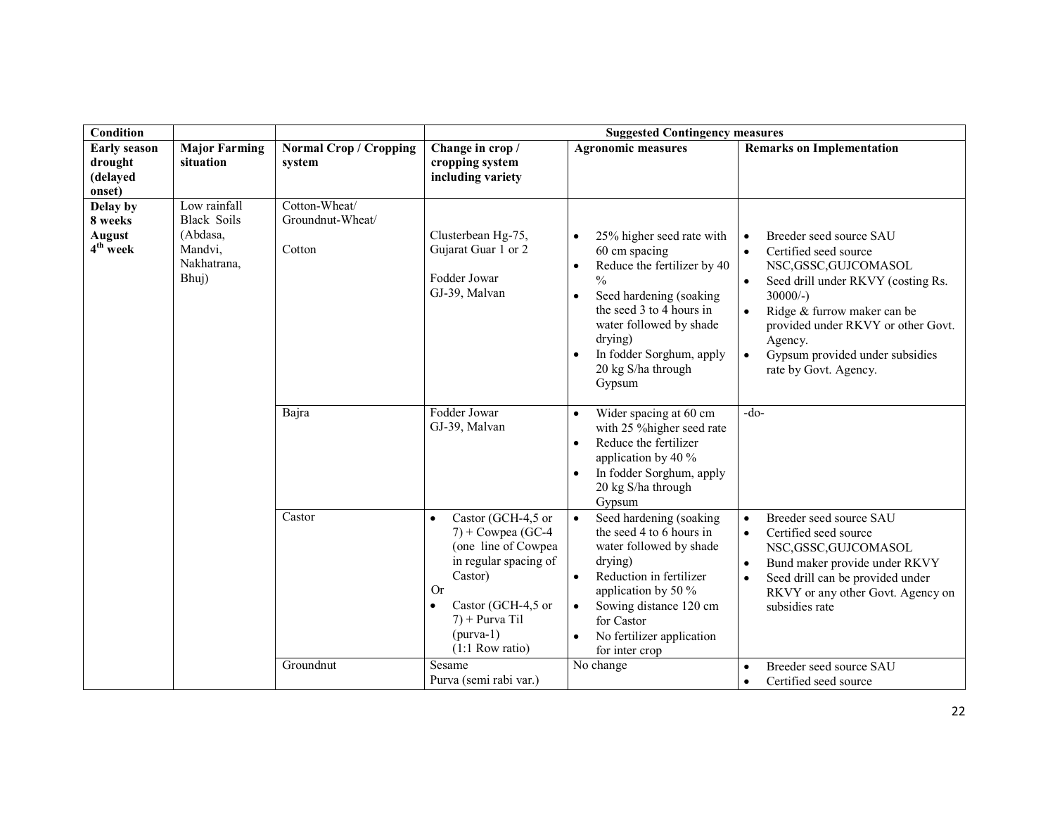| Condition | | | Suggested Contingency measures | | |
|---|---|---|---|---|---|
| **Early season drought (delayed onset)** | **Major Farming situation** | **Normal Crop / Cropping system** | **Change in crop / cropping system including variety** | **Agronomic measures** | **Remarks on Implementation** |
| **Delay by 8 weeks August 4$^{th}$ week** | Low rainfall Black Soils (Abdasa, Mandvi, Nakhatrana, Bhuj) | Cotton-Wheat/ Groundnut-Wheat/ Cotton | Clusterbean Hg-75, Gujarat Guar 1 or 2<br><br>Fodder Jowar GJ-39, Malvan | • 25% higher seed rate with 60 cm spacing<br>• Reduce the fertilizer by 40 %<br>• Seed hardening (soaking the seed 3 to 4 hours in water followed by shade drying)<br>• In fodder Sorghum, apply 20 kg S/ha through Gypsum | • Breeder seed source SAU<br>• Certified seed source NSC,GSSC,GUJCOMASOL<br>• Seed drill under RKVY (costing Rs. 30000/-)<br>• Ridge & furrow maker can be provided under RKVY or other Govt. Agency.<br>• Gypsum provided under subsidies rate by Govt. Agency. |
| | | Bajra | Fodder Jowar GJ-39, Malvan | • Wider spacing at 60 cm with 25 %higher seed rate<br>• Reduce the fertilizer application by 40 %<br>• In fodder Sorghum, apply 20 kg S/ha through Gypsum | -do- |
| | | Castor | • Castor (GCH-4,5 or 7) + Cowpea (GC-4 (one line of Cowpea in regular spacing of Castor)<br>Or<br>• Castor (GCH-4,5 or 7) + Purva Til (purva-1) (1:1 Row ratio) | • Seed hardening (soaking the seed 4 to 6 hours in water followed by shade drying)<br>• Reduction in fertilizer application by 50 %<br>• Sowing distance 120 cm for Castor<br>• No fertilizer application for inter crop | • Breeder seed source SAU<br>• Certified seed source NSC,GSSC,GUJCOMASOL<br>• Bund maker provide under RKVY<br>• Seed drill can be provided under RKVY or any other Govt. Agency on subsidies rate |
| | | Groundnut | Sesame<br>Purva (semi rabi var.) | No change | • Breeder seed source SAU<br>• Certified seed source |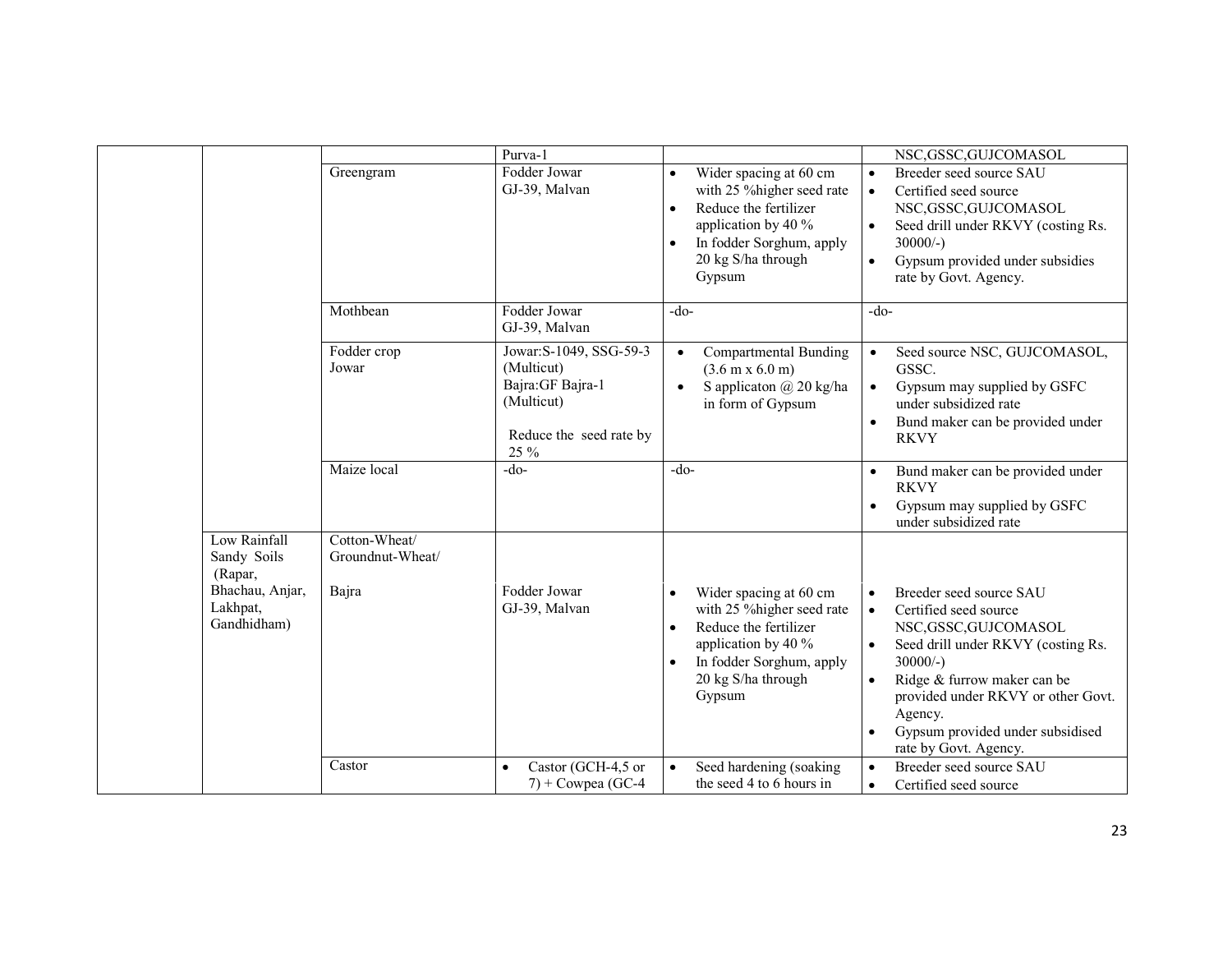| | | | | | |
|---|---|---|---|---|---|
| | | | Purva-1 | | NSC,GSSC,GUJCOMASOL |
| | | Greengram | Fodder Jowar GJ-39, Malvan | • Wider spacing at 60 cm with 25 %higher seed rate<br>• Reduce the fertilizer application by 40 %<br>• In fodder Sorghum, apply 20 kg S/ha through Gypsum | • Breeder seed source SAU<br>• Certified seed source NSC,GSSC,GUJCOMASOL<br>• Seed drill under RKVY (costing Rs. 30000/-)<br>• Gypsum provided under subsidies rate by Govt. Agency. |
| | | Mothbean | Fodder Jowar GJ-39, Malvan | -do- | -do- |
| | | Fodder crop Jowar | Jowar:S-1049, SSG-59-3 (Multicut)<br>Bajra:GF Bajra-1 (Multicut)<br><br>Reduce the seed rate by 25 % | • Compartmental Bunding (3.6 m x 6.0 m)<br>• S applicaton @ 20 kg/ha in form of Gypsum | • Seed source NSC, GUJCOMASOL, GSSC.<br>• Gypsum may supplied by GSFC under subsidized rate<br>• Bund maker can be provided under RKVY |
| | | Maize local | -do- | -do- | • Bund maker can be provided under RKVY<br>• Gypsum may supplied by GSFC under subsidized rate |
| | Low Rainfall Sandy Soils (Rapar, Bhachau, Anjar, Lakhpat, Gandhidham) | Cotton-Wheat/ Groundnut-Wheat/ | | | |
| | | Bajra | Fodder Jowar GJ-39, Malvan | • Wider spacing at 60 cm with 25 %higher seed rate<br>• Reduce the fertilizer application by 40 %<br>• In fodder Sorghum, apply 20 kg S/ha through Gypsum | • Breeder seed source SAU<br>• Certified seed source NSC,GSSC,GUJCOMASOL<br>• Seed drill under RKVY (costing Rs. 30000/-)<br>• Ridge & furrow maker can be provided under RKVY or other Govt. Agency.<br>• Gypsum provided under subsidised rate by Govt. Agency. |
| | | Castor | • Castor (GCH-4,5 or 7) + Cowpea (GC-4 | • Seed hardening (soaking the seed 4 to 6 hours in | • Breeder seed source SAU<br>• Certified seed source |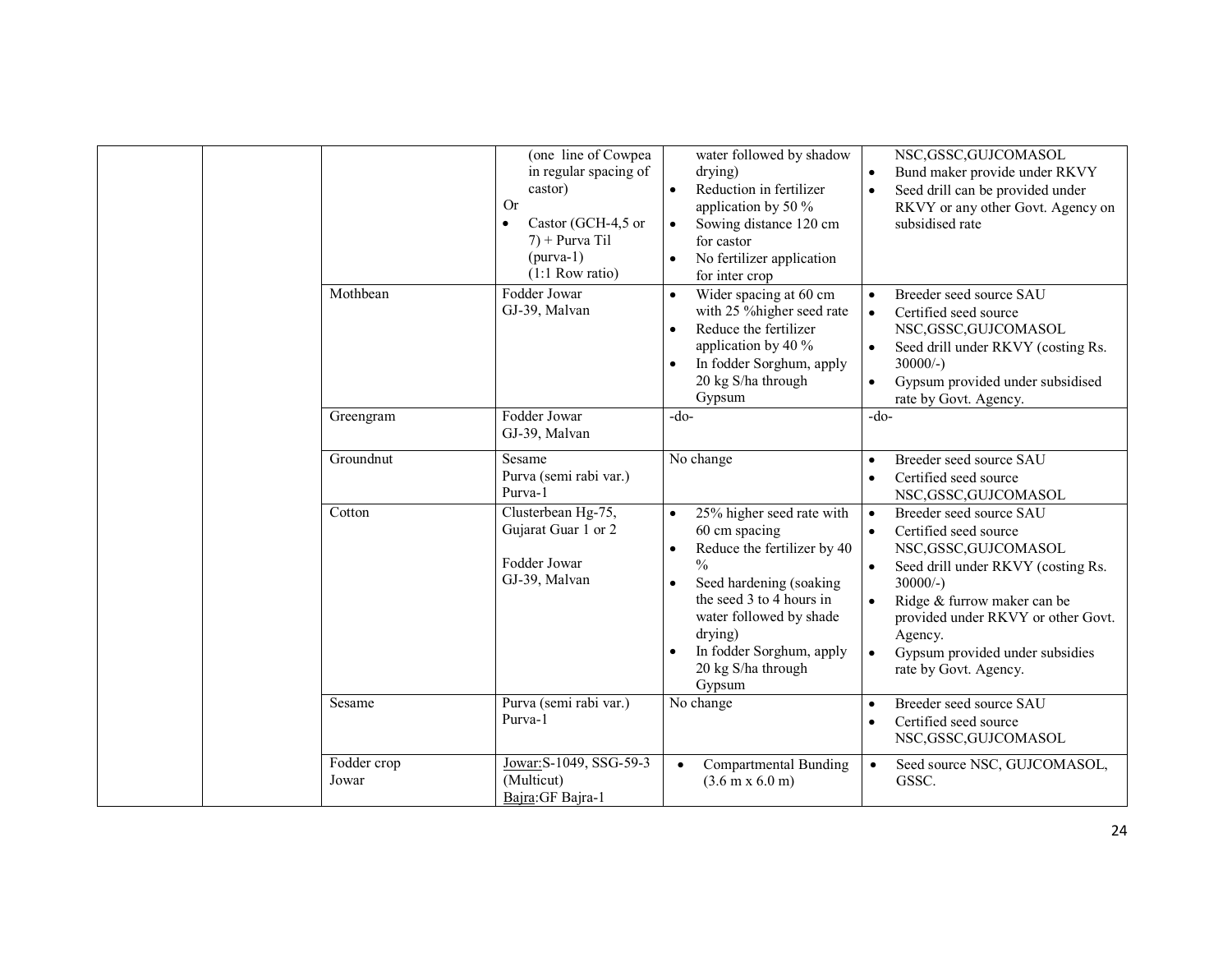| | | | | | |
|---|---|---|---|---|---|
| | | | (one line of Cowpea in regular spacing of castor)<br>Or<br>• Castor (GCH-4,5 or 7) + Purva Til (purva-1) (1:1 Row ratio) | water followed by shadow drying)<br>• Reduction in fertilizer application by 50 %<br>• Sowing distance 120 cm for castor<br>• No fertilizer application for inter crop | NSC,GSSC,GUJCOMASOL<br>• Bund maker provide under RKVY<br>• Seed drill can be provided under RKVY or any other Govt. Agency on subsidised rate |
| | | Mothbean | Fodder Jowar<br>GJ-39, Malvan | • Wider spacing at 60 cm with 25 %higher seed rate<br>• Reduce the fertilizer application by 40 %<br>• In fodder Sorghum, apply 20 kg S/ha through Gypsum | • Breeder seed source SAU<br>• Certified seed source NSC,GSSC,GUJCOMASOL<br>• Seed drill under RKVY (costing Rs. 30000/-)<br>• Gypsum provided under subsidised rate by Govt. Agency. |
| | | Greengram | Fodder Jowar<br>GJ-39, Malvan | -do- | -do- |
| | | Groundnut | Sesame<br>Purva (semi rabi var.)<br>Purva-1 | No change | • Breeder seed source SAU<br>• Certified seed source NSC,GSSC,GUJCOMASOL |
| | | Cotton | Clusterbean Hg-75, Gujarat Guar 1 or 2<br><br>Fodder Jowar<br>GJ-39, Malvan | • 25% higher seed rate with 60 cm spacing<br>• Reduce the fertilizer by 40 %<br>• Seed hardening (soaking the seed 3 to 4 hours in water followed by shade drying)<br>• In fodder Sorghum, apply 20 kg S/ha through Gypsum | • Breeder seed source SAU<br>• Certified seed source NSC,GSSC,GUJCOMASOL<br>• Seed drill under RKVY (costing Rs. 30000/-)<br>• Ridge & furrow maker can be provided under RKVY or other Govt. Agency.<br>• Gypsum provided under subsidies rate by Govt. Agency. |
| | | Sesame | Purva (semi rabi var.)<br>Purva-1 | No change | • Breeder seed source SAU<br>• Certified seed source NSC,GSSC,GUJCOMASOL |
| | | Fodder crop<br>Jowar | Jowar:S-1049, SSG-59-3 (Multicut)<br>Bajra:GF Bajra-1 | • Compartmental Bunding (3.6 m x 6.0 m) | • Seed source NSC, GUJCOMASOL, GSSC. |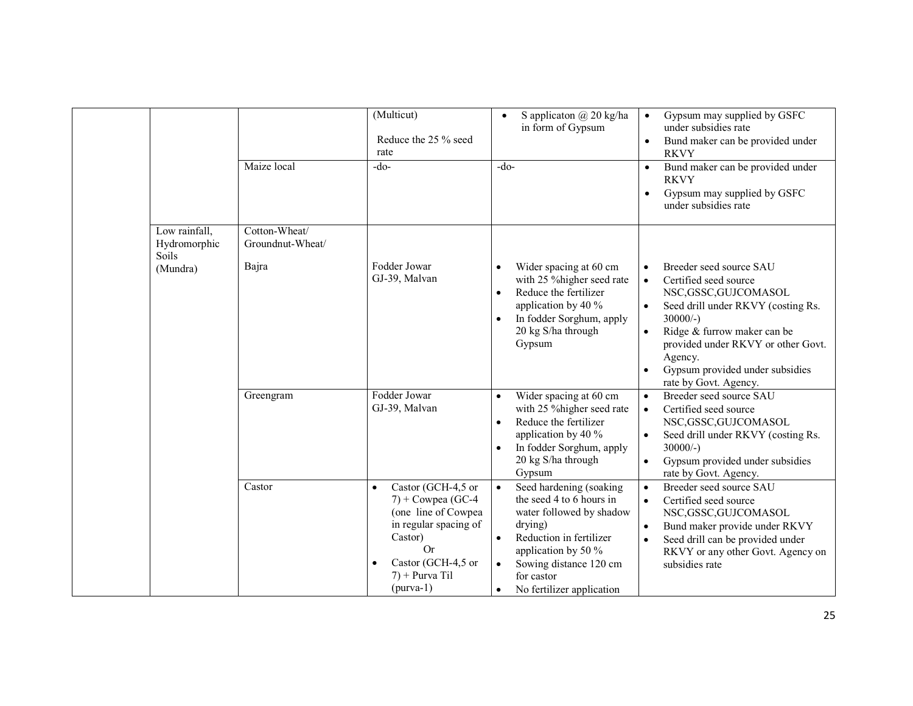| | | | | |
|---|---|---|---|---|
| | | (Multicut)<br><br>Reduce the 25 % seed rate | • S applicaton @ 20 kg/ha in form of Gypsum | • Gypsum may supplied by GSFC under subsidies rate<br>• Bund maker can be provided under RKVY |
| | Maize local | -do- | -do- | • Bund maker can be provided under RKVY<br>• Gypsum may supplied by GSFC under subsidies rate |
| Low rainfall, Hydromorphic Soils (Mundra) | Cotton-Wheat/ Groundnut-Wheat/<br><br>Bajra | Fodder Jowar GJ-39, Malvan | • Wider spacing at 60 cm with 25 %higher seed rate<br>• Reduce the fertilizer application by 40 %<br>• In fodder Sorghum, apply 20 kg S/ha through Gypsum | • Breeder seed source SAU<br>• Certified seed source NSC,GSSC,GUJCOMASOL<br>• Seed drill under RKVY (costing Rs. 30000/-)<br>• Ridge & furrow maker can be provided under RKVY or other Govt. Agency.<br>• Gypsum provided under subsidies rate by Govt. Agency. |
| | Greengram | Fodder Jowar GJ-39, Malvan | • Wider spacing at 60 cm with 25 %higher seed rate<br>• Reduce the fertilizer application by 40 %<br>• In fodder Sorghum, apply 20 kg S/ha through Gypsum | • Breeder seed source SAU<br>• Certified seed source NSC,GSSC,GUJCOMASOL<br>• Seed drill under RKVY (costing Rs. 30000/-)<br>• Gypsum provided under subsidies rate by Govt. Agency. |
| | Castor | • Castor (GCH-4,5 or 7) + Cowpea (GC-4 (one line of Cowpea in regular spacing of Castor)<br>Or<br>• Castor (GCH-4,5 or 7) + Purva Til (purva-1) | • Seed hardening (soaking the seed 4 to 6 hours in water followed by shadow drying)<br>• Reduction in fertilizer application by 50 %<br>• Sowing distance 120 cm for castor<br>• No fertilizer application | • Breeder seed source SAU<br>• Certified seed source NSC,GSSC,GUJCOMASOL<br>• Bund maker provide under RKVY<br>• Seed drill can be provided under RKVY or any other Govt. Agency on subsidies rate |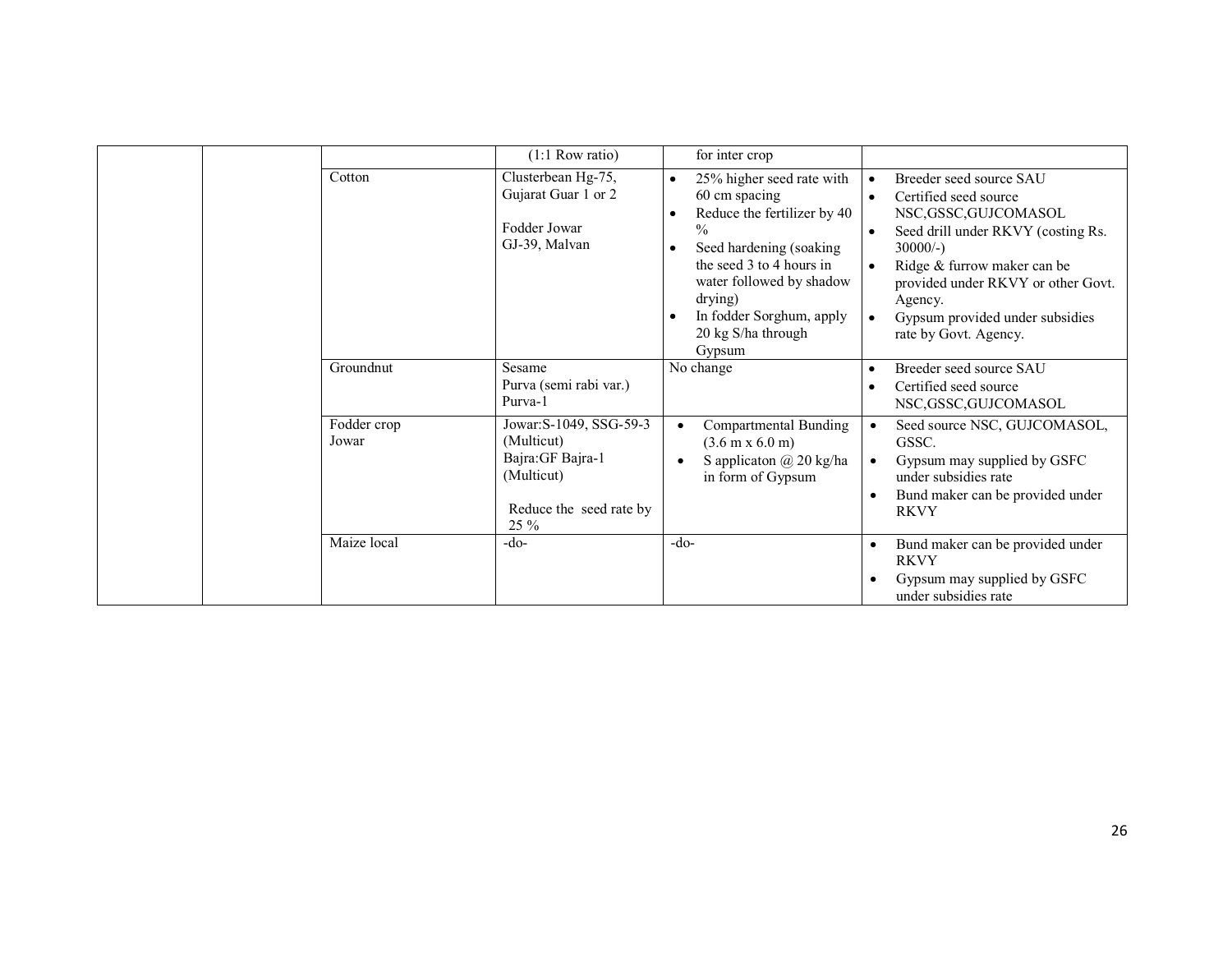| | | | | | |
|---|---|---|---|---|---|
| | | | (1:1 Row ratio) | for inter crop | |
| | | Cotton | Clusterbean Hg-75, Gujarat Guar 1 or 2<br><br>Fodder Jowar GJ-39, Malvan | • 25% higher seed rate with 60 cm spacing<br>• Reduce the fertilizer by 40 %<br>• Seed hardening (soaking the seed 3 to 4 hours in water followed by shadow drying)<br>• In fodder Sorghum, apply 20 kg S/ha through Gypsum | • Breeder seed source SAU<br>• Certified seed source NSC,GSSC,GUJCOMASOL<br>• Seed drill under RKVY (costing Rs. 30000/-)<br>• Ridge & furrow maker can be provided under RKVY or other Govt. Agency.<br>• Gypsum provided under subsidies rate by Govt. Agency. |
| | | Groundnut | Sesame<br>Purva (semi rabi var.)<br>Purva-1 | No change | • Breeder seed source SAU<br>• Certified seed source NSC,GSSC,GUJCOMASOL |
| | | Fodder crop<br>Jowar | Jowar:S-1049, SSG-59-3 (Multicut)<br>Bajra:GF Bajra-1 (Multicut)<br><br>Reduce the seed rate by 25 % | • Compartmental Bunding (3.6 m x 6.0 m)<br>• S applicaton @ 20 kg/ha in form of Gypsum | • Seed source NSC, GUJCOMASOL, GSSC.<br>• Gypsum may supplied by GSFC under subsidies rate<br>• Bund maker can be provided under RKVY |
| | | Maize local | -do- | -do- | • Bund maker can be provided under RKVY<br>• Gypsum may supplied by GSFC under subsidies rate |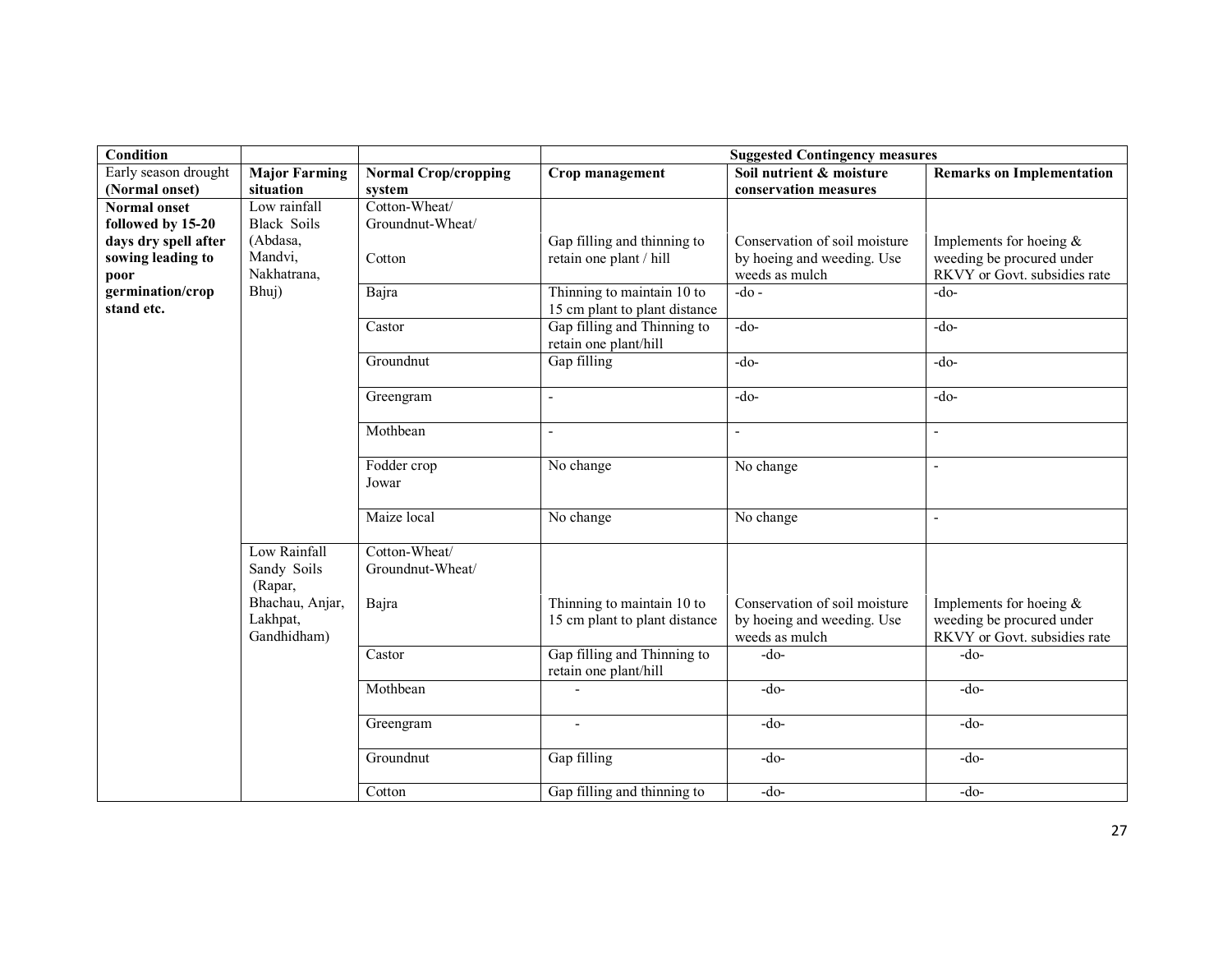| **Condition** | | | **Suggested Contingency measures** | | |
|---|---|---|---|---|---|
| Early season drought (Normal onset) | **Major Farming situation** | **Normal Crop/cropping system** | **Crop management** | **Soil nutrient & moisture conservation measures** | **Remarks on Implementation** |
| **Normal onset followed by 15-20 days dry spell after sowing leading to poor germination/crop stand etc.** | Low rainfall Black Soils (Abdasa, Mandvi, Nakhatrana, Bhuj) | Cotton-Wheat/ Groundnut-Wheat/ Cotton | Gap filling and thinning to retain one plant / hill | Conservation of soil moisture by hoeing and weeding. Use weeds as mulch | Implements for hoeing & weeding be procured under RKVY or Govt. subsidies rate |
| | | Bajra | Thinning to maintain 10 to 15 cm plant to plant distance | -do - | -do- |
| | | Castor | Gap filling and Thinning to retain one plant/hill | -do- | -do- |
| | | Groundnut | Gap filling | -do- | -do- |
| | | Greengram | - | -do- | -do- |
| | | Mothbean | - | - | - |
| | | Fodder crop Jowar | No change | No change | - |
| | | Maize local | No change | No change | - |
| | Low Rainfall Sandy Soils (Rapar, Bhachau, Anjar, Lakhpat, Gandhidham) | Cotton-Wheat/ Groundnut-Wheat/ Bajra | Thinning to maintain 10 to 15 cm plant to plant distance | Conservation of soil moisture by hoeing and weeding. Use weeds as mulch | Implements for hoeing & weeding be procured under RKVY or Govt. subsidies rate |
| | | Castor | Gap filling and Thinning to retain one plant/hill | -do- | -do- |
| | | Mothbean | - | -do- | -do- |
| | | Greengram | - | -do- | -do- |
| | | Groundnut | Gap filling | -do- | -do- |
| | | Cotton | Gap filling and thinning to | -do- | -do- |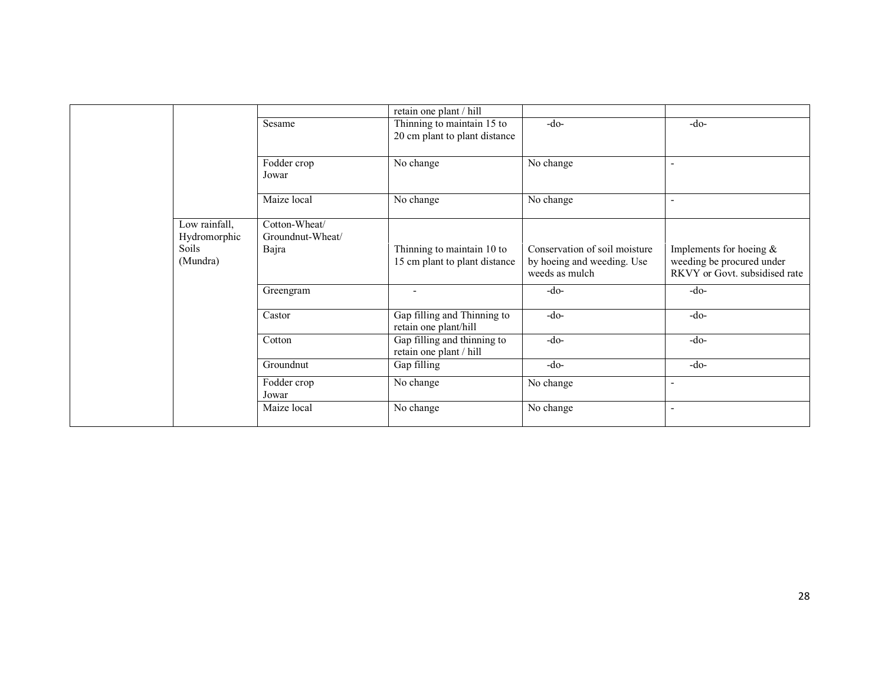| | | | retain one plant / hill | | |
|---|---|---|---|---|---|
| | | Sesame | Thinning to maintain 15 to 20 cm plant to plant distance | -do- | -do- |
| | | Fodder crop Jowar | No change | No change | - |
| | | Maize local | No change | No change | - |
| | Low rainfall, Hydromorphic Soils (Mundra) | Cotton-Wheat/ Groundnut-Wheat/ Bajra | Thinning to maintain 10 to 15 cm plant to plant distance | Conservation of soil moisture by hoeing and weeding. Use weeds as mulch | Implements for hoeing & weeding be procured under RKVY or Govt. subsidised rate |
| | | Greengram | - | -do- | -do- |
| | | Castor | Gap filling and Thinning to retain one plant/hill | -do- | -do- |
| | | Cotton | Gap filling and thinning to retain one plant / hill | -do- | -do- |
| | | Groundnut | Gap filling | -do- | -do- |
| | | Fodder crop Jowar | No change | No change | - |
| | | Maize local | No change | No change | - |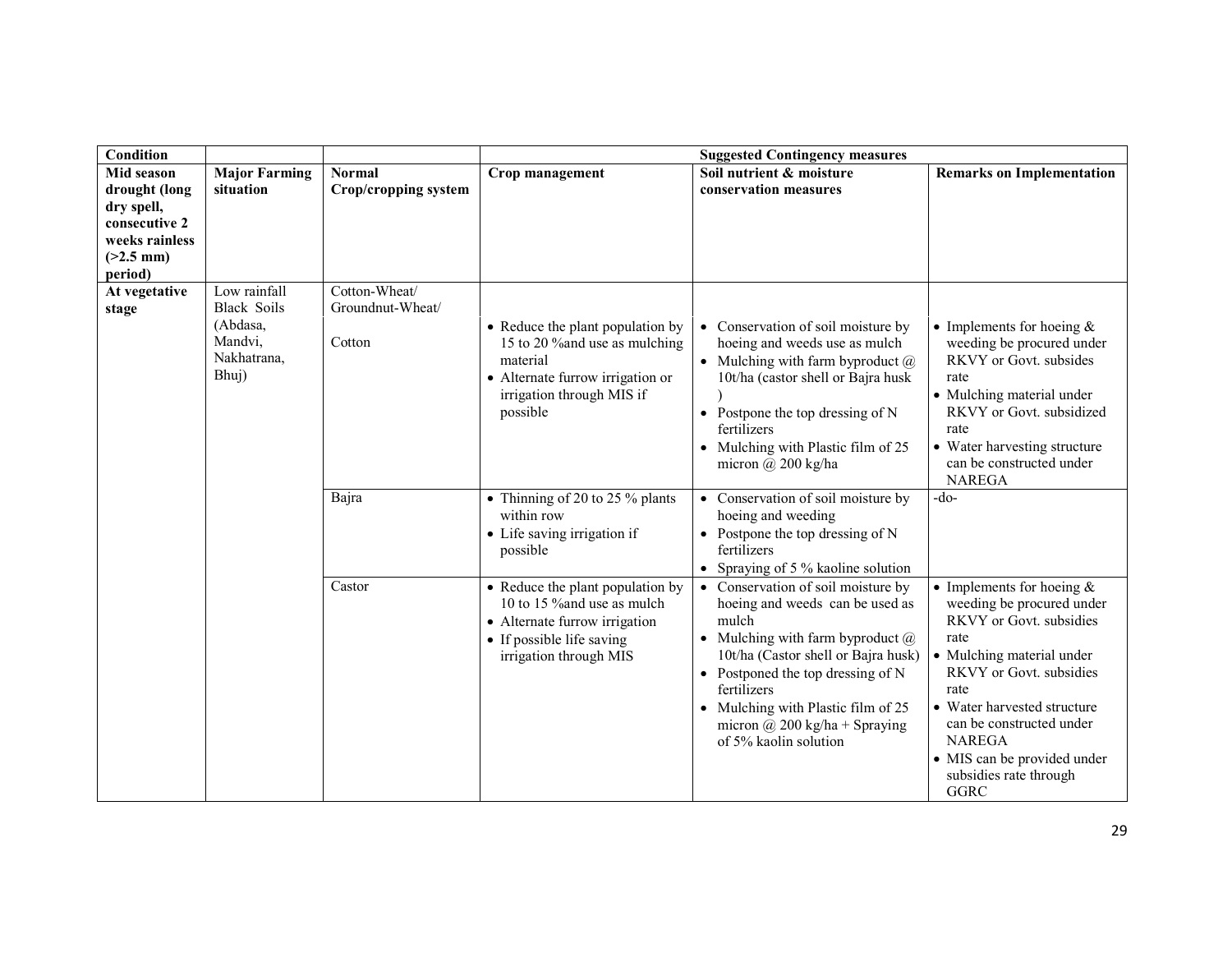| Condition | | | Suggested Contingency measures | | |
|---|---|---|---|---|---|
| **Mid season drought (long dry spell, consecutive 2 weeks rainless (>2.5 mm) period)** | **Major Farming situation** | **Normal Crop/cropping system** | **Crop management** | **Soil nutrient & moisture conservation measures** | **Remarks on Implementation** |
| **At vegetative stage** | Low rainfall Black Soils (Abdasa, Mandvi, Nakhatrana, Bhuj) | Cotton-Wheat/ Groundnut-Wheat/ Cotton | • Reduce the plant population by 15 to 20 %and use as mulching material<br>• Alternate furrow irrigation or irrigation through MIS if possible | • Conservation of soil moisture by hoeing and weeds use as mulch<br>• Mulching with farm byproduct @ 10t/ha (castor shell or Bajra husk )<br>• Postpone the top dressing of N fertilizers<br>• Mulching with Plastic film of 25 micron @ 200 kg/ha | • Implements for hoeing & weeding be procured under RKVY or Govt. subsides rate<br>• Mulching material under RKVY or Govt. subsidized rate<br>• Water harvesting structure can be constructed under NAREGA |
| | | Bajra | • Thinning of 20 to 25 % plants within row<br>• Life saving irrigation if possible | • Conservation of soil moisture by hoeing and weeding<br>• Postpone the top dressing of N fertilizers<br>• Spraying of 5 % kaoline solution | -do- |
| | | Castor | • Reduce the plant population by 10 to 15 %and use as mulch<br>• Alternate furrow irrigation<br>• If possible life saving irrigation through MIS | • Conservation of soil moisture by hoeing and weeds can be used as mulch<br>• Mulching with farm byproduct @ 10t/ha (Castor shell or Bajra husk)<br>• Postponed the top dressing of N fertilizers<br>• Mulching with Plastic film of 25 micron @ 200 kg/ha + Spraying of 5% kaolin solution | • Implements for hoeing & weeding be procured under RKVY or Govt. subsidies rate<br>• Mulching material under RKVY or Govt. subsidies rate<br>• Water harvested structure can be constructed under NAREGA<br>• MIS can be provided under subsidies rate through GGRC |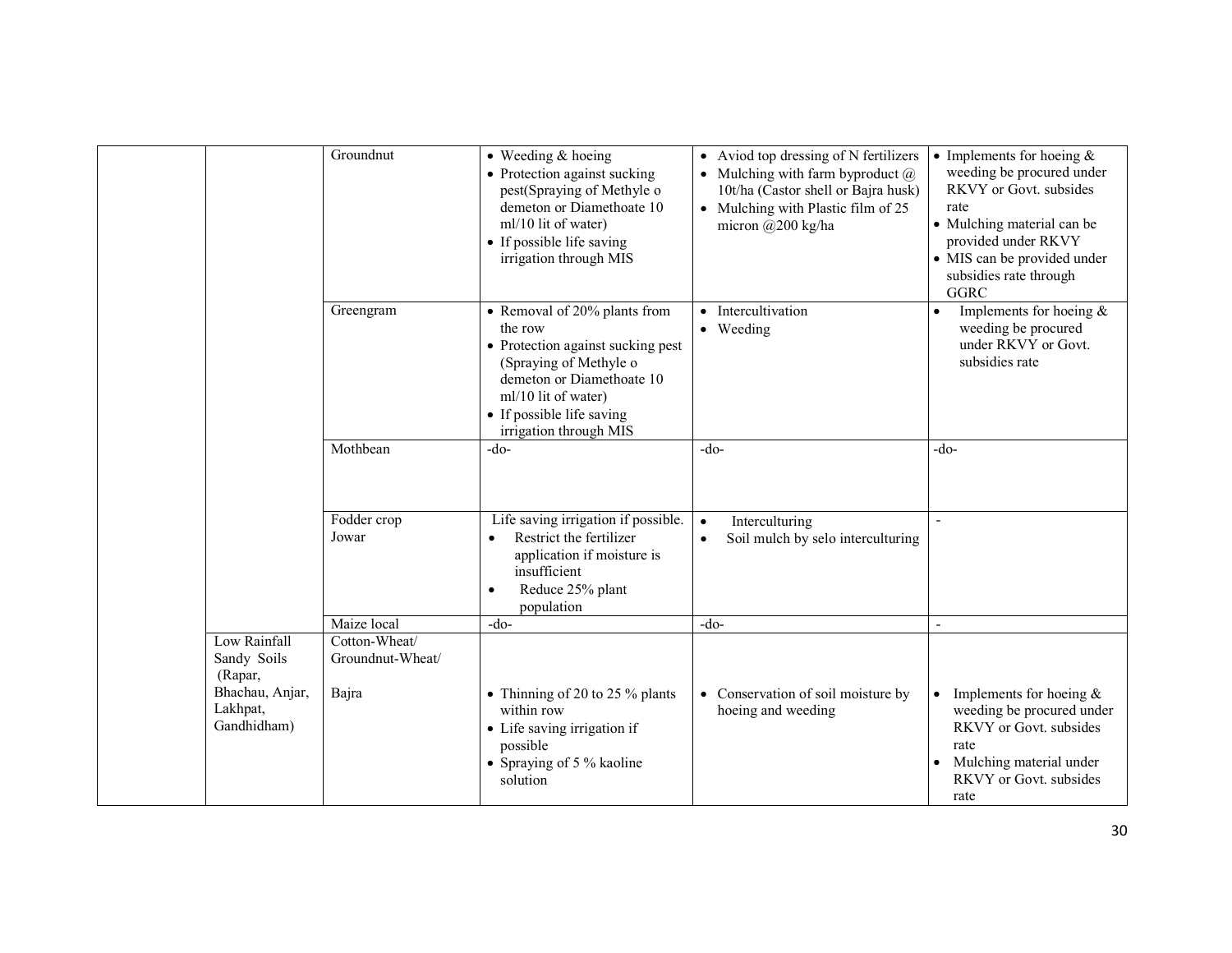|  |  |  |  |  |  |
|---|---|---|---|---|---|
|  |  | Groundnut | • Weeding & hoeing<br>• Protection against sucking pest(Spraying of Methyle o demeton or Diamethoate 10 ml/10 lit of water)<br>• If possible life saving irrigation through MIS | • Aviod top dressing of N fertilizers<br>• Mulching with farm byproduct @ 10t/ha (Castor shell or Bajra husk)<br>• Mulching with Plastic film of 25 micron @200 kg/ha | • Implements for hoeing & weeding be procured under RKVY or Govt. subsides rate<br>• Mulching material can be provided under RKVY<br>• MIS can be provided under subsidies rate through GGRC |
|  |  | Greengram | • Removal of 20% plants from the row<br>• Protection against sucking pest (Spraying of Methyle o demeton or Diamethoate 10 ml/10 lit of water)<br>• If possible life saving irrigation through MIS | • Intercultivation<br>• Weeding | • Implements for hoeing & weeding be procured under RKVY or Govt. subsidies rate |
|  |  | Mothbean | -do- | -do- | -do- |
|  |  | Fodder crop Jowar | Life saving irrigation if possible.<br>• Restrict the fertilizer application if moisture is insufficient<br>• Reduce 25% plant population | • Interculturing<br>• Soil mulch by selo interculturing | - |
|  |  | Maize local | -do- | -do- | - |
|  | Low Rainfall Sandy Soils (Rapar, Bhachau, Anjar, Lakhpat, Gandhidham) | Cotton-Wheat/ Groundnut-Wheat/<br><br>Bajra | • Thinning of 20 to 25 % plants within row<br>• Life saving irrigation if possible<br>• Spraying of 5 % kaoline solution | • Conservation of soil moisture by hoeing and weeding | • Implements for hoeing & weeding be procured under RKVY or Govt. subsides rate<br>• Mulching material under RKVY or Govt. subsides rate |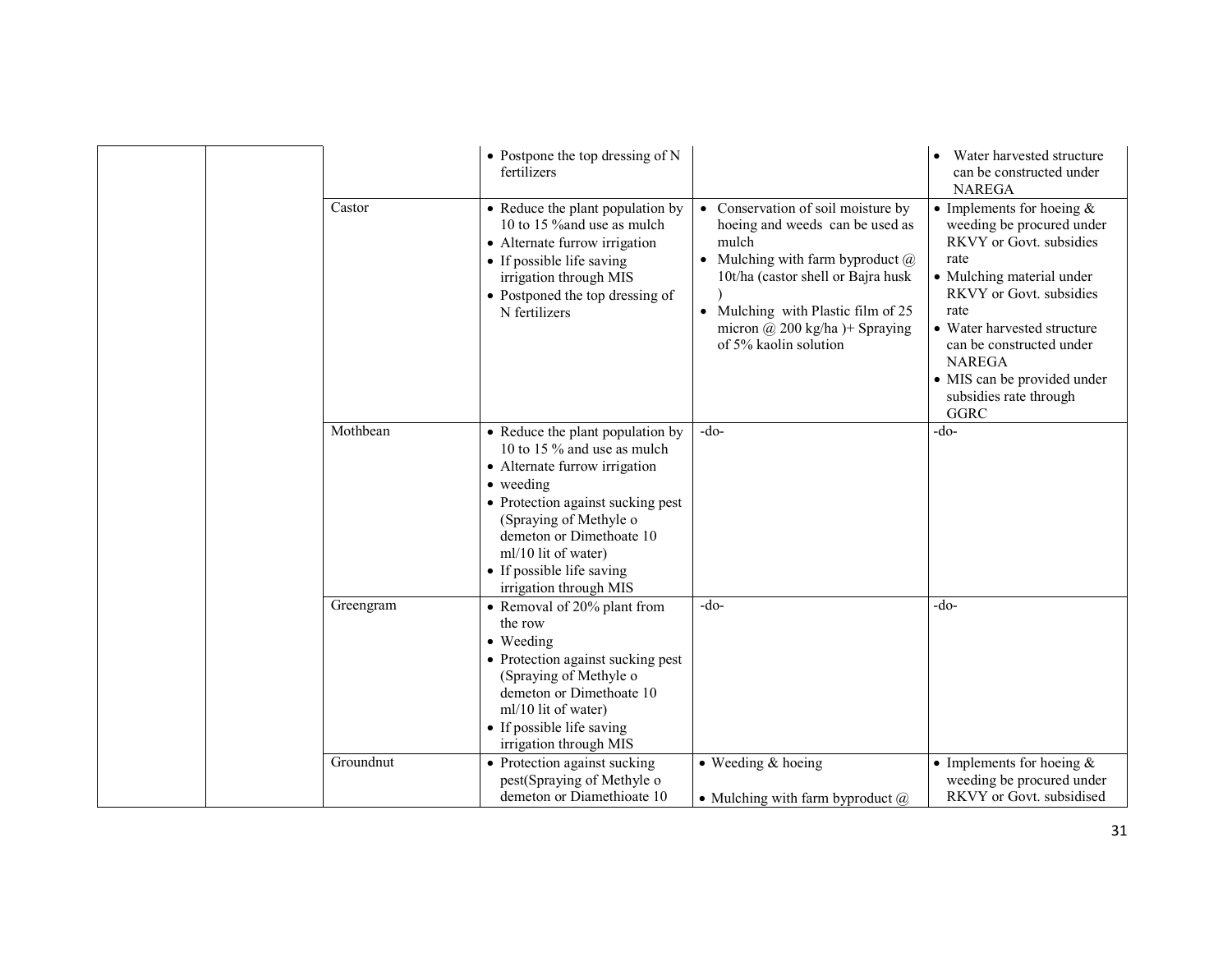| | | | | | |
|---|---|---|---|---|---|
| | | | • Postpone the top dressing of N fertilizers | | • Water harvested structure can be constructed under NAREGA |
| | | Castor | • Reduce the plant population by 10 to 15 %and use as mulch<br>• Alternate furrow irrigation<br>• If possible life saving irrigation through MIS<br>• Postponed the top dressing of N fertilizers | • Conservation of soil moisture by hoeing and weeds can be used as mulch<br>• Mulching with farm byproduct @ 10t/ha (castor shell or Bajra husk )<br>• Mulching with Plastic film of 25 micron @ 200 kg/ha )+ Spraying of 5% kaolin solution | • Implements for hoeing & weeding be procured under RKVY or Govt. subsidies rate<br>• Mulching material under RKVY or Govt. subsidies rate<br>• Water harvested structure can be constructed under NAREGA<br>• MIS can be provided under subsidies rate through GGRC |
| | | Mothbean | • Reduce the plant population by 10 to 15 % and use as mulch<br>• Alternate furrow irrigation<br>• weeding<br>• Protection against sucking pest (Spraying of Methyle o demeton or Dimethoate 10 ml/10 lit of water)<br>• If possible life saving irrigation through MIS | -do- | -do- |
| | | Greengram | • Removal of 20% plant from the row<br>• Weeding<br>• Protection against sucking pest (Spraying of Methyle o demeton or Dimethoate 10 ml/10 lit of water)<br>• If possible life saving irrigation through MIS | -do- | -do- |
| | | Groundnut | • Protection against sucking pest(Spraying of Methyle o demeton or Diamethioate 10 | • Weeding & hoeing<br>• Mulching with farm byproduct @ | • Implements for hoeing & weeding be procured under RKVY or Govt. subsidised |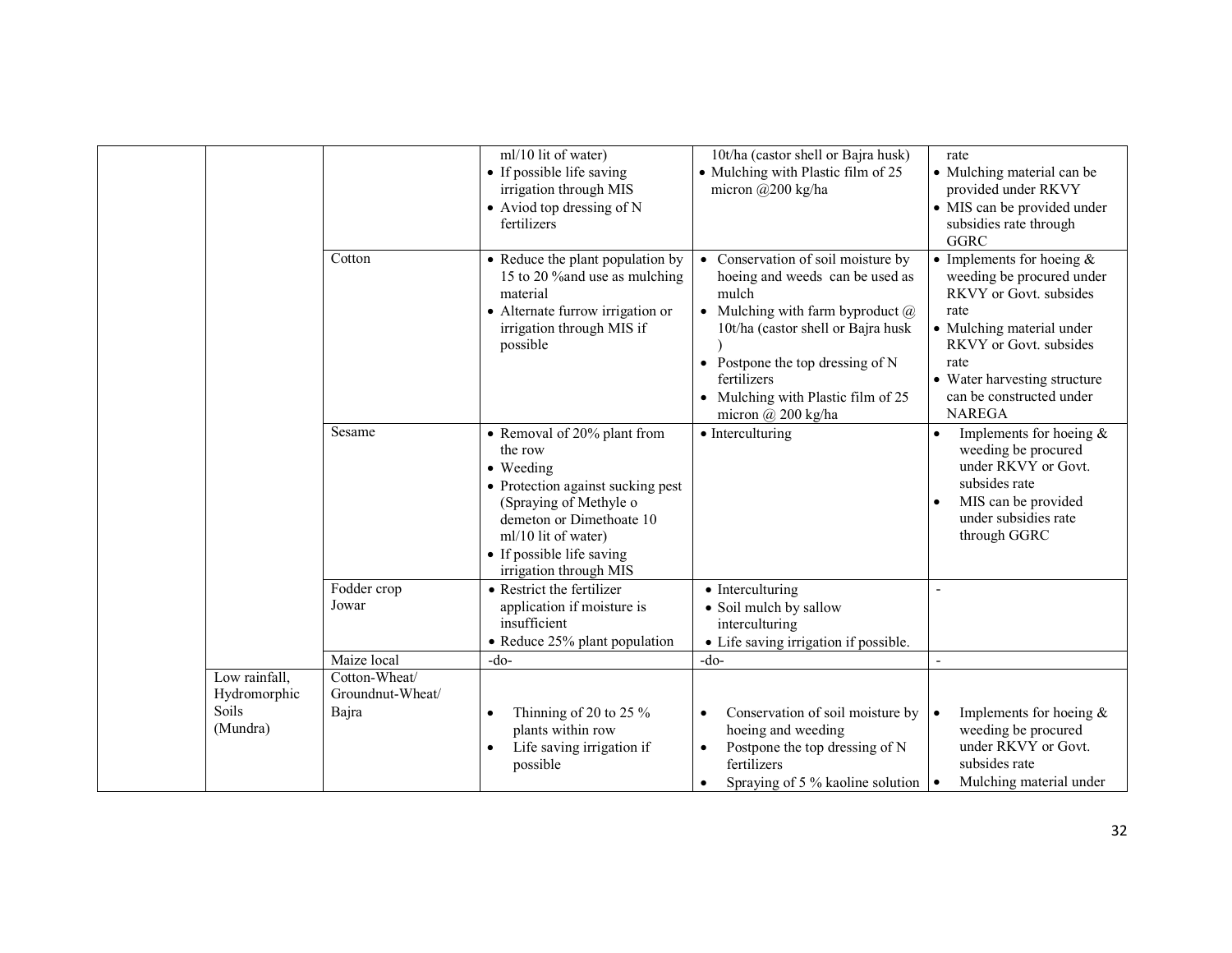| | | | | | |
|---|---|---|---|---|---|
| | | | ml/10 lit of water)<br>• If possible life saving irrigation through MIS<br>• Aviod top dressing of N fertilizers | 10t/ha (castor shell or Bajra husk)<br>• Mulching with Plastic film of 25 micron @200 kg/ha | rate<br>• Mulching material can be provided under RKVY<br>• MIS can be provided under subsidies rate through GGRC |
| | | Cotton | • Reduce the plant population by 15 to 20 %and use as mulching material<br>• Alternate furrow irrigation or irrigation through MIS if possible | • Conservation of soil moisture by hoeing and weeds can be used as mulch<br>• Mulching with farm byproduct @ 10t/ha (castor shell or Bajra husk )<br>• Postpone the top dressing of N fertilizers<br>• Mulching with Plastic film of 25 micron @ 200 kg/ha | • Implements for hoeing & weeding be procured under RKVY or Govt. subsides rate<br>• Mulching material under RKVY or Govt. subsides rate<br>• Water harvesting structure can be constructed under NAREGA |
| | | Sesame | • Removal of 20% plant from the row<br>• Weeding<br>• Protection against sucking pest (Spraying of Methyle o demeton or Dimethoate 10 ml/10 lit of water)<br>• If possible life saving irrigation through MIS | • Interculturing | • Implements for hoeing & weeding be procured under RKVY or Govt. subsides rate<br>• MIS can be provided under subsidies rate through GGRC |
| | | Fodder crop Jowar | • Restrict the fertilizer application if moisture is insufficient<br>• Reduce 25% plant population | • Interculturing<br>• Soil mulch by sallow interculturing<br>• Life saving irrigation if possible. | - |
| | | Maize local | -do- | -do- | - |
| | Low rainfall, Hydromorphic Soils (Mundra) | Cotton-Wheat/ Groundnut-Wheat/ Bajra | • Thinning of 20 to 25 % plants within row<br>• Life saving irrigation if possible | • Conservation of soil moisture by hoeing and weeding<br>• Postpone the top dressing of N fertilizers<br>• Spraying of 5 % kaoline solution | • Implements for hoeing & weeding be procured under RKVY or Govt. subsides rate<br>• Mulching material under |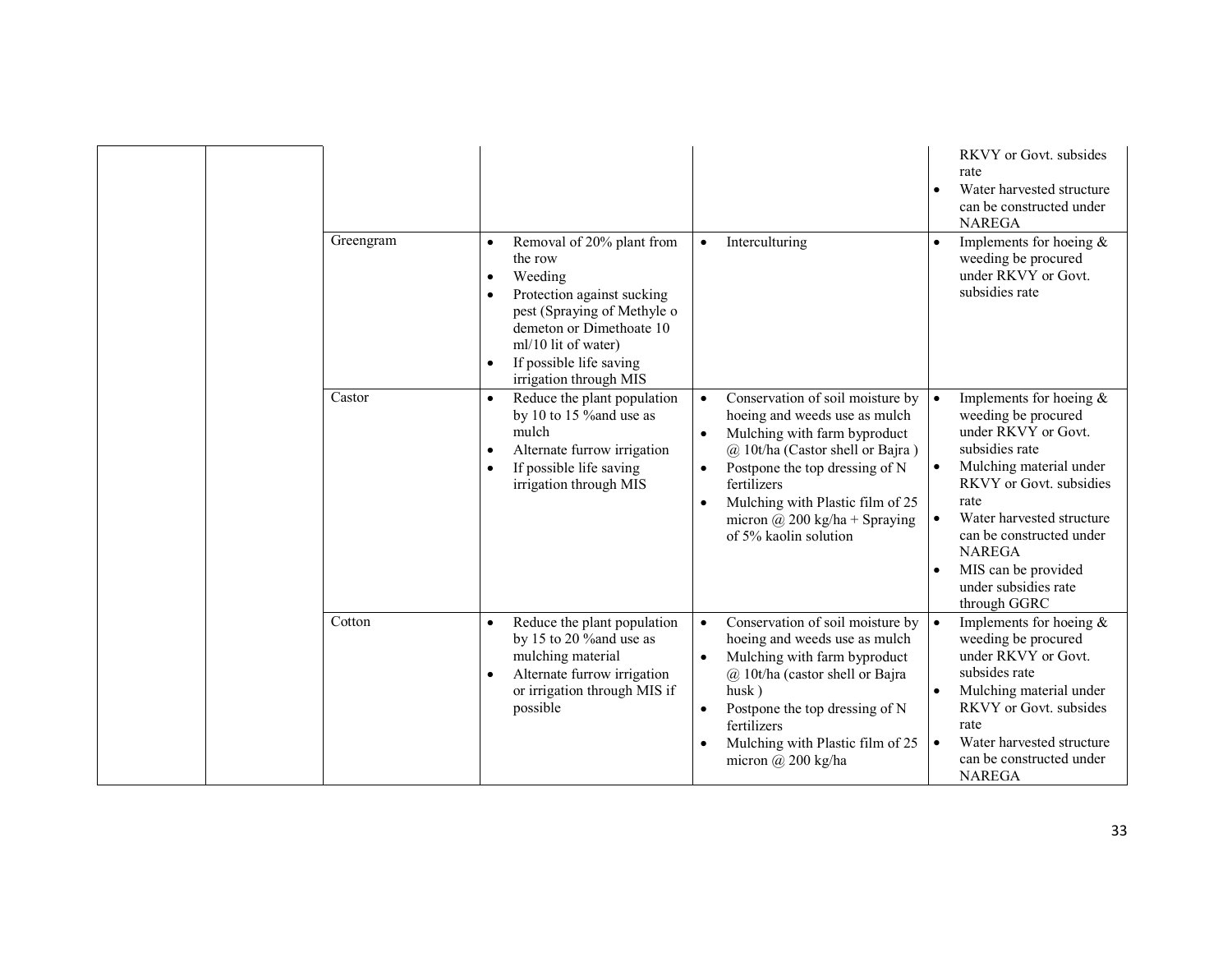| | | | | | |
|---|---|---|---|---|---|
| | | | | | RKVY or Govt. subsides rate<br>• Water harvested structure can be constructed under NAREGA |
| | | Greengram | • Removal of 20% plant from the row<br>• Weeding<br>• Protection against sucking pest (Spraying of Methyle o demeton or Dimethoate 10 ml/10 lit of water)<br>• If possible life saving irrigation through MIS | • Interculturing | • Implements for hoeing & weeding be procured under RKVY or Govt. subsidies rate |
| | | Castor | • Reduce the plant population by 10 to 15 %and use as mulch<br>• Alternate furrow irrigation<br>• If possible life saving irrigation through MIS | • Conservation of soil moisture by hoeing and weeds use as mulch<br>• Mulching with farm byproduct @ 10t/ha (Castor shell or Bajra )<br>• Postpone the top dressing of N fertilizers<br>• Mulching with Plastic film of 25 micron @ 200 kg/ha + Spraying of 5% kaolin solution | • Implements for hoeing & weeding be procured under RKVY or Govt. subsidies rate<br>• Mulching material under RKVY or Govt. subsidies rate<br>• Water harvested structure can be constructed under NAREGA<br>• MIS can be provided under subsidies rate through GGRC |
| | | Cotton | • Reduce the plant population by 15 to 20 %and use as mulching material<br>• Alternate furrow irrigation or irrigation through MIS if possible | • Conservation of soil moisture by hoeing and weeds use as mulch<br>• Mulching with farm byproduct @ 10t/ha (castor shell or Bajra husk )<br>• Postpone the top dressing of N fertilizers<br>• Mulching with Plastic film of 25 micron @ 200 kg/ha | • Implements for hoeing & weeding be procured under RKVY or Govt. subsides rate<br>• Mulching material under RKVY or Govt. subsides rate<br>• Water harvested structure can be constructed under NAREGA |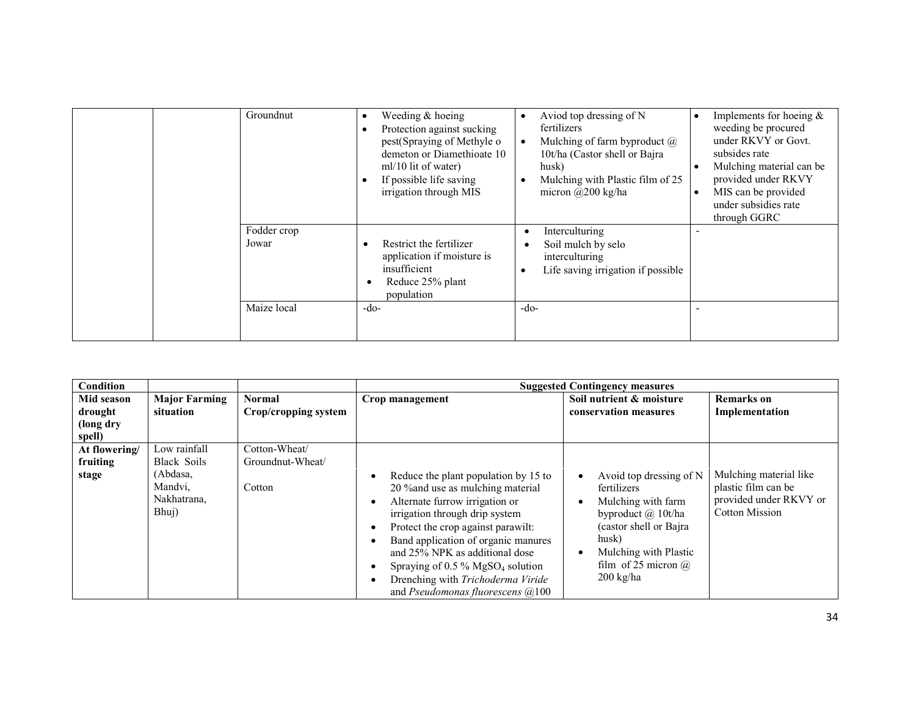| | | Groundnut | • Weeding & hoeing<br>• Protection against sucking pest(Spraying of Methyle o demeton or Diamethioate 10 ml/10 lit of water)<br>• If possible life saving irrigation through MIS | • Aviod top dressing of N fertilizers<br>• Mulching of farm byproduct @ 10t/ha (Castor shell or Bajra husk)<br>• Mulching with Plastic film of 25 micron @200 kg/ha | • Implements for hoeing & weeding be procured under RKVY or Govt. subsides rate<br>• Mulching material can be provided under RKVY<br>• MIS can be provided under subsidies rate through GGRC |
|---|---|---|---|---|---|
| | | Fodder crop<br>Jowar | • Restrict the fertilizer application if moisture is insufficient<br>• Reduce 25% plant population | • Interculturing<br>• Soil mulch by selo interculturing<br>• Life saving irrigation if possible | - |
| | | Maize local | -do- | -do- | - |

| Condition | | | Suggested Contingency measures | | |
|---|---|---|---|---|---|
| **Mid season drought (long dry spell)** | **Major Farming situation** | **Normal Crop/cropping system** | **Crop management** | **Soil nutrient & moisture conservation measures** | **Remarks on Implementation** |
| **At flowering/ fruiting stage** | Low rainfall Black Soils (Abdasa, Mandvi, Nakhatrana, Bhuj) | Cotton-Wheat/ Groundnut-Wheat/<br><br>Cotton | • Reduce the plant population by 15 to 20 %and use as mulching material<br>• Alternate furrow irrigation or irrigation through drip system<br>• Protect the crop against parawilt:<br>• Band application of organic manures and 25% NPK as additional dose<br>• Spraying of 0.5 % $MgSO_4$ solution<br>• Drenching with *Trichoderma Viride* and *Pseudomonas fluorescens* @100 | • Avoid top dressing of N fertilizers<br>• Mulching with farm byproduct @ 10t/ha (castor shell or Bajra husk)<br>• Mulching with Plastic film of 25 micron @ 200 kg/ha | Mulching material like plastic film can be provided under RKVY or Cotton Mission |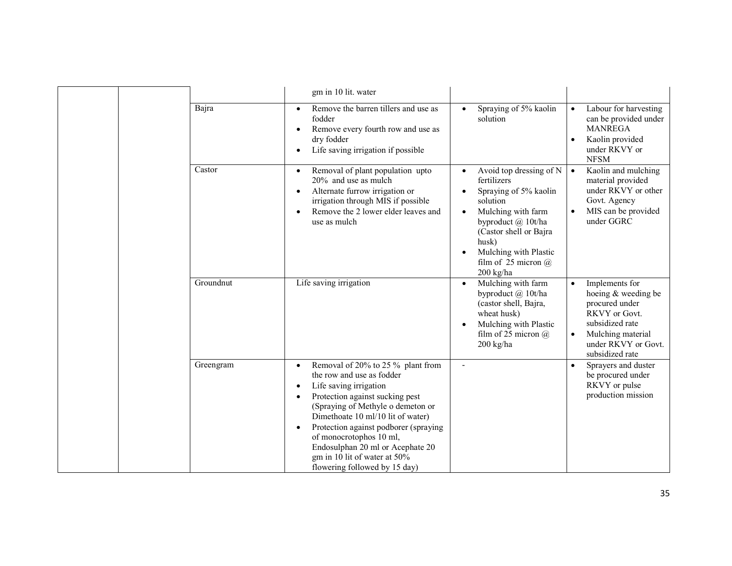| | | | | | |
|---|---|---|---|---|---|
| | | | gm in 10 lit. water | | |
| | | Bajra | • Remove the barren tillers and use as fodder<br>• Remove every fourth row and use as dry fodder<br>• Life saving irrigation if possible | • Spraying of 5% kaolin solution | • Labour for harvesting can be provided under MANREGA<br>• Kaolin provided under RKVY or NFSM |
| | | Castor | • Removal of plant population upto 20% and use as mulch<br>• Alternate furrow irrigation or irrigation through MIS if possible<br>• Remove the 2 lower elder leaves and use as mulch | • Avoid top dressing of N fertilizers<br>• Spraying of 5% kaolin solution<br>• Mulching with farm byproduct @ 10t/ha (Castor shell or Bajra husk)<br>• Mulching with Plastic film of 25 micron @ 200 kg/ha | • Kaolin and mulching material provided under RKVY or other Govt. Agency<br>• MIS can be provided under GGRC |
| | | Groundnut | Life saving irrigation | • Mulching with farm byproduct @ 10t/ha (castor shell, Bajra, wheat husk)<br>• Mulching with Plastic film of 25 micron @ 200 kg/ha | • Implements for hoeing & weeding be procured under RKVY or Govt. subsidized rate<br>• Mulching material under RKVY or Govt. subsidized rate |
| | | Greengram | • Removal of 20% to 25 % plant from the row and use as fodder<br>• Life saving irrigation<br>• Protection against sucking pest (Spraying of Methyle o demeton or Dimethoate 10 ml/10 lit of water)<br>• Protection against podborer (spraying of monocrotophos 10 ml, Endosulphan 20 ml or Acephate 20 gm in 10 lit of water at 50% flowering followed by 15 day) | - | • Sprayers and duster be procured under RKVY or pulse production mission |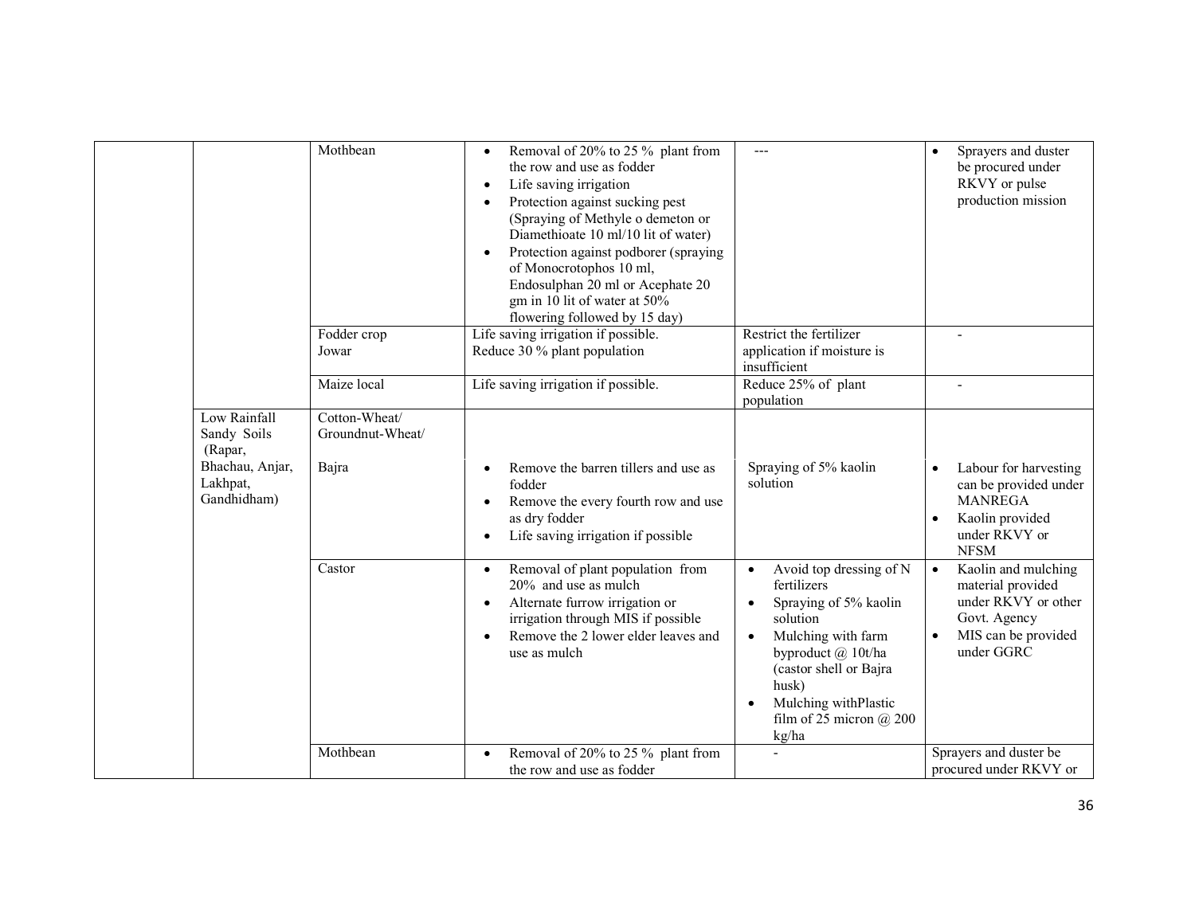| | | | | | |
|---|---|---|---|---|---|
| | | Mothbean | • Removal of 20% to 25 % plant from the row and use as fodder<br>• Life saving irrigation<br>• Protection against sucking pest (Spraying of Methyle o demeton or Diamethioate 10 ml/10 lit of water)<br>• Protection against podborer (spraying of Monocrotophos 10 ml, Endosulphan 20 ml or Acephate 20 gm in 10 lit of water at 50% flowering followed by 15 day) | --- | • Sprayers and duster be procured under RKVY or pulse production mission |
| | | Fodder crop Jowar | Life saving irrigation if possible.<br>Reduce 30 % plant population | Restrict the fertilizer application if moisture is insufficient | - |
| | | Maize local | Life saving irrigation if possible. | Reduce 25% of plant population | - |
| | Low Rainfall Sandy Soils (Rapar, Bhachau, Anjar, Lakhpat, Gandhidham) | Cotton-Wheat/ Groundnut-Wheat/ | | | |
| | | Bajra | • Remove the barren tillers and use as fodder<br>• Remove the every fourth row and use as dry fodder<br>• Life saving irrigation if possible | Spraying of 5% kaolin solution | • Labour for harvesting can be provided under MANREGA<br>• Kaolin provided under RKVY or NFSM |
| | | Castor | • Removal of plant population from 20% and use as mulch<br>• Alternate furrow irrigation or irrigation through MIS if possible<br>• Remove the 2 lower elder leaves and use as mulch | • Avoid top dressing of N fertilizers<br>• Spraying of 5% kaolin solution<br>• Mulching with farm byproduct @ 10t/ha (castor shell or Bajra husk)<br>• Mulching withPlastic film of 25 micron @ 200 kg/ha | • Kaolin and mulching material provided under RKVY or other Govt. Agency<br>• MIS can be provided under GGRC |
| | | Mothbean | • Removal of 20% to 25 % plant from the row and use as fodder | - | Sprayers and duster be procured under RKVY or |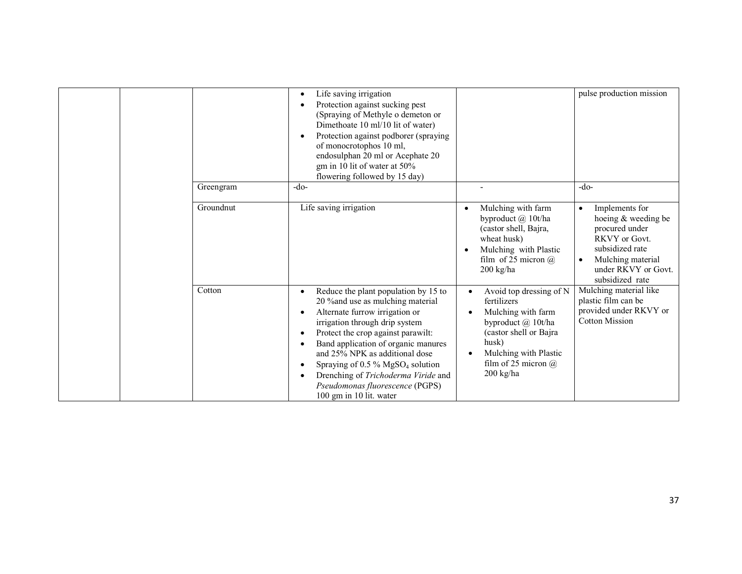| | | | | | |
|---|---|---|---|---|---|
| | | | • Life saving irrigation<br>• Protection against sucking pest (Spraying of Methyle o demeton or Dimethoate 10 ml/10 lit of water)<br>• Protection against podborer (spraying of monocrotophos 10 ml, endosulphan 20 ml or Acephate 20 gm in 10 lit of water at 50% flowering followed by 15 day) | | pulse production mission |
| | | Greengram | -do- | - | -do- |
| | | Groundnut | Life saving irrigation | • Mulching with farm byproduct @ 10t/ha (castor shell, Bajra, wheat husk)<br>• Mulching with Plastic film of 25 micron @ 200 kg/ha | • Implements for hoeing & weeding be procured under RKVY or Govt. subsidized rate<br>• Mulching material under RKVY or Govt. subsidized rate |
| | | Cotton | • Reduce the plant population by 15 to 20 %and use as mulching material<br>• Alternate furrow irrigation or irrigation through drip system<br>• Protect the crop against parawilt:<br>• Band application of organic manures and 25% NPK as additional dose<br>• Spraying of 0.5 % $MgSO_4$ solution<br>• Drenching of *Trichoderma Viride* and *Pseudomonas fluorescence* (PGPS) 100 gm in 10 lit. water | • Avoid top dressing of N fertilizers<br>• Mulching with farm byproduct @ 10t/ha (castor shell or Bajra husk)<br>• Mulching with Plastic film of 25 micron @ 200 kg/ha | Mulching material like plastic film can be provided under RKVY or Cotton Mission |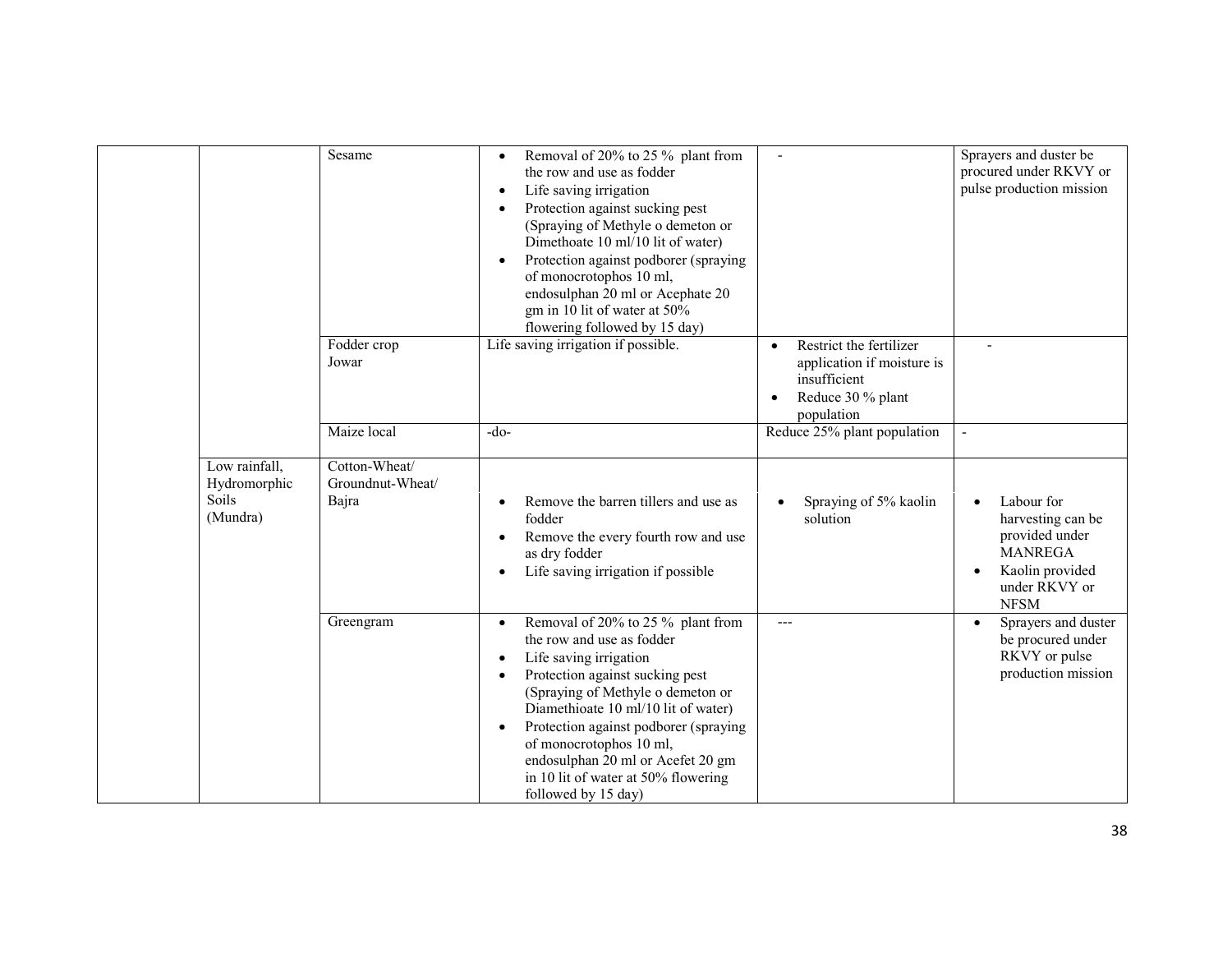| | | | | | |
|---|---|---|---|---|---|
| | | Sesame | • Removal of 20% to 25 % plant from the row and use as fodder<br>• Life saving irrigation<br>• Protection against sucking pest (Spraying of Methyle o demeton or Dimethoate 10 ml/10 lit of water)<br>• Protection against podborer (spraying of monocrotophos 10 ml, endosulphan 20 ml or Acephate 20 gm in 10 lit of water at 50% flowering followed by 15 day) | - | Sprayers and duster be procured under RKVY or pulse production mission |
| | | Fodder crop Jowar | Life saving irrigation if possible. | • Restrict the fertilizer application if moisture is insufficient<br>• Reduce 30 % plant population | - |
| | | Maize local | -do- | Reduce 25% plant population | - |
| | Low rainfall, Hydromorphic Soils (Mundra) | Cotton-Wheat/ Groundnut-Wheat/ Bajra | • Remove the barren tillers and use as fodder<br>• Remove the every fourth row and use as dry fodder<br>• Life saving irrigation if possible | • Spraying of 5% kaolin solution | • Labour for harvesting can be provided under MANREGA<br>• Kaolin provided under RKVY or NFSM |
| | | Greengram | • Removal of 20% to 25 % plant from the row and use as fodder<br>• Life saving irrigation<br>• Protection against sucking pest (Spraying of Methyle o demeton or Diamethioate 10 ml/10 lit of water)<br>• Protection against podborer (spraying of monocrotophos 10 ml, endosulphan 20 ml or Acefet 20 gm in 10 lit of water at 50% flowering followed by 15 day) | --- | • Sprayers and duster be procured under RKVY or pulse production mission |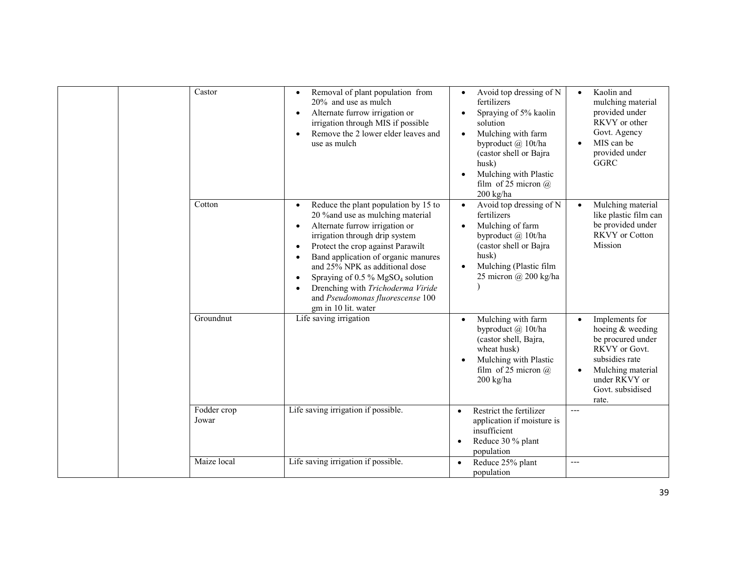| | | | | | |
|---|---|---|---|---|---|
| | | Castor | • Removal of plant population from 20% and use as mulch<br>• Alternate furrow irrigation or irrigation through MIS if possible<br>• Remove the 2 lower elder leaves and use as mulch | • Avoid top dressing of N fertilizers<br>• Spraying of 5% kaolin solution<br>• Mulching with farm byproduct @ 10t/ha (castor shell or Bajra husk)<br>• Mulching with Plastic film of 25 micron @ 200 kg/ha | • Kaolin and mulching material provided under RKVY or other Govt. Agency<br>• MIS can be provided under GGRC |
| | | Cotton | • Reduce the plant population by 15 to 20 %and use as mulching material<br>• Alternate furrow irrigation or irrigation through drip system<br>• Protect the crop against Parawilt<br>• Band application of organic manures and 25% NPK as additional dose<br>• Spraying of 0.5 % $MgSO_4$ solution<br>• Drenching with *Trichoderma Viride* and *Pseudomonas fluorescense* 100 gm in 10 lit. water | • Avoid top dressing of N fertilizers<br>• Mulching of farm byproduct @ 10t/ha (castor shell or Bajra husk)<br>• Mulching (Plastic film 25 micron @ 200 kg/ha ) | • Mulching material like plastic film can be provided under RKVY or Cotton Mission |
| | | Groundnut | Life saving irrigation | • Mulching with farm byproduct @ 10t/ha (castor shell, Bajra, wheat husk)<br>• Mulching with Plastic film of 25 micron @ 200 kg/ha | • Implements for hoeing & weeding be procured under RKVY or Govt. subsidies rate<br>• Mulching material under RKVY or Govt. subsidised rate. |
| | | Fodder crop Jowar | Life saving irrigation if possible. | • Restrict the fertilizer application if moisture is insufficient<br>• Reduce 30 % plant population | --- |
| | | Maize local | Life saving irrigation if possible. | • Reduce 25% plant population | --- |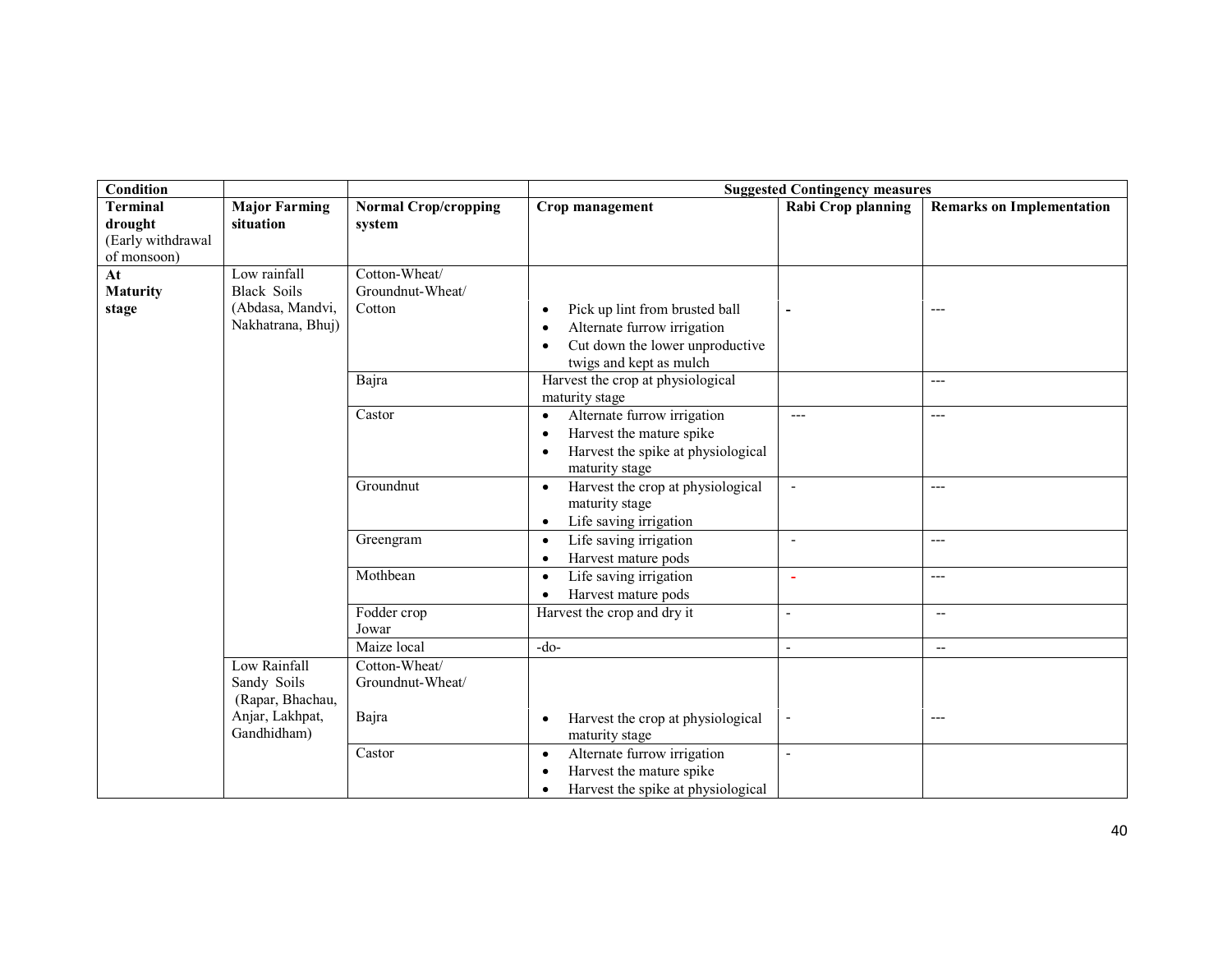| Condition | | | Suggested Contingency measures | | |
|---|---|---|---|---|---|
| **Terminal drought** (Early withdrawal of monsoon) | **Major Farming situation** | **Normal Crop/cropping system** | **Crop management** | **Rabi Crop planning** | **Remarks on Implementation** |
| **At Maturity stage** | Low rainfall Black Soils (Abdasa, Mandvi, Nakhatrana, Bhuj) | Cotton-Wheat/ Groundnut-Wheat/ Cotton | • Pick up lint from brusted ball<br>• Alternate furrow irrigation<br>• Cut down the lower unproductive twigs and kept as mulch | - | --- |
| | | Bajra | Harvest the crop at physiological maturity stage | | --- |
| | | Castor | • Alternate furrow irrigation<br>• Harvest the mature spike<br>• Harvest the spike at physiological maturity stage | --- | --- |
| | | Groundnut | • Harvest the crop at physiological maturity stage<br>• Life saving irrigation | - | --- |
| | | Greengram | • Life saving irrigation<br>• Harvest mature pods | - | --- |
| | | Mothbean | • Life saving irrigation<br>• Harvest mature pods | - | --- |
| | | Fodder crop Jowar | Harvest the crop and dry it | - | -- |
| | | Maize local | -do- | - | -- |
| | Low Rainfall Sandy Soils (Rapar, Bhachau, Anjar, Lakhpat, Gandhidham) | Cotton-Wheat/ Groundnut-Wheat/ Bajra | • Harvest the crop at physiological maturity stage | - | --- |
| | | Castor | • Alternate furrow irrigation<br>• Harvest the mature spike<br>• Harvest the spike at physiological | - | |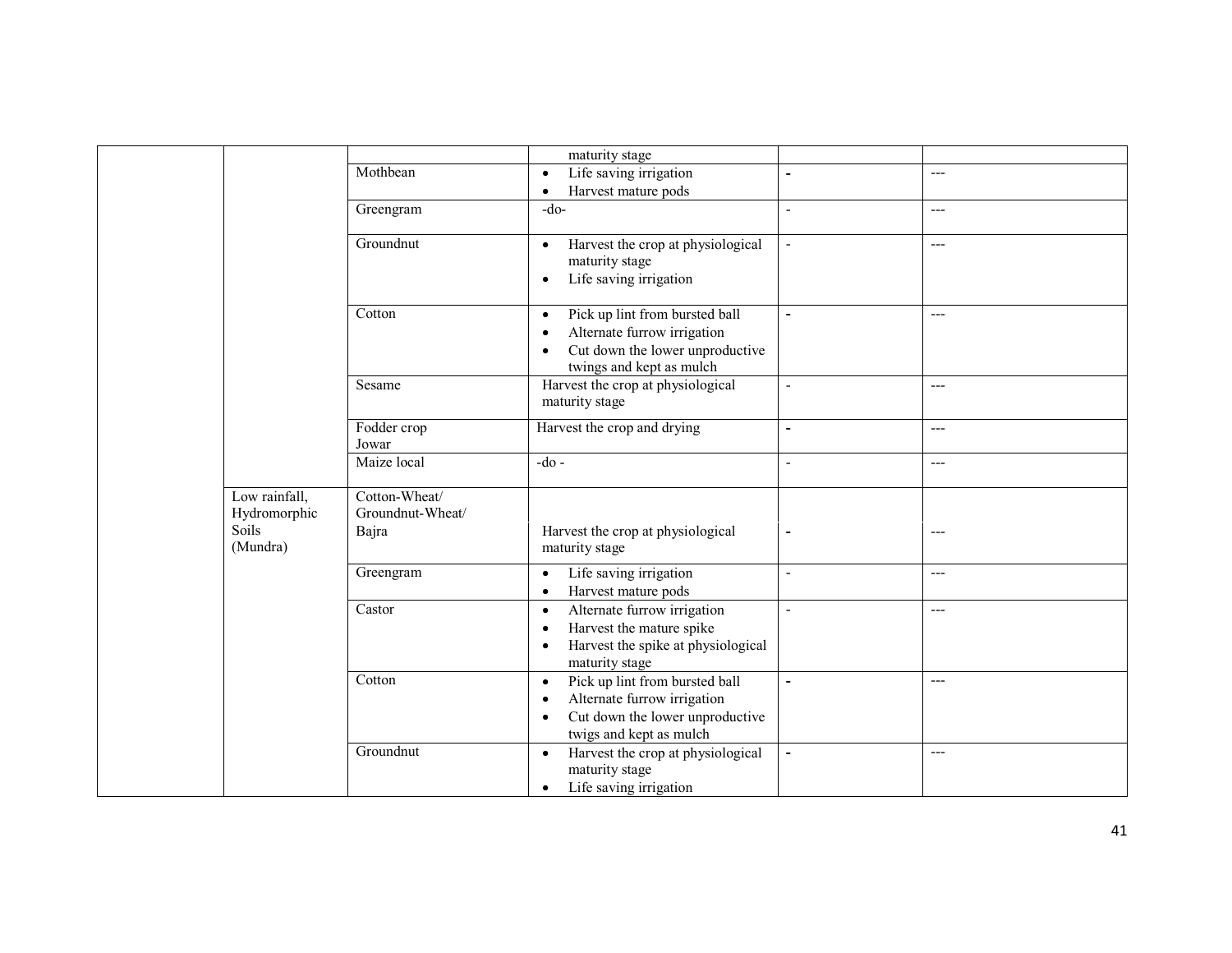| | | | | | |
|---|---|---|---|---|---|
| | | | maturity stage | | |
| | | Mothbean | • Life saving irrigation<br>• Harvest mature pods | - | --- |
| | | Greengram | -do- | - | --- |
| | | Groundnut | • Harvest the crop at physiological maturity stage<br>• Life saving irrigation | - | --- |
| | | Cotton | • Pick up lint from bursted ball<br>• Alternate furrow irrigation<br>• Cut down the lower unproductive twings and kept as mulch | - | --- |
| | | Sesame | Harvest the crop at physiological maturity stage | - | --- |
| | | Fodder crop Jowar | Harvest the crop and drying | - | --- |
| | | Maize local | -do - | - | --- |
| | Low rainfall, Hydromorphic Soils (Mundra) | Cotton-Wheat/ Groundnut-Wheat/ Bajra | Harvest the crop at physiological maturity stage | - | --- |
| | | Greengram | • Life saving irrigation<br>• Harvest mature pods | - | --- |
| | | Castor | • Alternate furrow irrigation<br>• Harvest the mature spike<br>• Harvest the spike at physiological maturity stage | - | --- |
| | | Cotton | • Pick up lint from bursted ball<br>• Alternate furrow irrigation<br>• Cut down the lower unproductive twigs and kept as mulch | - | --- |
| | | Groundnut | • Harvest the crop at physiological maturity stage<br>• Life saving irrigation | - | --- |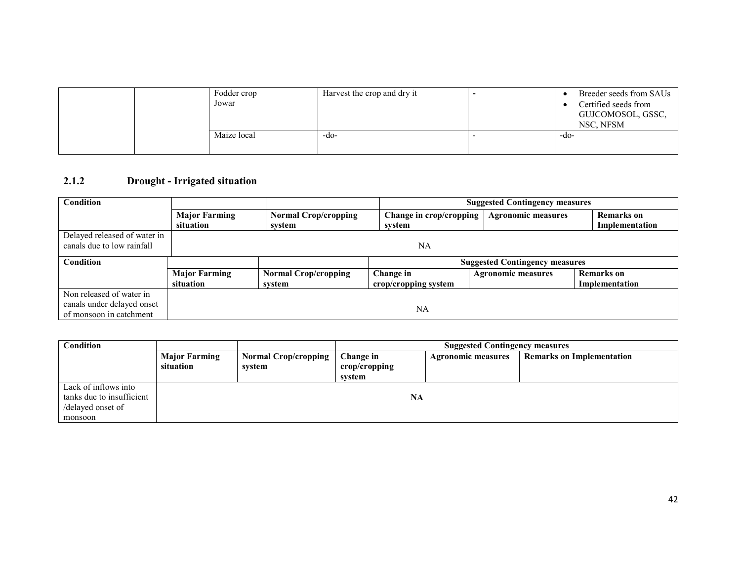| | | Fodder crop Jowar | Harvest the crop and dry it | - | • Breeder seeds from SAUs<br>• Certified seeds from GUJCOMOSOL, GSSC, NSC, NFSM |
|---|---|---|---|---|---|
| | | Maize local | -do- | - | -do- |

### 2.1.2 Drought - Irrigated situation

| Condition | | | Suggested Contingency measures | | |
|---|---|---|---|---|---|
| | **Major Farming situation** | **Normal Crop/cropping system** | **Change in crop/cropping system** | **Agronomic measures** | **Remarks on Implementation** |
| Delayed released of water in canals due to low rainfall | NA | | | | |

| Condition | | | Suggested Contingency measures | | |
|---|---|---|---|---|---|
| | **Major Farming situation** | **Normal Crop/cropping system** | **Change in crop/cropping system** | **Agronomic measures** | **Remarks on Implementation** |
| Non released of water in canals under delayed onset of monsoon in catchment | NA | | | | |

| Condition | | | Suggested Contingency measures | | |
|---|---|---|---|---|---|
| | **Major Farming situation** | **Normal Crop/cropping system** | **Change in crop/cropping system** | **Agronomic measures** | **Remarks on Implementation** |
| Lack of inflows into tanks due to insufficient /delayed onset of monsoon | **NA** | | | | |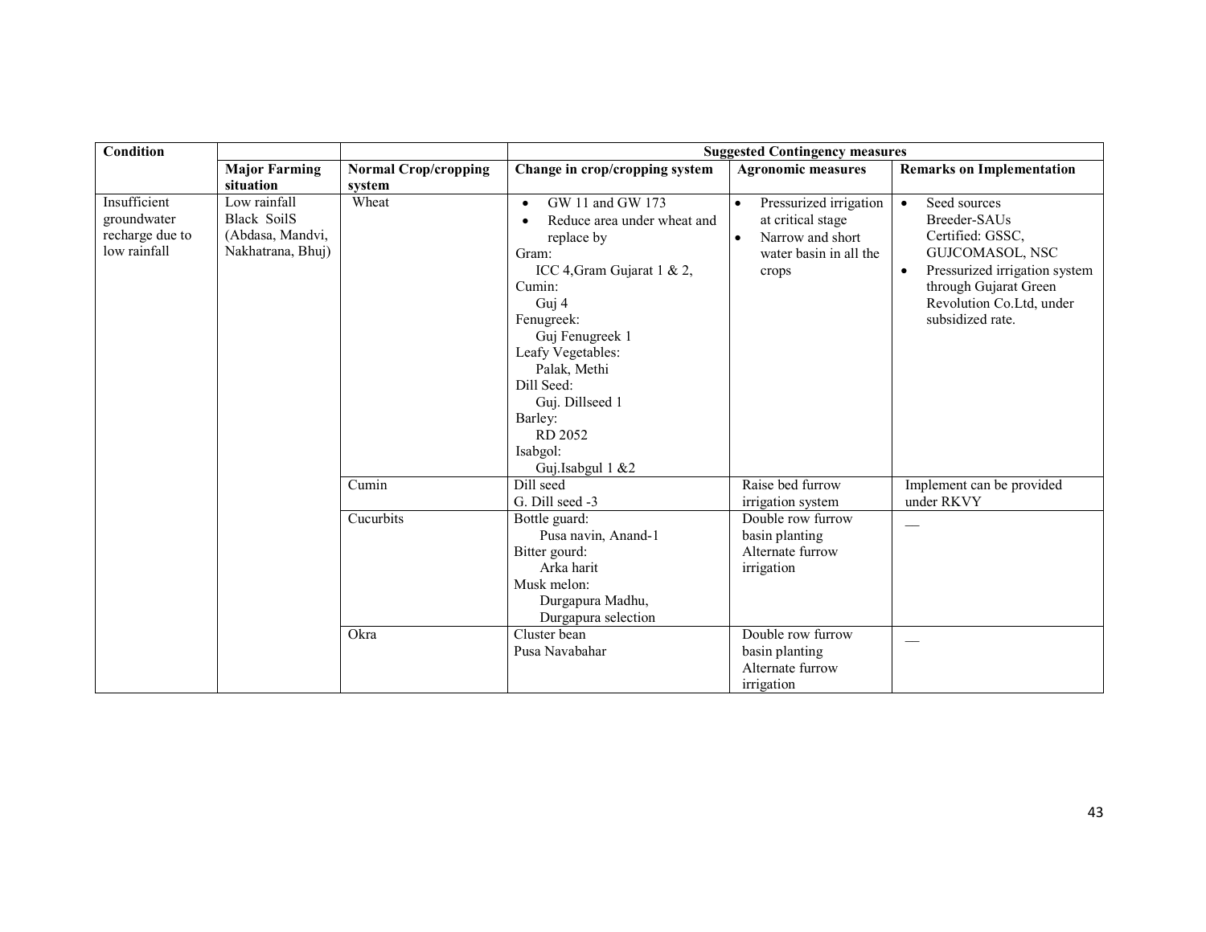| Condition | | | Suggested Contingency measures | | |
|---|---|---|---|---|---|
| | Major Farming situation | Normal Crop/cropping system | Change in crop/cropping system | Agronomic measures | Remarks on Implementation |
| Insufficient groundwater recharge due to low rainfall | Low rainfall Black SoilS (Abdasa, Mandvi, Nakhatrana, Bhuj) | Wheat | • GW 11 and GW 173<br>• Reduce area under wheat and replace by<br>Gram:<br>ICC 4,Gram Gujarat 1 & 2,<br>Cumin:<br>Guj 4<br>Fenugreek:<br>Guj Fenugreek 1<br>Leafy Vegetables:<br>Palak, Methi<br>Dill Seed:<br>Guj. Dillseed 1<br>Barley:<br>RD 2052<br>Isabgol:<br>Guj.Isabgul 1 &2 | • Pressurized irrigation at critical stage<br>• Narrow and short water basin in all the crops | • Seed sources Breeder-SAUs Certified: GSSC, GUJCOMASOL, NSC<br>• Pressurized irrigation system through Gujarat Green Revolution Co.Ltd, under subsidized rate. |
| | | Cumin | Dill seed<br>G. Dill seed -3 | Raise bed furrow irrigation system | Implement can be provided under RKVY |
| | | Cucurbits | Bottle guard:<br>Pusa navin, Anand-1<br>Bitter gourd:<br>Arka harit<br>Musk melon:<br>Durgapura Madhu,<br>Durgapura selection | Double row furrow basin planting<br>Alternate furrow irrigation | — |
| | | Okra | Cluster bean<br>Pusa Navabahar | Double row furrow basin planting<br>Alternate furrow irrigation | — |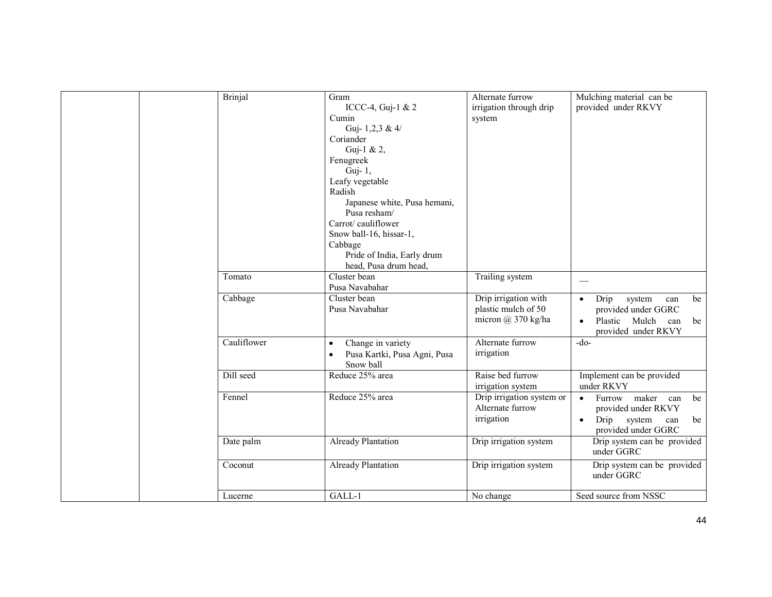| | | | | | |
|---|---|---|---|---|---|
| | | Brinjal | Gram<br>ICCC-4, Guj-1 & 2<br>Cumin<br>Guj- 1,2,3 & 4/<br>Coriander<br>Guj-1 & 2,<br>Fenugreek<br>Guj- 1,<br>Leafy vegetable<br>Radish<br>Japanese white, Pusa hemani, Pusa resham/<br>Carrot/ cauliflower<br>Snow ball-16, hissar-1,<br>Cabbage<br>Pride of India, Early drum head, Pusa drum head, | Alternate furrow irrigation through drip system | Mulching material can be provided under RKVY |
| | | Tomato | Cluster bean<br>Pusa Navabahar | Trailing system | — |
| | | Cabbage | Cluster bean<br>Pusa Navabahar | Drip irrigation with plastic mulch of 50 micron @ 370 kg/ha | • Drip system can be provided under GGRC<br>• Plastic Mulch can be provided under RKVY |
| | | Cauliflower | • Change in variety<br>• Pusa Kartki, Pusa Agni, Pusa Snow ball | Alternate furrow irrigation | -do- |
| | | Dill seed | Reduce 25% area | Raise bed furrow irrigation system | Implement can be provided under RKVY |
| | | Fennel | Reduce 25% area | Drip irrigation system or Alternate furrow irrigation | • Furrow maker can be provided under RKVY<br>• Drip system can be provided under GGRC |
| | | Date palm | Already Plantation | Drip irrigation system | Drip system can be provided under GGRC |
| | | Coconut | Already Plantation | Drip irrigation system | Drip system can be provided under GGRC |
| | | Lucerne | GALL-1 | No change | Seed source from NSSC |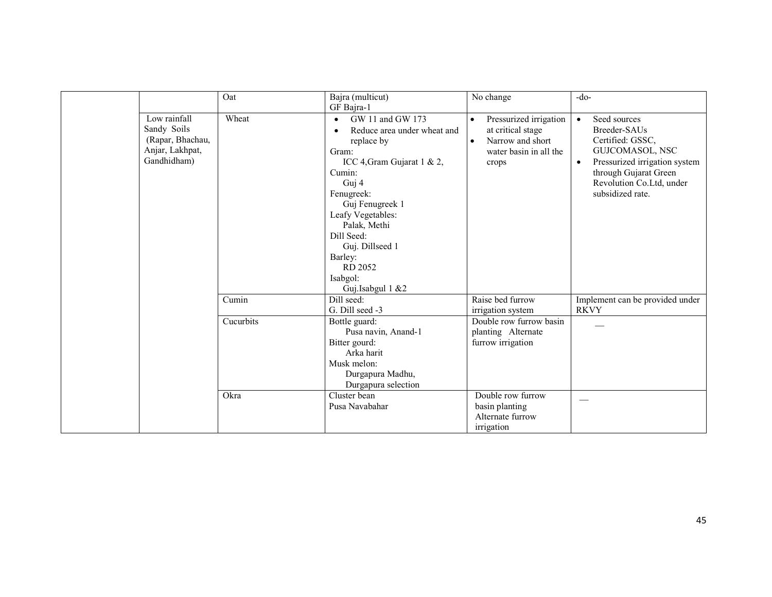| | | | | | |
|---|---|---|---|---|---|
| | | Oat | Bajra (multicut)<br>GF Bajra-1 | No change | -do- |
| | Low rainfall Sandy Soils (Rapar, Bhachau, Anjar, Lakhpat, Gandhidham) | Wheat | • GW 11 and GW 173<br>• Reduce area under wheat and replace by<br>Gram:<br>ICC 4,Gram Gujarat 1 & 2,<br>Cumin:<br>Guj 4<br>Fenugreek:<br>Guj Fenugreek 1<br>Leafy Vegetables:<br>Palak, Methi<br>Dill Seed:<br>Guj. Dillseed 1<br>Barley:<br>RD 2052<br>Isabgol:<br>Guj.Isabgul 1 &2 | • Pressurized irrigation at critical stage<br>• Narrow and short water basin in all the crops | • Seed sources<br>Breeder-SAUs<br>Certified: GSSC, GUJCOMASOL, NSC<br>• Pressurized irrigation system through Gujarat Green Revolution Co.Ltd, under subsidized rate. |
| | | Cumin | Dill seed:<br>G. Dill seed -3 | Raise bed furrow irrigation system | Implement can be provided under RKVY |
| | | Cucurbits | Bottle guard:<br>Pusa navin, Anand-1<br>Bitter gourd:<br>Arka harit<br>Musk melon:<br>Durgapura Madhu, Durgapura selection | Double row furrow basin planting Alternate furrow irrigation | __ |
| | | Okra | Cluster bean<br>Pusa Navabahar | Double row furrow basin planting<br>Alternate furrow irrigation | __ |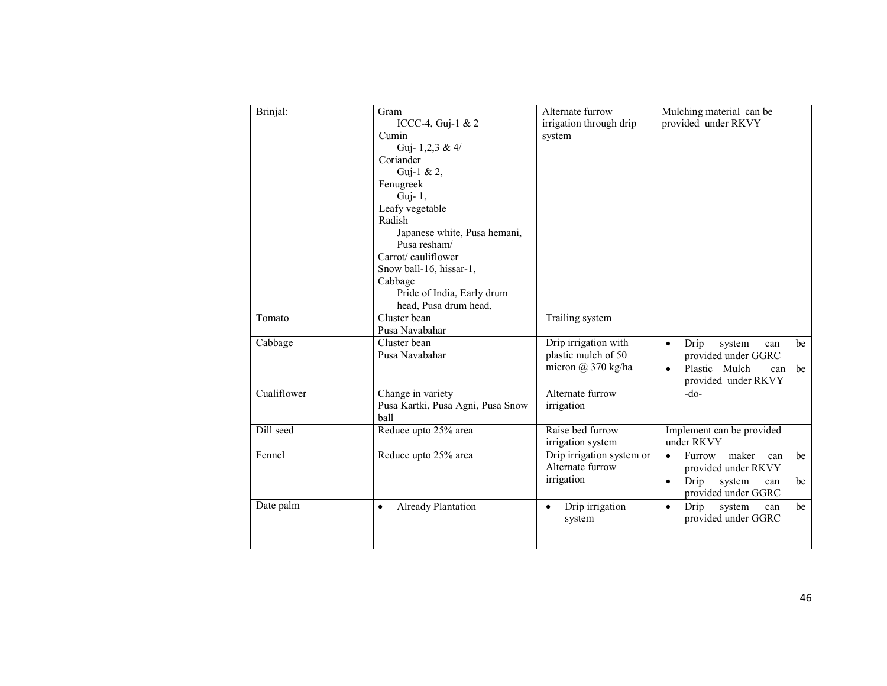| | | | | | |
|---|---|---|---|---|---|
| | | Brinjal: | Gram<br>ICCC-4, Guj-1 & 2<br>Cumin<br>Guj- 1,2,3 & 4/<br>Coriander<br>Guj-1 & 2,<br>Fenugreek<br>Guj- 1,<br>Leafy vegetable<br>Radish<br>Japanese white, Pusa hemani, Pusa resham/<br>Carrot/ cauliflower<br>Snow ball-16, hissar-1,<br>Cabbage<br>Pride of India, Early drum head, Pusa drum head, | Alternate furrow irrigation through drip system | Mulching material can be provided under RKVY |
| | | Tomato | Cluster bean<br>Pusa Navabahar | Trailing system | — |
| | | Cabbage | Cluster bean<br>Pusa Navabahar | Drip irrigation with plastic mulch of 50 micron @ 370 kg/ha | • Drip system can be provided under GGRC<br>• Plastic Mulch can be provided under RKVY |
| | | Cualiflower | Change in variety<br>Pusa Kartki, Pusa Agni, Pusa Snow ball | Alternate furrow irrigation | -do- |
| | | Dill seed | Reduce upto 25% area | Raise bed furrow irrigation system | Implement can be provided under RKVY |
| | | Fennel | Reduce upto 25% area | Drip irrigation system or Alternate furrow irrigation | • Furrow maker can be provided under RKVY<br>• Drip system can be provided under GGRC |
| | | Date palm | • Already Plantation | • Drip irrigation system | • Drip system can be provided under GGRC |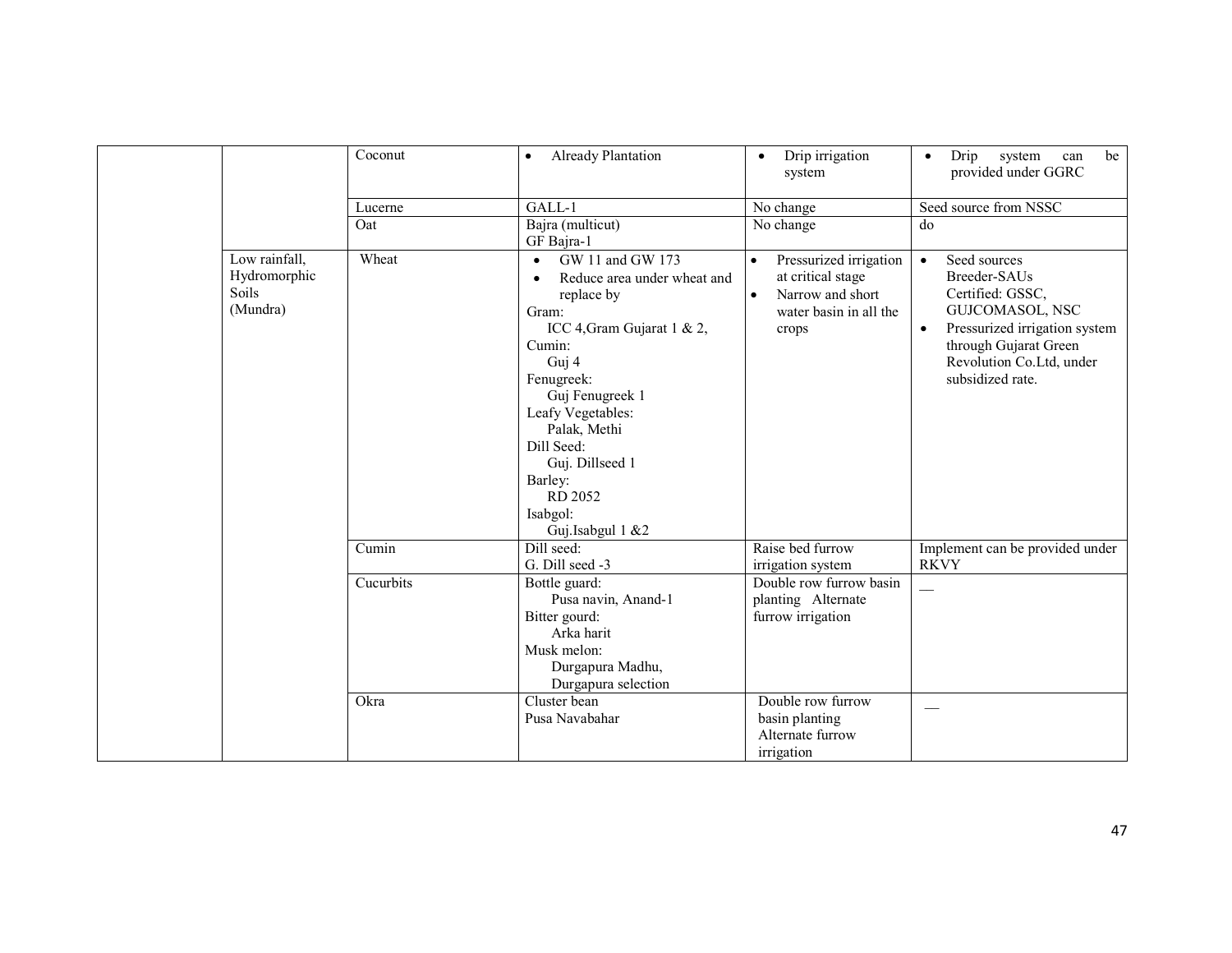| | | | | | |
|---|---|---|---|---|---|
| | | Coconut | • Already Plantation | • Drip irrigation system | • Drip system can be provided under GGRC |
| | | Lucerne | GALL-1 | No change | Seed source from NSSC |
| | | Oat | Bajra (multicut)<br>GF Bajra-1 | No change | do |
| | Low rainfall, Hydromorphic Soils (Mundra) | Wheat | • GW 11 and GW 173<br>• Reduce area under wheat and replace by<br>Gram:<br>ICC 4,Gram Gujarat 1 & 2,<br>Cumin:<br>Guj 4<br>Fenugreek:<br>Guj Fenugreek 1<br>Leafy Vegetables:<br>Palak, Methi<br>Dill Seed:<br>Guj. Dillseed 1<br>Barley:<br>RD 2052<br>Isabgol:<br>Guj.Isabgul 1 &2 | • Pressurized irrigation at critical stage<br>• Narrow and short water basin in all the crops | • Seed sources<br>Breeder-SAUs<br>Certified: GSSC, GUJCOMASOL, NSC<br>• Pressurized irrigation system through Gujarat Green Revolution Co.Ltd, under subsidized rate. |
| | | Cumin | Dill seed:<br>G. Dill seed -3 | Raise bed furrow irrigation system | Implement can be provided under RKVY |
| | | Cucurbits | Bottle guard:<br>Pusa navin, Anand-1<br>Bitter gourd:<br>Arka harit<br>Musk melon:<br>Durgapura Madhu,<br>Durgapura selection | Double row furrow basin planting Alternate furrow irrigation | __ |
| | | Okra | Cluster bean<br>Pusa Navabahar | Double row furrow basin planting<br>Alternate furrow irrigation | __ |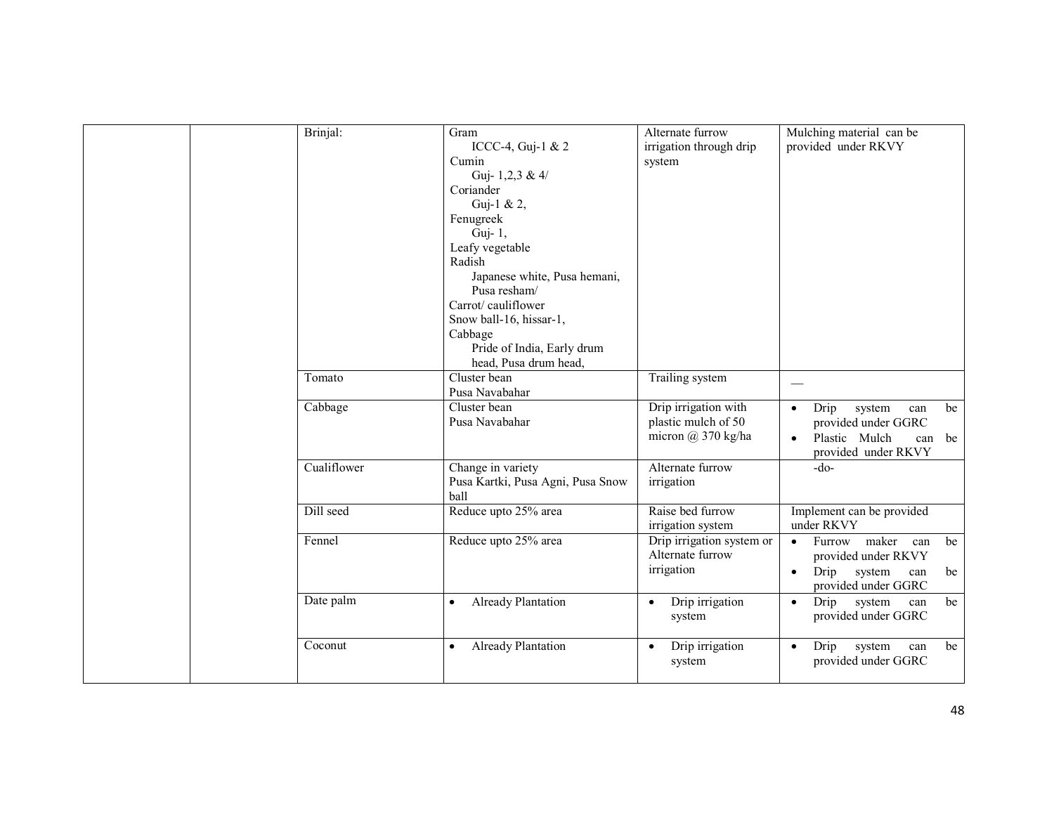| | | | | | |
|---|---|---|---|---|---|
| | | Brinjal: | Gram<br>ICCC-4, Guj-1 & 2<br>Cumin<br>Guj- 1,2,3 & 4/<br>Coriander<br>Guj-1 & 2,<br>Fenugreek<br>Guj- 1,<br>Leafy vegetable<br>Radish<br>Japanese white, Pusa hemani, Pusa resham/<br>Carrot/ cauliflower<br>Snow ball-16, hissar-1,<br>Cabbage<br>Pride of India, Early drum head, Pusa drum head, | Alternate furrow irrigation through drip system | Mulching material can be provided under RKVY |
| | | Tomato | Cluster bean<br>Pusa Navabahar | Trailing system | — |
| | | Cabbage | Cluster bean<br>Pusa Navabahar | Drip irrigation with plastic mulch of 50 micron @ 370 kg/ha | • Drip system can be provided under GGRC<br>• Plastic Mulch can be provided under RKVY |
| | | Cualiflower | Change in variety<br>Pusa Kartki, Pusa Agni, Pusa Snow ball | Alternate furrow irrigation | -do- |
| | | Dill seed | Reduce upto 25% area | Raise bed furrow irrigation system | Implement can be provided under RKVY |
| | | Fennel | Reduce upto 25% area | Drip irrigation system or Alternate furrow irrigation | • Furrow maker can be provided under RKVY<br>• Drip system can be provided under GGRC |
| | | Date palm | • Already Plantation | • Drip irrigation system | • Drip system can be provided under GGRC |
| | | Coconut | • Already Plantation | • Drip irrigation system | • Drip system can be provided under GGRC |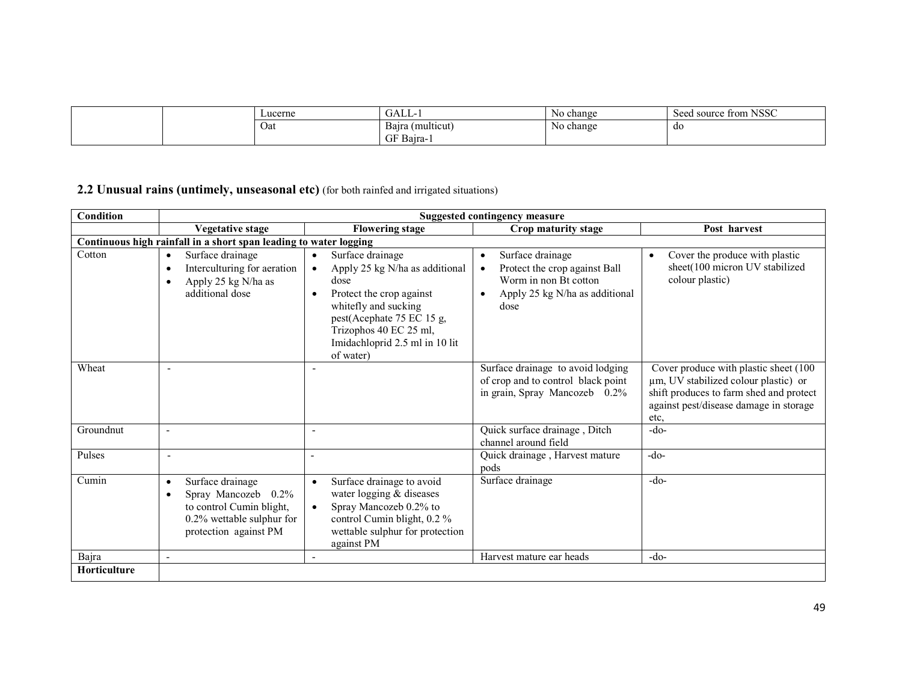| | | | | | |
|---|---|---|---|---|---|
| | | Lucerne | GALL-1 | No change | Seed source from NSSC |
| | | Oat | Bajra (multicut)<br>GF Bajra-1 | No change | do |

## 2.2 Unusual rains (untimely, unseasonal etc) (for both rainfed and irrigated situations)

| Condition | Suggested contingency measure | | | |
|---|---|---|---|---|
| | **Vegetative stage** | **Flowering stage** | **Crop maturity stage** | **Post harvest** |
| **Continuous high rainfall in a short span leading to water logging** | | | | |
| Cotton | • Surface drainage<br>• Interculturing for aeration<br>• Apply 25 kg N/ha as additional dose | • Surface drainage<br>• Apply 25 kg N/ha as additional dose<br>• Protect the crop against whitefly and sucking pest(Acephate 75 EC 15 g, Trizophos 40 EC 25 ml, Imidachloprid 2.5 ml in 10 lit of water) | • Surface drainage<br>• Protect the crop against Ball Worm in non Bt cotton<br>• Apply 25 kg N/ha as additional dose | • Cover the produce with plastic sheet(100 micron UV stabilized colour plastic) |
| Wheat | - | - | Surface drainage to avoid lodging of crop and to control black point in grain, Spray Mancozeb 0.2% | Cover produce with plastic sheet (100 µm, UV stabilized colour plastic) or shift produces to farm shed and protect against pest/disease damage in storage etc, |
| Groundnut | - | - | Quick surface drainage , Ditch channel around field | -do- |
| Pulses | - | - | Quick drainage , Harvest mature pods | -do- |
| Cumin | • Surface drainage<br>• Spray Mancozeb 0.2% to control Cumin blight, 0.2% wettable sulphur for protection against PM | • Surface drainage to avoid water logging & diseases<br>• Spray Mancozeb 0.2% to control Cumin blight, 0.2 % wettable sulphur for protection against PM | Surface drainage | -do- |
| Bajra | - | - | Harvest mature ear heads | -do- |
| **Horticulture** | | | | |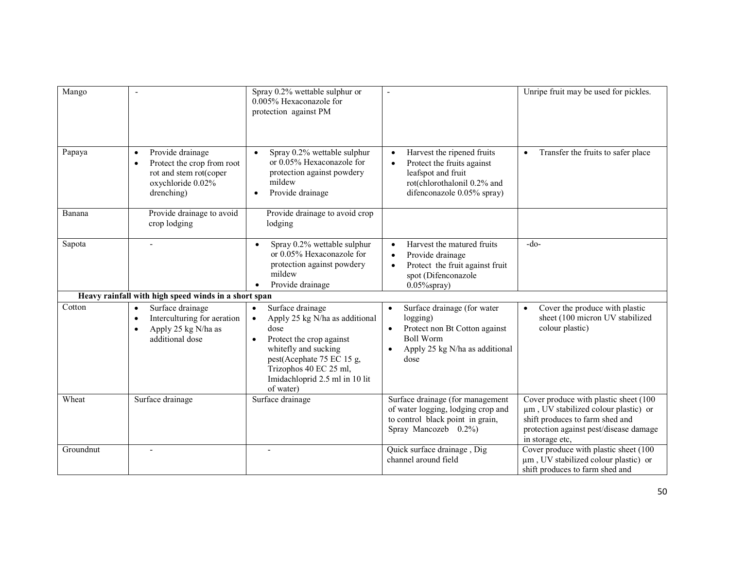| | | | | |
|---|---|---|---|---|
| Mango | - | Spray 0.2% wettable sulphur or 0.005% Hexaconazole for protection against PM | - | Unripe fruit may be used for pickles. |
| Papaya | • Provide drainage<br>• Protect the crop from root rot and stem rot(coper oxychloride 0.02% drenching) | • Spray 0.2% wettable sulphur or 0.05% Hexaconazole for protection against powdery mildew<br>• Provide drainage | • Harvest the ripened fruits<br>• Protect the fruits against leafspot and fruit rot(chlorothalonil 0.2% and difenconazole 0.05% spray) | • Transfer the fruits to safer place |
| Banana | Provide drainage to avoid crop lodging | Provide drainage to avoid crop lodging | | |
| Sapota | - | • Spray 0.2% wettable sulphur or 0.05% Hexaconazole for protection against powdery mildew<br>• Provide drainage | • Harvest the matured fruits<br>• Provide drainage<br>• Protect the fruit against fruit spot (Difenconazole 0.05%spray) | -do- |
| **Heavy rainfall with high speed winds in a short span** | | | | |
| Cotton | • Surface drainage<br>• Interculturing for aeration<br>• Apply 25 kg N/ha as additional dose | • Surface drainage<br>• Apply 25 kg N/ha as additional dose<br>• Protect the crop against whitefly and sucking pest(Acephate 75 EC 15 g, Trizophos 40 EC 25 ml, Imidachloprid 2.5 ml in 10 lit of water) | • Surface drainage (for water logging)<br>• Protect non Bt Cotton against Boll Worm<br>• Apply 25 kg N/ha as additional dose | • Cover the produce with plastic sheet (100 micron UV stabilized colour plastic) |
| Wheat | Surface drainage | Surface drainage | Surface drainage (for management of water logging, lodging crop and to control black point in grain, Spray Mancozeb 0.2%) | Cover produce with plastic sheet (100 µm , UV stabilized colour plastic) or shift produces to farm shed and protection against pest/disease damage in storage etc, |
| Groundnut | - | - | Quick surface drainage , Dig channel around field | Cover produce with plastic sheet (100 µm , UV stabilized colour plastic) or shift produces to farm shed and |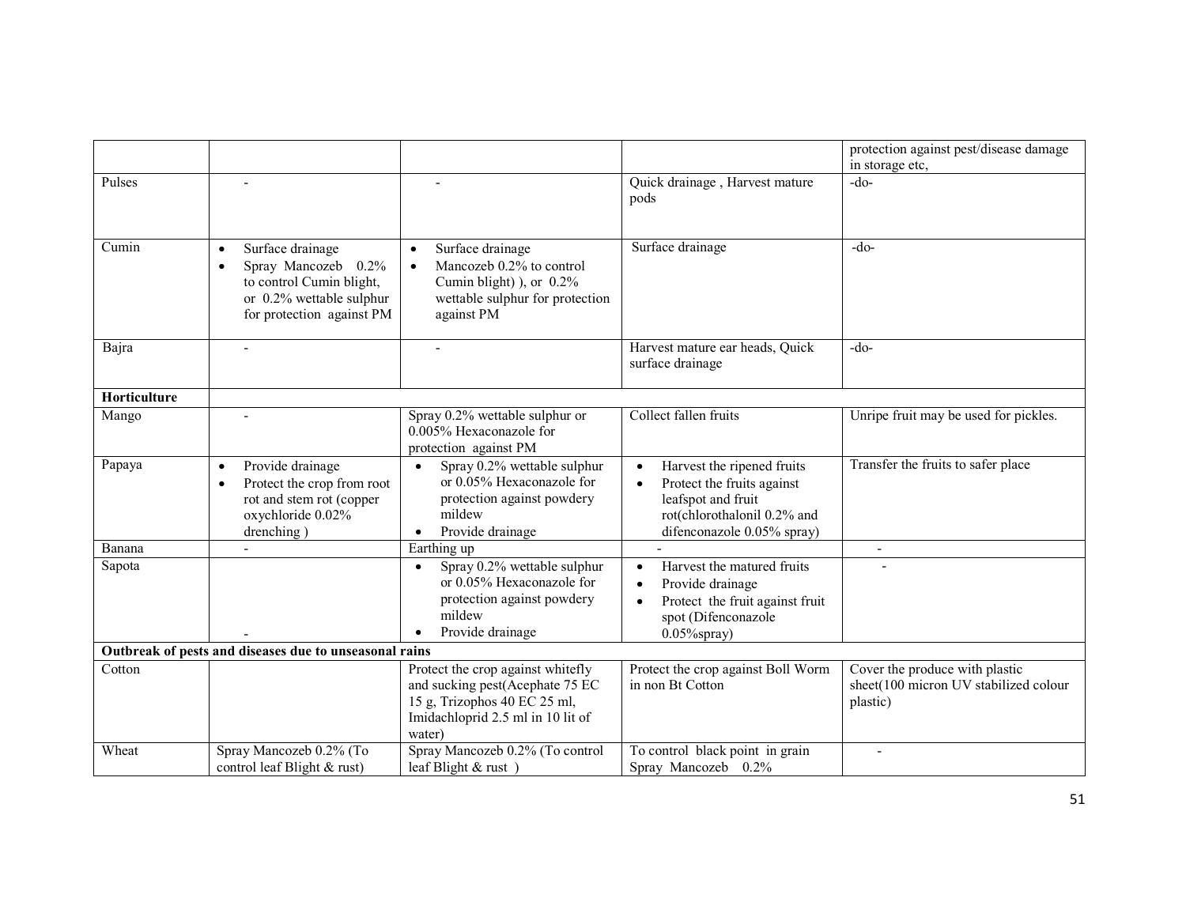| | | | | |
|---|---|---|---|---|
| | | | | protection against pest/disease damage in storage etc, |
| Pulses | - | - | Quick drainage , Harvest mature pods | -do- |
| Cumin | • Surface drainage<br>• Spray Mancozeb 0.2% to control Cumin blight, or 0.2% wettable sulphur for protection against PM | • Surface drainage<br>• Mancozeb 0.2% to control Cumin blight) ), or 0.2% wettable sulphur for protection against PM | Surface drainage | -do- |
| Bajra | - | - | Harvest mature ear heads, Quick surface drainage | -do- |
| **Horticulture** | | | | |
| Mango | - | Spray 0.2% wettable sulphur or 0.005% Hexaconazole for protection against PM | Collect fallen fruits | Unripe fruit may be used for pickles. |
| Papaya | • Provide drainage<br>• Protect the crop from root rot and stem rot (copper oxychloride 0.02% drenching ) | • Spray 0.2% wettable sulphur or 0.05% Hexaconazole for protection against powdery mildew<br>• Provide drainage | • Harvest the ripened fruits<br>• Protect the fruits against leafspot and fruit rot(chlorothalonil 0.2% and difenconazole 0.05% spray) | Transfer the fruits to safer place |
| Banana | - | Earthing up | - | - |
| Sapota | - | • Spray 0.2% wettable sulphur or 0.05% Hexaconazole for protection against powdery mildew<br>• Provide drainage | • Harvest the matured fruits<br>• Provide drainage<br>• Protect the fruit against fruit spot (Difenconazole 0.05%spray) | - |
| **Outbreak of pests and diseases due to unseasonal rains** | | | | |
| Cotton | | Protect the crop against whitefly and sucking pest(Acephate 75 EC 15 g, Trizophos 40 EC 25 ml, Imidachloprid 2.5 ml in 10 lit of water) | Protect the crop against Boll Worm in non Bt Cotton | Cover the produce with plastic sheet(100 micron UV stabilized colour plastic) |
| Wheat | Spray Mancozeb 0.2% (To control leaf Blight & rust) | Spray Mancozeb 0.2% (To control leaf Blight & rust ) | To control black point in grain Spray Mancozeb 0.2% | - |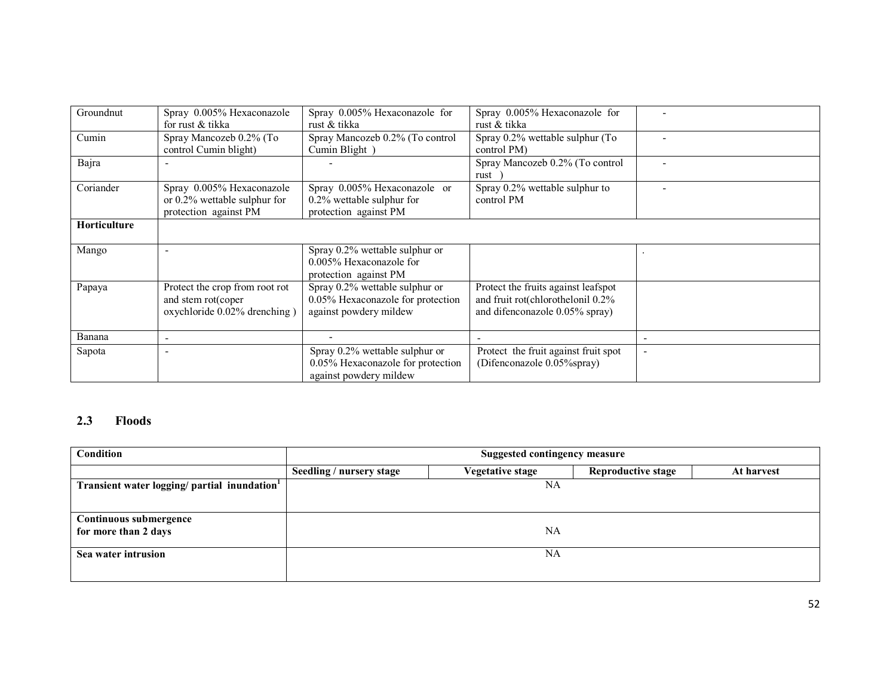| | | | | |
|---|---|---|---|---|
| Groundnut | Spray 0.005% Hexaconazole for rust & tikka | Spray 0.005% Hexaconazole for rust & tikka | Spray 0.005% Hexaconazole for rust & tikka | - |
| Cumin | Spray Mancozeb 0.2% (To control Cumin blight) | Spray Mancozeb 0.2% (To control Cumin Blight ) | Spray 0.2% wettable sulphur (To control PM) | - |
| Bajra | - | - | Spray Mancozeb 0.2% (To control rust ) | - |
| Coriander | Spray 0.005% Hexaconazole or 0.2% wettable sulphur for protection against PM | Spray 0.005% Hexaconazole or 0.2% wettable sulphur for protection against PM | Spray 0.2% wettable sulphur to control PM | - |
| **Horticulture** | | | | |
| Mango | - | Spray 0.2% wettable sulphur or 0.005% Hexaconazole for protection against PM | | . |
| Papaya | Protect the crop from root rot and stem rot(coper oxychloride 0.02% drenching ) | Spray 0.2% wettable sulphur or 0.05% Hexaconazole for protection against powdery mildew | Protect the fruits against leafspot and fruit rot(chlorothelonil 0.2% and difenconazole 0.05% spray) | |
| Banana | - | - | - | - |
| Sapota | - | Spray 0.2% wettable sulphur or 0.05% Hexaconazole for protection against powdery mildew | Protect the fruit against fruit spot (Difenconazole 0.05%spray) | - |

## 2.3 Floods

| Condition | Suggested contingency measure | | | |
|---|---|---|---|---|
| | Seedling / nursery stage | Vegetative stage | Reproductive stage | At harvest |
| **Transient water logging/ partial inundation[1]** | NA | | | |
| **Continuous submergence for more than 2 days** | NA | | | |
| **Sea water intrusion** | NA | | | |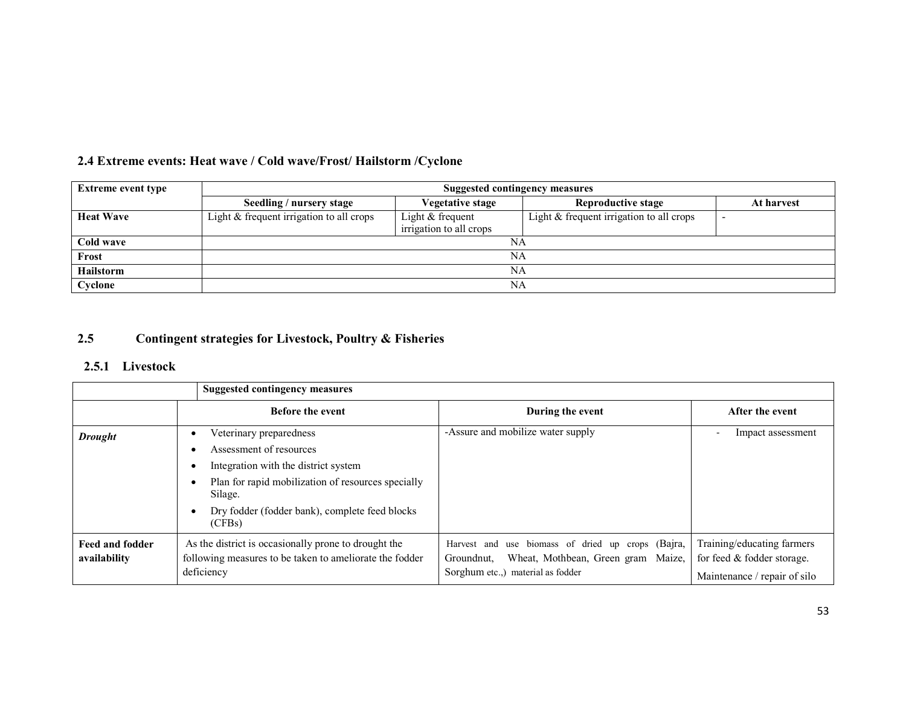## 2.4 Extreme events: Heat wave / Cold wave/Frost/ Hailstorm /Cyclone

| Extreme event type | Suggested contingency measures | | | |
|---|---|---|---|---|
| | Seedling / nursery stage | Vegetative stage | Reproductive stage | At harvest |
| **Heat Wave** | Light & frequent irrigation to all crops | Light & frequent irrigation to all crops | Light & frequent irrigation to all crops | - |
| **Cold wave** | NA | | | |
| **Frost** | NA | | | |
| **Hailstorm** | NA | | | |
| **Cyclone** | NA | | | |

## 2.5 Contingent strategies for Livestock, Poultry & Fisheries

### 2.5.1 Livestock

| | Suggested contingency measures | | |
|---|---|---|---|
| | Before the event | During the event | After the event |
| ***Drought*** | • Veterinary preparedness<br>• Assessment of resources<br>• Integration with the district system<br>• Plan for rapid mobilization of resources specially Silage.<br>• Dry fodder (fodder bank), complete feed blocks (CFBs) | -Assure and mobilize water supply | - Impact assessment |
| **Feed and fodder availability** | As the district is occasionally prone to drought the following measures to be taken to ameliorate the fodder deficiency | Harvest and use biomass of dried up crops (Bajra, Groundnut, Wheat, Mothbean, Green gram Maize, Sorghum etc.,) material as fodder | Training/educating farmers for feed & fodder storage.<br>Maintenance / repair of silo |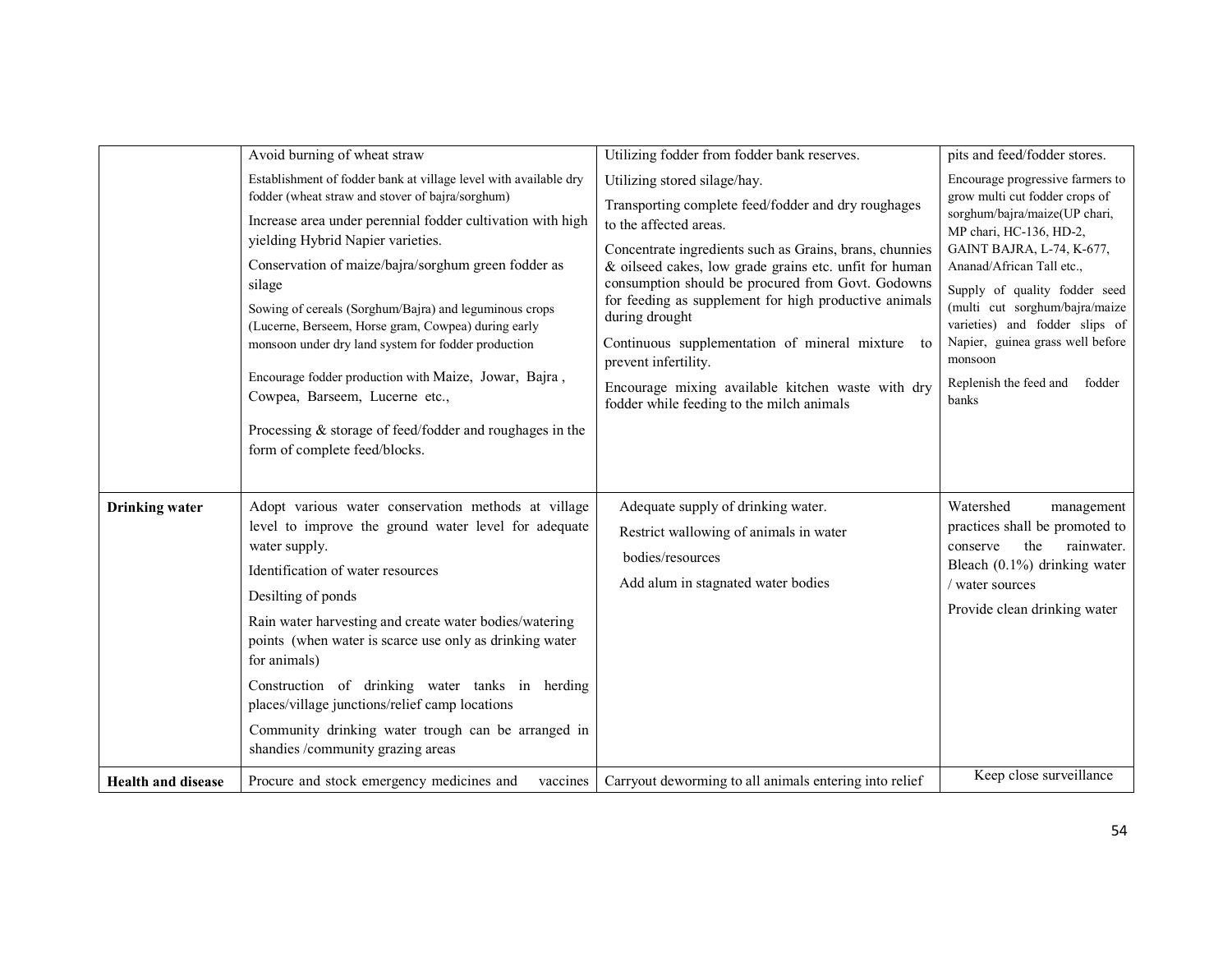| | | | |
|---|---|---|---|
| | Avoid burning of wheat straw<br>Establishment of fodder bank at village level with available dry fodder (wheat straw and stover of bajra/sorghum)<br>Increase area under perennial fodder cultivation with high yielding Hybrid Napier varieties.<br>Conservation of maize/bajra/sorghum green fodder as silage<br>Sowing of cereals (Sorghum/Bajra) and leguminous crops (Lucerne, Berseem, Horse gram, Cowpea) during early monsoon under dry land system for fodder production<br>Encourage fodder production with Maize, Jowar, Bajra , Cowpea, Barseem, Lucerne etc.,<br>Processing & storage of feed/fodder and roughages in the form of complete feed/blocks. | Utilizing fodder from fodder bank reserves.<br>Utilizing stored silage/hay.<br>Transporting complete feed/fodder and dry roughages to the affected areas.<br>Concentrate ingredients such as Grains, brans, chunnies & oilseed cakes, low grade grains etc. unfit for human consumption should be procured from Govt. Godowns for feeding as supplement for high productive animals during drought<br>Continuous supplementation of mineral mixture to prevent infertility.<br>Encourage mixing available kitchen waste with dry fodder while feeding to the milch animals | pits and feed/fodder stores.<br>Encourage progressive farmers to grow multi cut fodder crops of sorghum/bajra/maize(UP chari, MP chari, HC-136, HD-2, GAINT BAJRA, L-74, K-677, Ananad/African Tall etc.,<br>Supply of quality fodder seed (multi cut sorghum/bajra/maize varieties) and fodder slips of Napier, guinea grass well before monsoon<br>Replenish the feed and fodder banks |
| **Drinking water** | Adopt various water conservation methods at village level to improve the ground water level for adequate water supply.<br>Identification of water resources<br>Desilting of ponds<br>Rain water harvesting and create water bodies/watering points (when water is scarce use only as drinking water for animals)<br>Construction of drinking water tanks in herding places/village junctions/relief camp locations<br>Community drinking water trough can be arranged in shandies /community grazing areas | Adequate supply of drinking water.<br>Restrict wallowing of animals in water bodies/resources<br>Add alum in stagnated water bodies | Watershed management practices shall be promoted to conserve the rainwater. Bleach (0.1%) drinking water / water sources<br>Provide clean drinking water |
| **Health and disease** | Procure and stock emergency medicines and vaccines | Carryout deworming to all animals entering into relief | Keep close surveillance |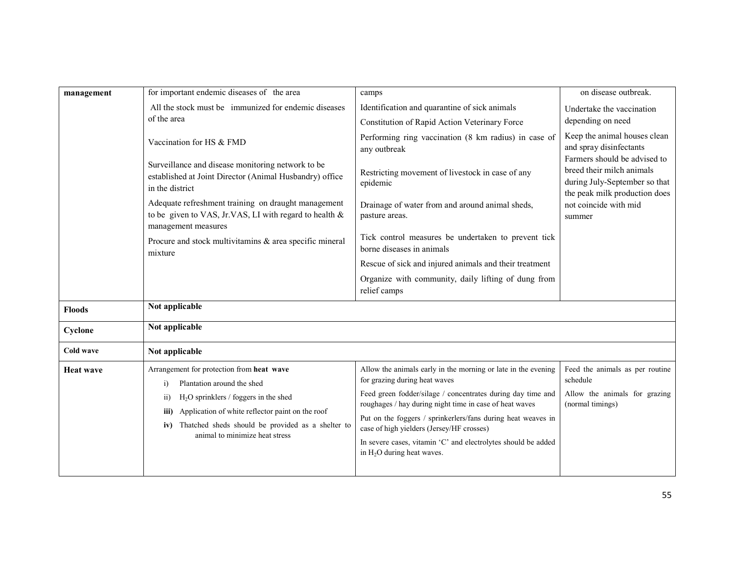| management | for important endemic diseases of the area<br><br>All the stock must be immunized for endemic diseases of the area<br><br>Vaccination for HS & FMD<br><br>Surveillance and disease monitoring network to be established at Joint Director (Animal Husbandry) office in the district<br><br>Adequate refreshment training on draught management to be given to VAS, Jr.VAS, LI with regard to health & management measures<br><br>Procure and stock multivitamins & area specific mineral mixture | camps<br><br>Identification and quarantine of sick animals<br><br>Constitution of Rapid Action Veterinary Force<br><br>Performing ring vaccination (8 km radius) in case of any outbreak<br><br>Restricting movement of livestock in case of any epidemic<br><br>Drainage of water from and around animal sheds, pasture areas.<br><br>Tick control measures be undertaken to prevent tick borne diseases in animals<br><br>Rescue of sick and injured animals and their treatment<br><br>Organize with community, daily lifting of dung from relief camps | on disease outbreak.<br><br>Undertake the vaccination depending on need<br><br>Keep the animal houses clean and spray disinfectants<br><br>Farmers should be advised to breed their milch animals during July-September so that the peak milk production does not coincide with mid summer |
|---|---|---|---|
| **Floods** | **Not applicable** | | |
| **Cyclone** | **Not applicable** | | |
| **Cold wave** | **Not applicable** | | |
| **Heat wave** | Arrangement for protection from **heat wave**<br>i) Plantation around the shed<br>ii) $H_2O$ sprinklers / foggers in the shed<br>**iii)** Application of white reflector paint on the roof<br>**iv)** Thatched sheds should be provided as a shelter to animal to minimize heat stress | Allow the animals early in the morning or late in the evening for grazing during heat waves<br><br>Feed green fodder/silage / concentrates during day time and roughages / hay during night time in case of heat waves<br><br>Put on the foggers / sprinkerlers/fans during heat weaves in case of high yielders (Jersey/HF crosses)<br><br>In severe cases, vitamin 'C' and electrolytes should be added in $H_2O$ during heat waves. | Feed the animals as per routine schedule<br><br>Allow the animals for grazing (normal timings) |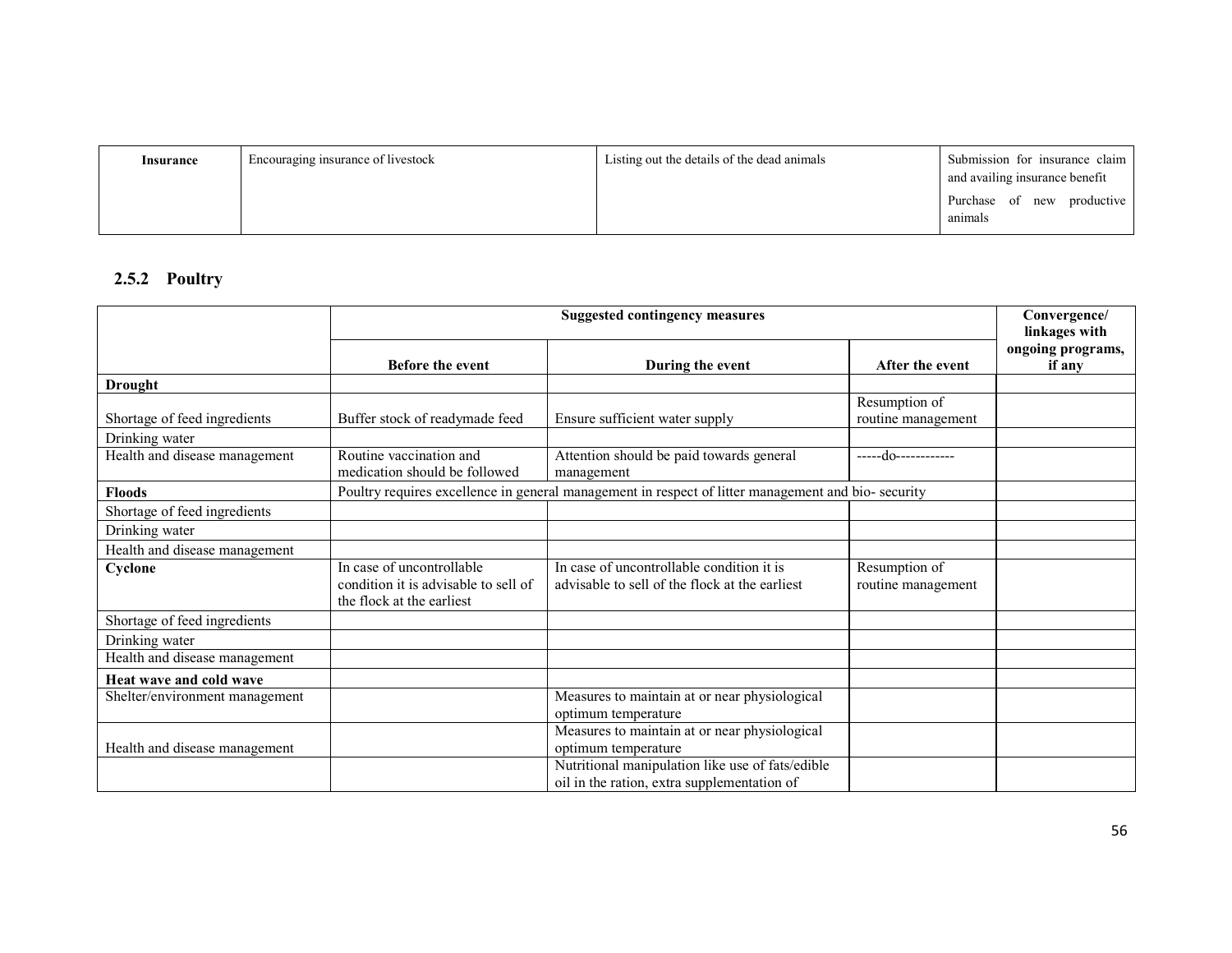| Insurance | Encouraging insurance of livestock | Listing out the details of the dead animals | Submission for insurance claim and availing insurance benefit<br>Purchase of new productive animals |
|---|---|---|---|

### 2.5.2 Poultry

| | Suggested contingency measures | | | Convergence/ linkages with ongoing programs, if any |
|---|---|---|---|---|
| | Before the event | During the event | After the event | |
| **Drought** | | | | |
| Shortage of feed ingredients | Buffer stock of readymade feed | Ensure sufficient water supply | Resumption of routine management | |
| Drinking water | | | | |
| Health and disease management | Routine vaccination and medication should be followed | Attention should be paid towards general management | -----do----------- | |
| **Floods** | Poultry requires excellence in general management in respect of litter management and bio- security | | | |
| Shortage of feed ingredients | | | | |
| Drinking water | | | | |
| Health and disease management | | | | |
| **Cyclone** | In case of uncontrollable condition it is advisable to sell of the flock at the earliest | In case of uncontrollable condition it is advisable to sell of the flock at the earliest | Resumption of routine management | |
| Shortage of feed ingredients | | | | |
| Drinking water | | | | |
| Health and disease management | | | | |
| **Heat wave and cold wave** | | | | |
| Shelter/environment management | | Measures to maintain at or near physiological optimum temperature | | |
| Health and disease management | | Measures to maintain at or near physiological optimum temperature | | |
| | | Nutritional manipulation like use of fats/edible oil in the ration, extra supplementation of | | |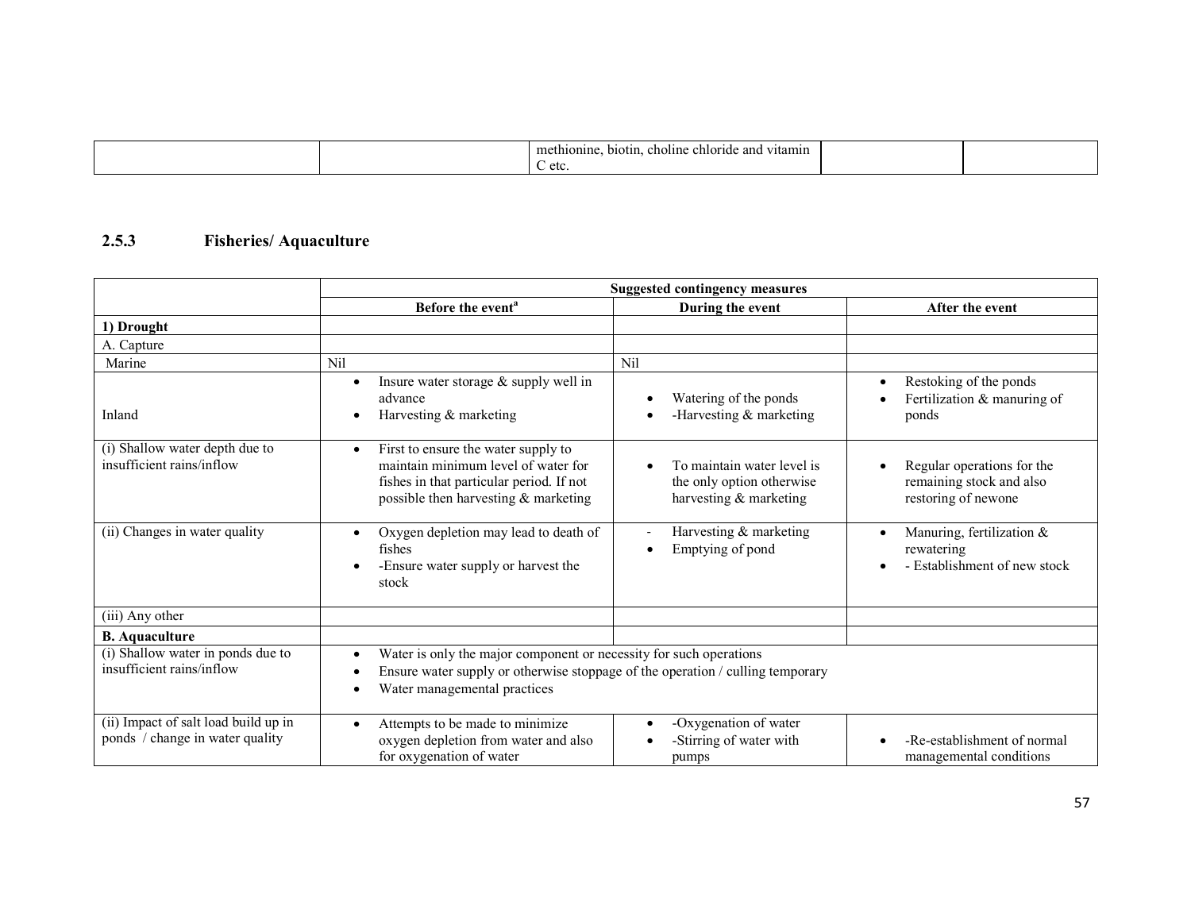|  |  | methionine, biotin, choline chloride and vitamin C etc. |  |  |
|---|---|---|---|---|

### 2.5.3 Fisheries/ Aquaculture

|  | Suggested contingency measures | | |
|---|---|---|---|
|  | Before the event[a] | During the event | After the event |
| **1) Drought** |  |  |  |
| A. Capture |  |  |  |
| Marine | Nil | Nil |  |
| Inland | • Insure water storage & supply well in advance<br>• Harvesting & marketing | • Watering of the ponds<br>• -Harvesting & marketing | • Restoking of the ponds<br>• Fertilization & manuring of ponds |
| (i) Shallow water depth due to insufficient rains/inflow | • First to ensure the water supply to maintain minimum level of water for fishes in that particular period. If not possible then harvesting & marketing | • To maintain water level is the only option otherwise harvesting & marketing | • Regular operations for the remaining stock and also restoring of newone |
| (ii) Changes in water quality | • Oxygen depletion may lead to death of fishes<br>• -Ensure water supply or harvest the stock | - Harvesting & marketing<br>• Emptying of pond | • Manuring, fertilization & rewatering<br>• - Establishment of new stock |
| (iii) Any other |  |  |  |
| **B. Aquaculture** |  |  |  |
| (i) Shallow water in ponds due to insufficient rains/inflow | • Water is only the major component or necessity for such operations<br>• Ensure water supply or otherwise stoppage of the operation / culling temporary<br>• Water managemental practices | | |
| (ii) Impact of salt load build up in ponds / change in water quality | • Attempts to be made to minimize oxygen depletion from water and also for oxygenation of water | • -Oxygenation of water<br>• -Stirring of water with pumps | • -Re-establishment of normal managemental conditions |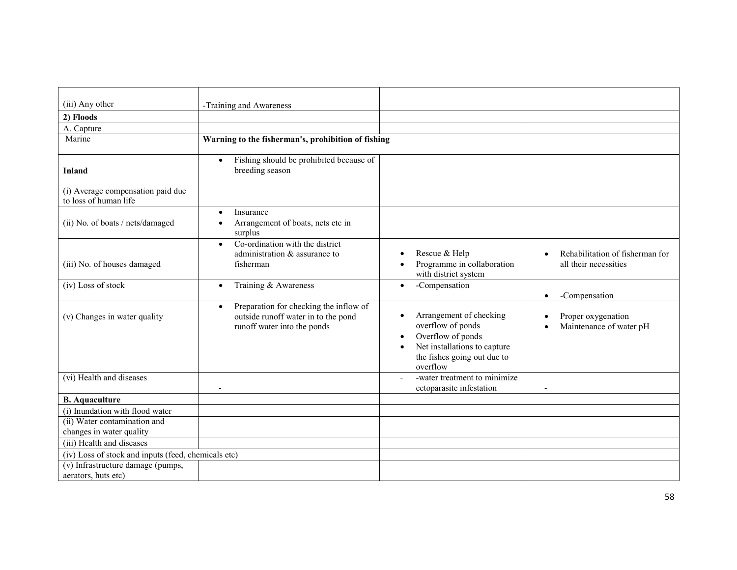| | | | |
|---|---|---|---|
| (iii) Any other | -Training and Awareness | | |
| **2) Floods** | | | |
| A. Capture | | | |
| Marine | **Warning to the fisherman's, prohibition of fishing** | | |
| **Inland** | • Fishing should be prohibited because of breeding season | | |
| (i) Average compensation paid due to loss of human life | | | |
| (ii) No. of boats / nets/damaged | • Insurance<br>• Arrangement of boats, nets etc in surplus | | |
| (iii) No. of houses damaged | • Co-ordination with the district administration & assurance to fisherman | • Rescue & Help<br>• Programme in collaboration with district system | • Rehabilitation of fisherman for all their necessities |
| (iv) Loss of stock | • Training & Awareness | • -Compensation | • -Compensation |
| (v) Changes in water quality | • Preparation for checking the inflow of outside runoff water in to the pond runoff water into the ponds | • Arrangement of checking overflow of ponds<br>• Overflow of ponds<br>• Net installations to capture the fishes going out due to overflow | • Proper oxygenation<br>• Maintenance of water pH |
| (vi) Health and diseases | - | - -water treatment to minimize ectoparasite infestation | - |
| **B. Aquaculture** | | | |
| (i) Inundation with flood water | | | |
| (ii) Water contamination and changes in water quality | | | |
| (iii) Health and diseases | | | |
| (iv) Loss of stock and inputs (feed, chemicals etc) | | | |
| (v) Infrastructure damage (pumps, aerators, huts etc) | | | |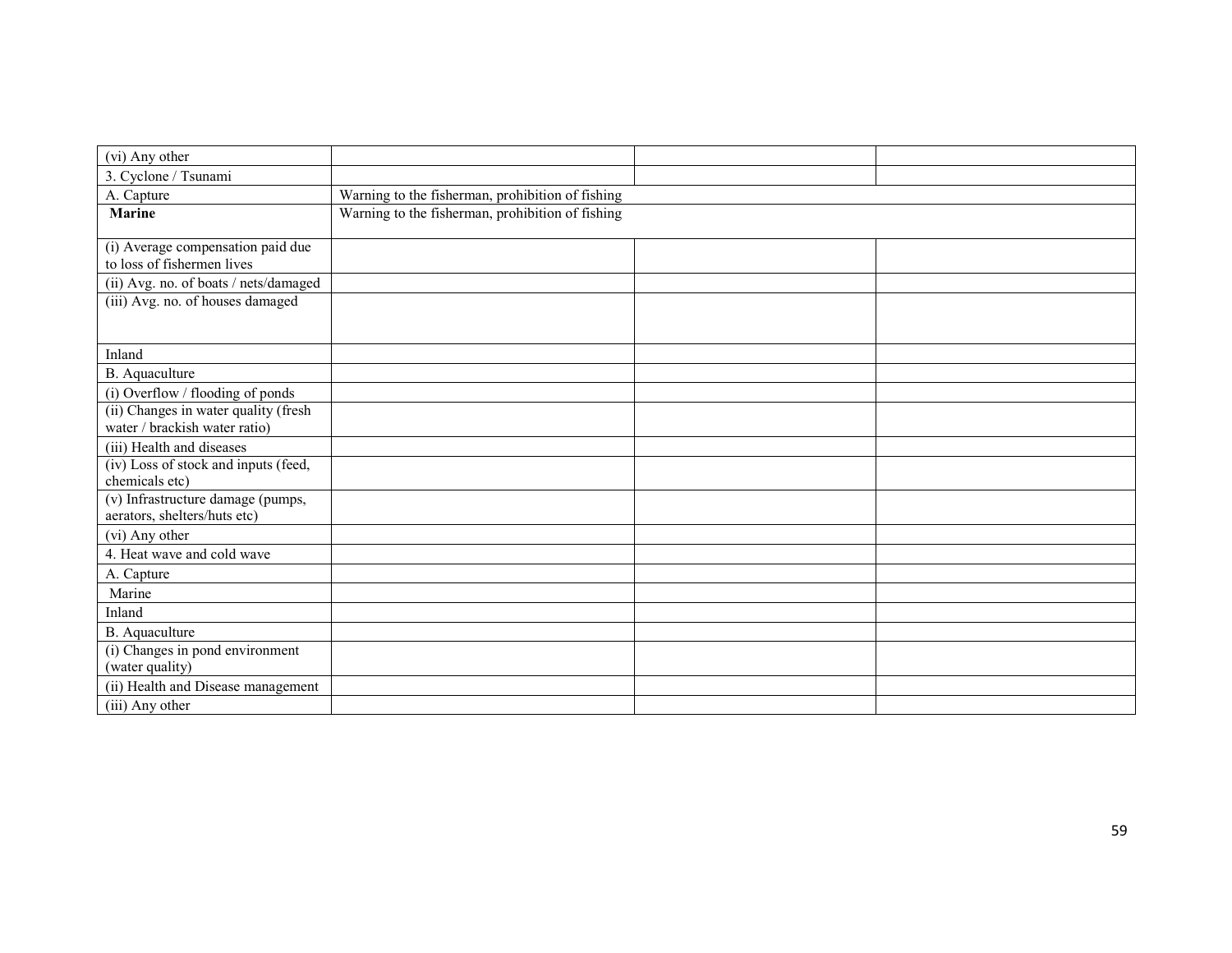| (vi) Any other | | | |
|---|---|---|---|
| 3. Cyclone / Tsunami | | | |
| A. Capture | Warning to the fisherman, prohibition of fishing | | |
| **Marine** | Warning to the fisherman, prohibition of fishing | | |
| (i) Average compensation paid due to loss of fishermen lives | | | |
| (ii) Avg. no. of boats / nets/damaged | | | |
| (iii) Avg. no. of houses damaged | | | |
| Inland | | | |
| B. Aquaculture | | | |
| (i) Overflow / flooding of ponds | | | |
| (ii) Changes in water quality (fresh water / brackish water ratio) | | | |
| (iii) Health and diseases | | | |
| (iv) Loss of stock and inputs (feed, chemicals etc) | | | |
| (v) Infrastructure damage (pumps, aerators, shelters/huts etc) | | | |
| (vi) Any other | | | |
| 4. Heat wave and cold wave | | | |
| A. Capture | | | |
| Marine | | | |
| Inland | | | |
| B. Aquaculture | | | |
| (i) Changes in pond environment (water quality) | | | |
| (ii) Health and Disease management | | | |
| (iii) Any other | | | |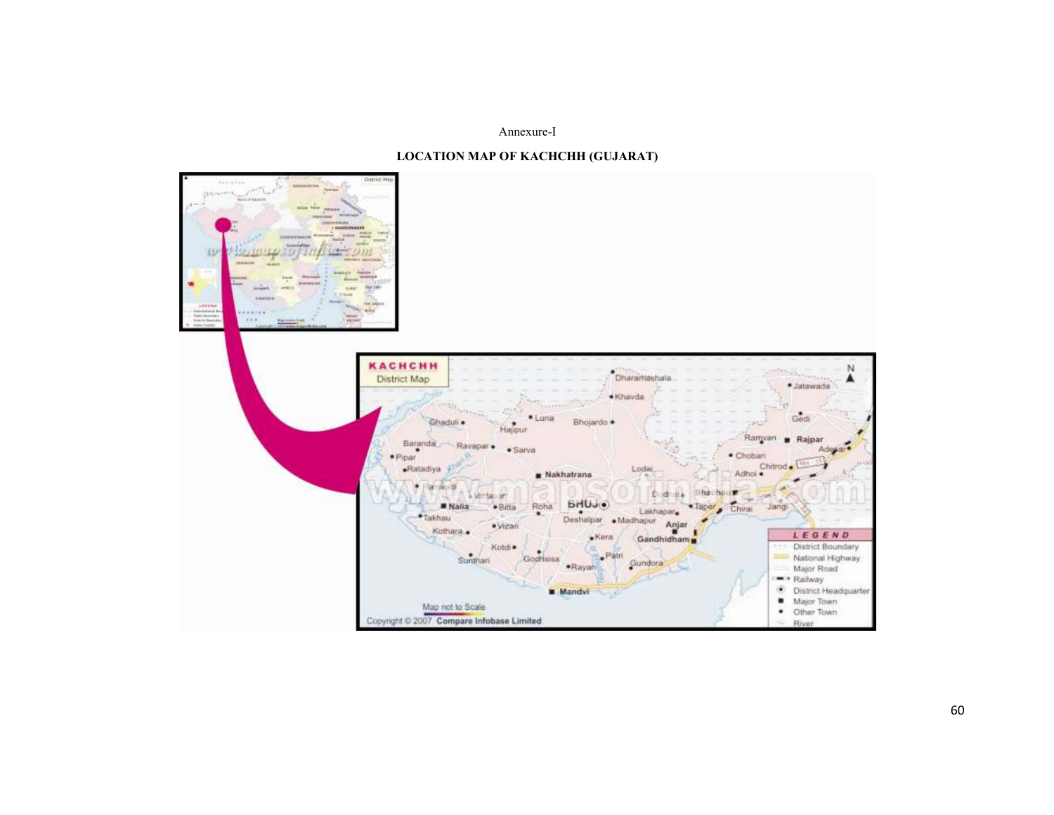Annexure-I

**LOCATION MAP OF KACHCHH (GUJARAT)**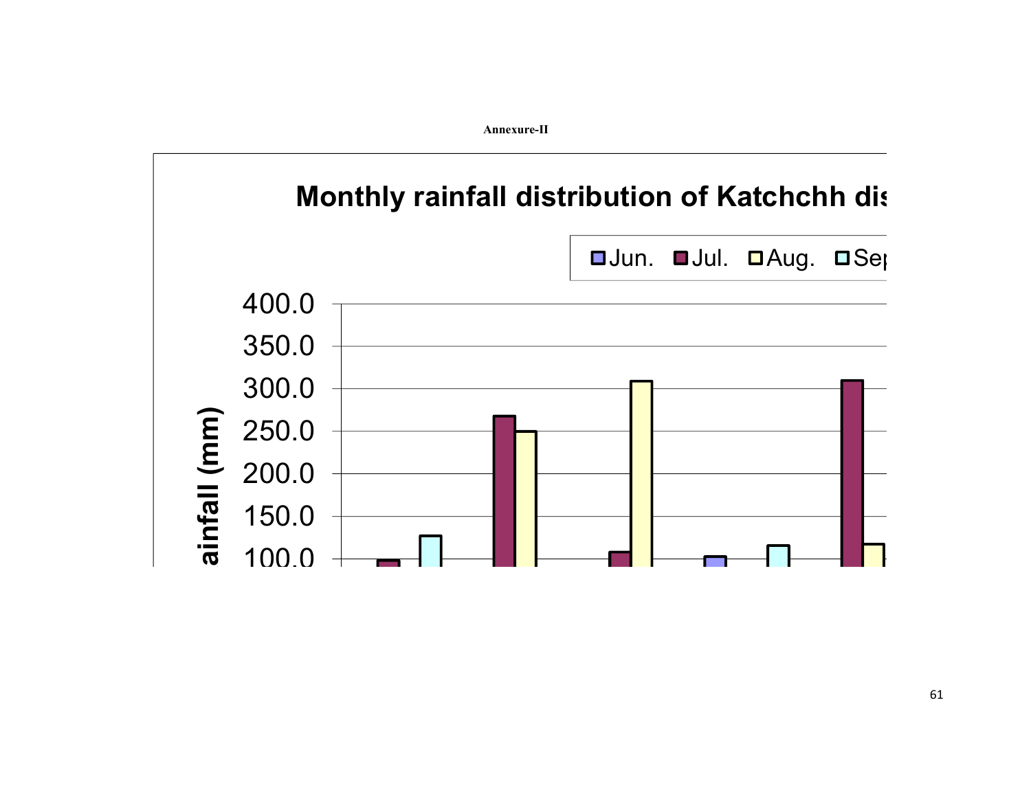**Annexure-II**

**Monthly rainfall distribution of Katchchh dis**

Jun. Jul. Aug. Sep

400.0

350.0

300.0

250.0

200.0

150.0

100.0

ainfall (mm)